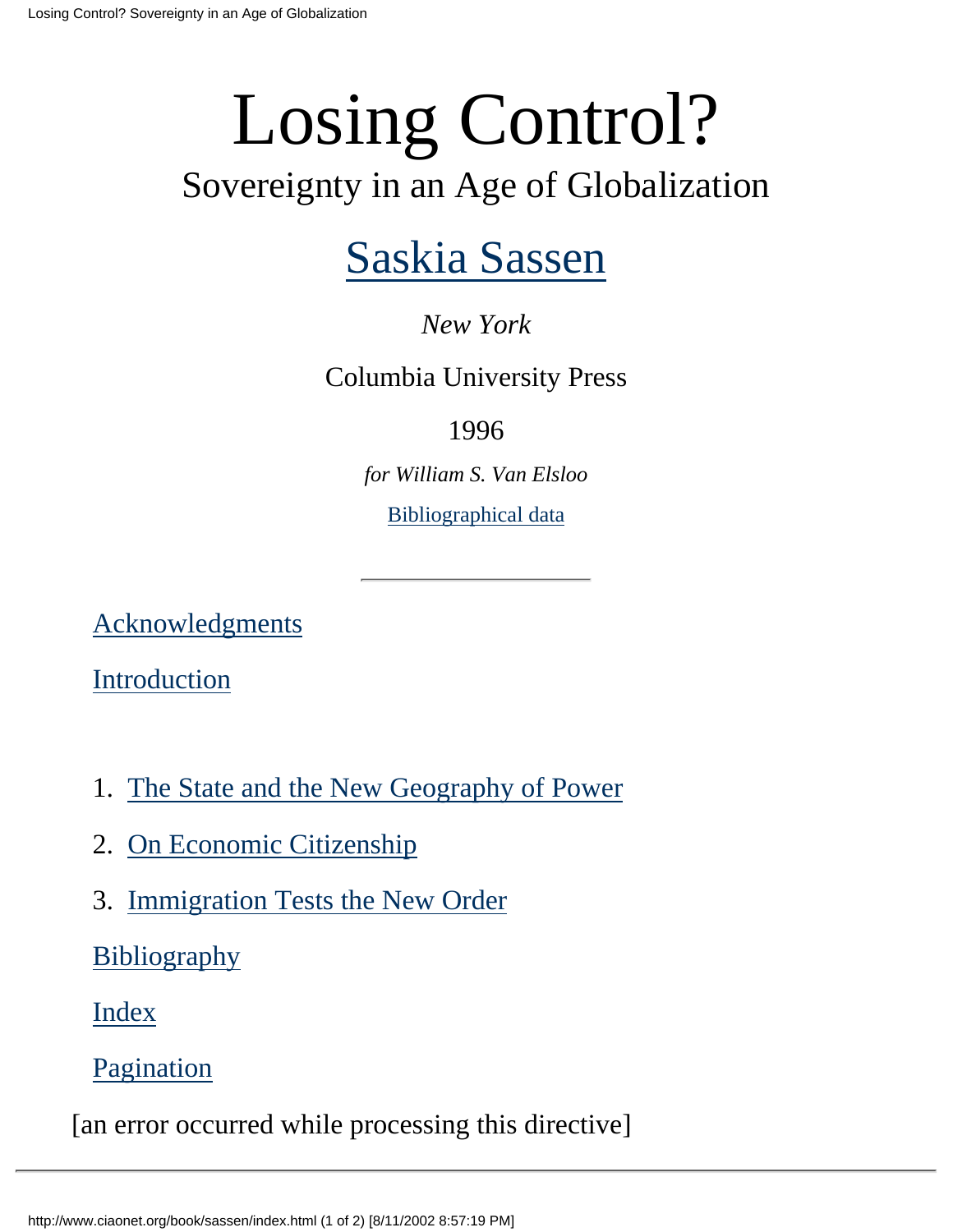# Losing Control?

## Sovereignty in an Age of Globalization

### Saskia Sassen

*New York*

Columbia University Press

1996

*for William S. Van Elsloo*

Bibliographical data

---

Acknowledgments

Introduction

1. The State and the New Geography of Power
2. On Economic Citizenship
3. Immigration Tests the New Order

Bibliography

Index

Pagination

[an error occurred while processing this directive]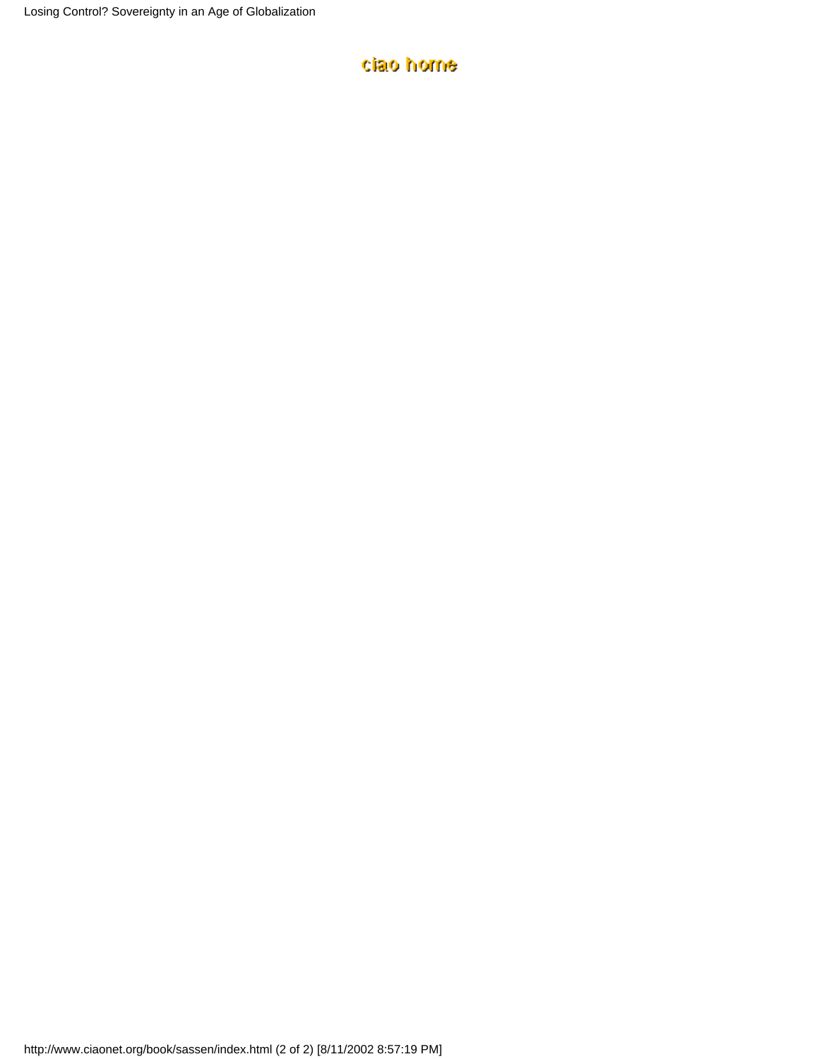ciao home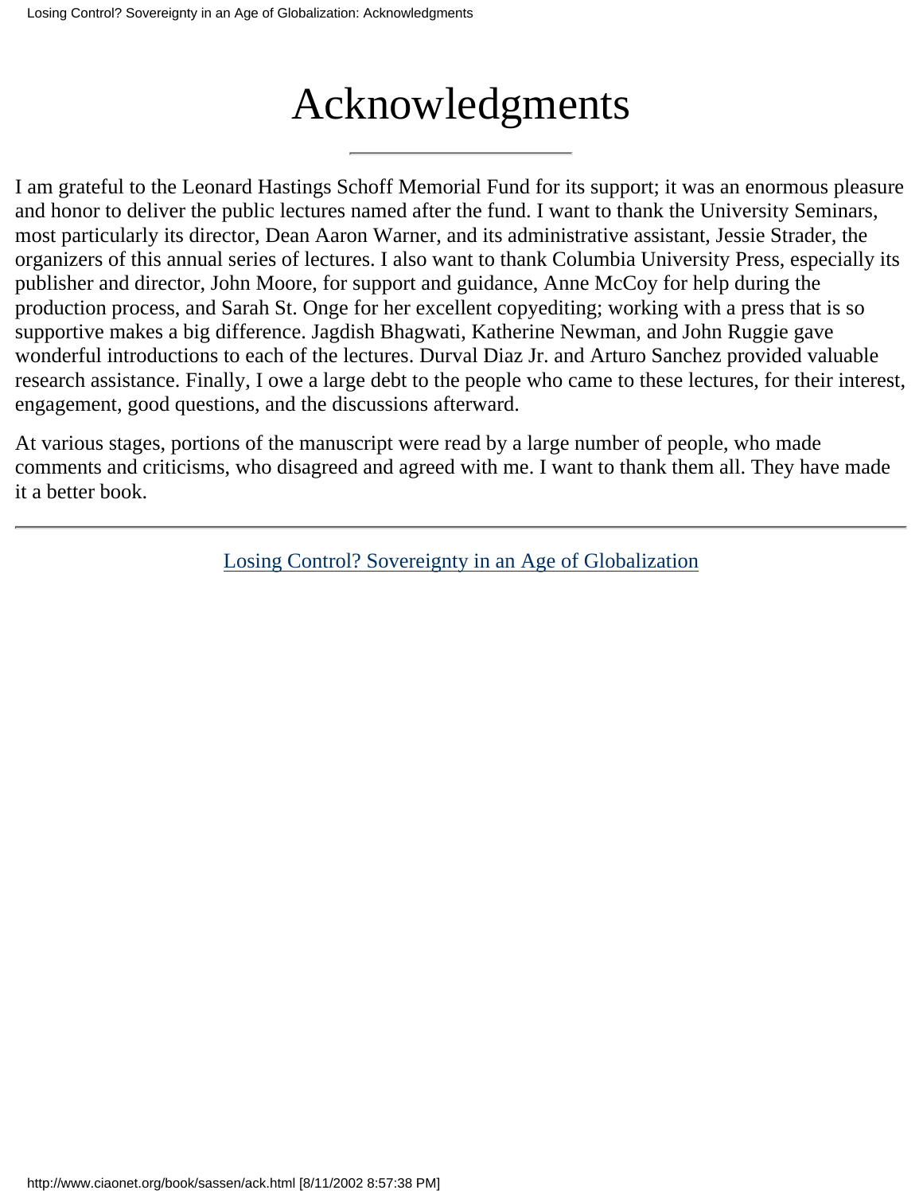# Acknowledgments

I am grateful to the Leonard Hastings Schoff Memorial Fund for its support; it was an enormous pleasure and honor to deliver the public lectures named after the fund. I want to thank the University Seminars, most particularly its director, Dean Aaron Warner, and its administrative assistant, Jessie Strader, the organizers of this annual series of lectures. I also want to thank Columbia University Press, especially its publisher and director, John Moore, for support and guidance, Anne McCoy for help during the production process, and Sarah St. Onge for her excellent copyediting; working with a press that is so supportive makes a big difference. Jagdish Bhagwati, Katherine Newman, and John Ruggie gave wonderful introductions to each of the lectures. Durval Diaz Jr. and Arturo Sanchez provided valuable research assistance. Finally, I owe a large debt to the people who came to these lectures, for their interest, engagement, good questions, and the discussions afterward.

At various stages, portions of the manuscript were read by a large number of people, who made comments and criticisms, who disagreed and agreed with me. I want to thank them all. They have made it a better book.

---

Losing Control? Sovereignty in an Age of Globalization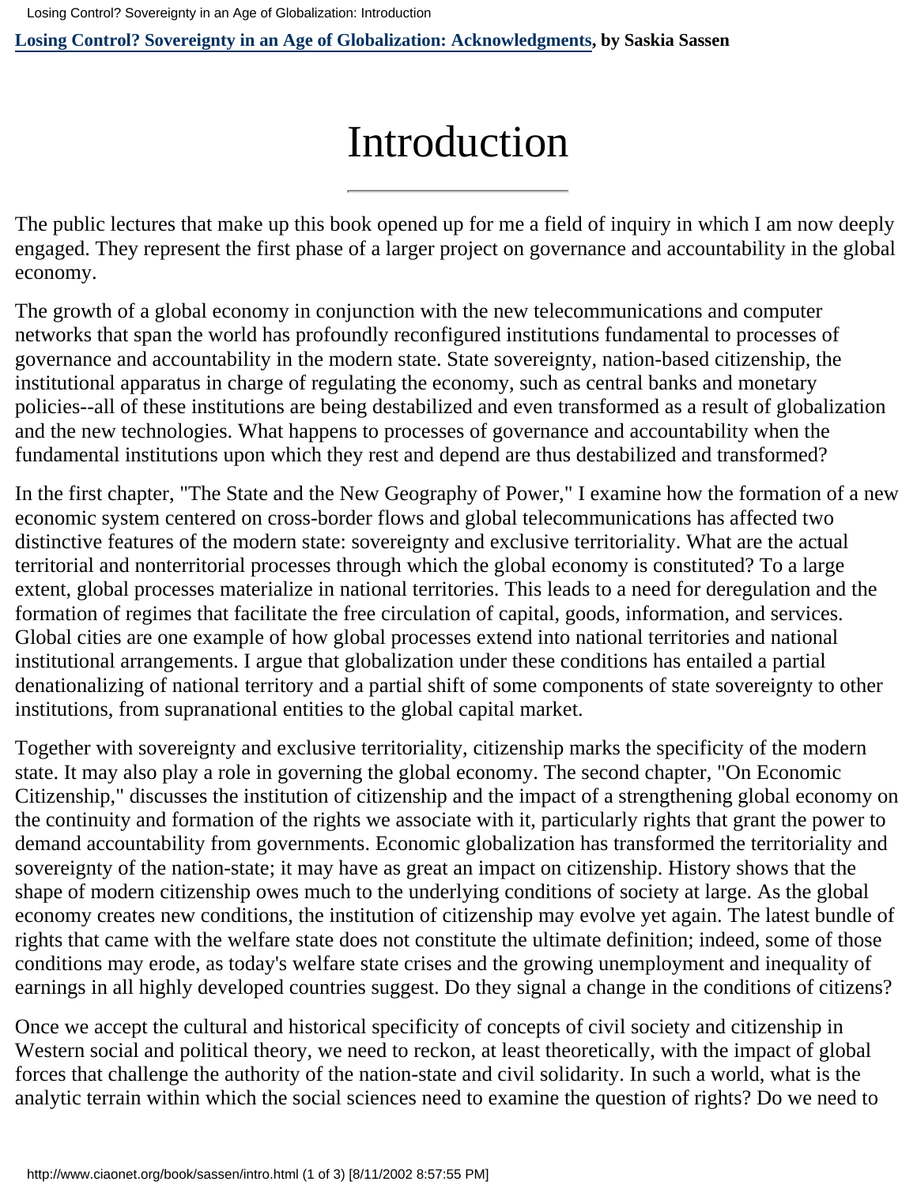**Losing Control? Sovereignty in an Age of Globalization: Acknowledgments, by Saskia Sassen**

# Introduction

The public lectures that make up this book opened up for me a field of inquiry in which I am now deeply engaged. They represent the first phase of a larger project on governance and accountability in the global economy.

The growth of a global economy in conjunction with the new telecommunications and computer networks that span the world has profoundly reconfigured institutions fundamental to processes of governance and accountability in the modern state. State sovereignty, nation-based citizenship, the institutional apparatus in charge of regulating the economy, such as central banks and monetary policies--all of these institutions are being destabilized and even transformed as a result of globalization and the new technologies. What happens to processes of governance and accountability when the fundamental institutions upon which they rest and depend are thus destabilized and transformed?

In the first chapter, "The State and the New Geography of Power," I examine how the formation of a new economic system centered on cross-border flows and global telecommunications has affected two distinctive features of the modern state: sovereignty and exclusive territoriality. What are the actual territorial and nonterritorial processes through which the global economy is constituted? To a large extent, global processes materialize in national territories. This leads to a need for deregulation and the formation of regimes that facilitate the free circulation of capital, goods, information, and services. Global cities are one example of how global processes extend into national territories and national institutional arrangements. I argue that globalization under these conditions has entailed a partial denationalizing of national territory and a partial shift of some components of state sovereignty to other institutions, from supranational entities to the global capital market.

Together with sovereignty and exclusive territoriality, citizenship marks the specificity of the modern state. It may also play a role in governing the global economy. The second chapter, "On Economic Citizenship," discusses the institution of citizenship and the impact of a strengthening global economy on the continuity and formation of the rights we associate with it, particularly rights that grant the power to demand accountability from governments. Economic globalization has transformed the territoriality and sovereignty of the nation-state; it may have as great an impact on citizenship. History shows that the shape of modern citizenship owes much to the underlying conditions of society at large. As the global economy creates new conditions, the institution of citizenship may evolve yet again. The latest bundle of rights that came with the welfare state does not constitute the ultimate definition; indeed, some of those conditions may erode, as today's welfare state crises and the growing unemployment and inequality of earnings in all highly developed countries suggest. Do they signal a change in the conditions of citizens?

Once we accept the cultural and historical specificity of concepts of civil society and citizenship in Western social and political theory, we need to reckon, at least theoretically, with the impact of global forces that challenge the authority of the nation-state and civil solidarity. In such a world, what is the analytic terrain within which the social sciences need to examine the question of rights? Do we need to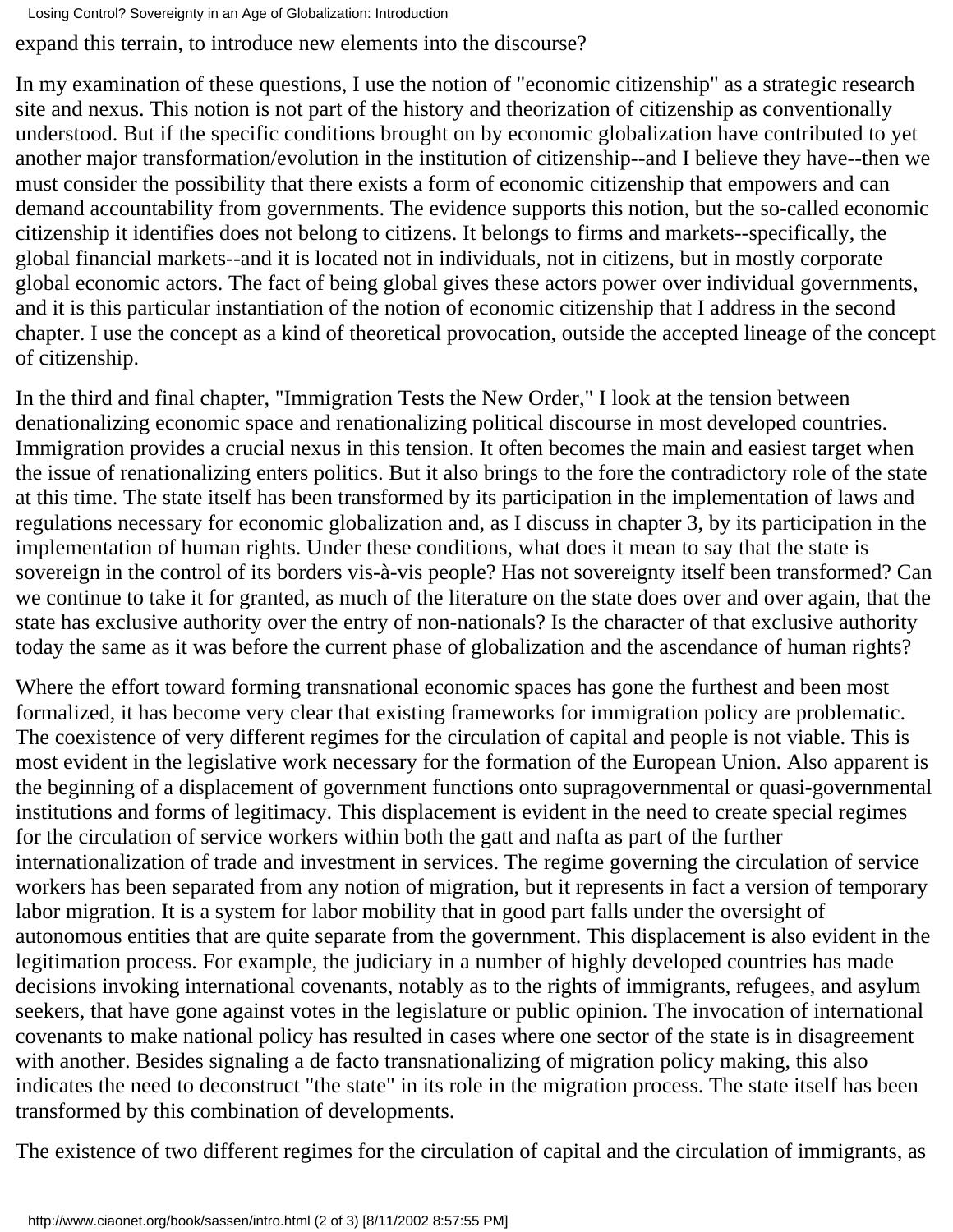expand this terrain, to introduce new elements into the discourse?

In my examination of these questions, I use the notion of "economic citizenship" as a strategic research site and nexus. This notion is not part of the history and theorization of citizenship as conventionally understood. But if the specific conditions brought on by economic globalization have contributed to yet another major transformation/evolution in the institution of citizenship--and I believe they have--then we must consider the possibility that there exists a form of economic citizenship that empowers and can demand accountability from governments. The evidence supports this notion, but the so-called economic citizenship it identifies does not belong to citizens. It belongs to firms and markets--specifically, the global financial markets--and it is located not in individuals, not in citizens, but in mostly corporate global economic actors. The fact of being global gives these actors power over individual governments, and it is this particular instantiation of the notion of economic citizenship that I address in the second chapter. I use the concept as a kind of theoretical provocation, outside the accepted lineage of the concept of citizenship.

In the third and final chapter, "Immigration Tests the New Order," I look at the tension between denationalizing economic space and renationalizing political discourse in most developed countries. Immigration provides a crucial nexus in this tension. It often becomes the main and easiest target when the issue of renationalizing enters politics. But it also brings to the fore the contradictory role of the state at this time. The state itself has been transformed by its participation in the implementation of laws and regulations necessary for economic globalization and, as I discuss in chapter 3, by its participation in the implementation of human rights. Under these conditions, what does it mean to say that the state is sovereign in the control of its borders vis-à-vis people? Has not sovereignty itself been transformed? Can we continue to take it for granted, as much of the literature on the state does over and over again, that the state has exclusive authority over the entry of non-nationals? Is the character of that exclusive authority today the same as it was before the current phase of globalization and the ascendance of human rights?

Where the effort toward forming transnational economic spaces has gone the furthest and been most formalized, it has become very clear that existing frameworks for immigration policy are problematic. The coexistence of very different regimes for the circulation of capital and people is not viable. This is most evident in the legislative work necessary for the formation of the European Union. Also apparent is the beginning of a displacement of government functions onto supragovernmental or quasi-governmental institutions and forms of legitimacy. This displacement is evident in the need to create special regimes for the circulation of service workers within both the gatt and nafta as part of the further internationalization of trade and investment in services. The regime governing the circulation of service workers has been separated from any notion of migration, but it represents in fact a version of temporary labor migration. It is a system for labor mobility that in good part falls under the oversight of autonomous entities that are quite separate from the government. This displacement is also evident in the legitimation process. For example, the judiciary in a number of highly developed countries has made decisions invoking international covenants, notably as to the rights of immigrants, refugees, and asylum seekers, that have gone against votes in the legislature or public opinion. The invocation of international covenants to make national policy has resulted in cases where one sector of the state is in disagreement with another. Besides signaling a de facto transnationalizing of migration policy making, this also indicates the need to deconstruct "the state" in its role in the migration process. The state itself has been transformed by this combination of developments.

The existence of two different regimes for the circulation of capital and the circulation of immigrants, as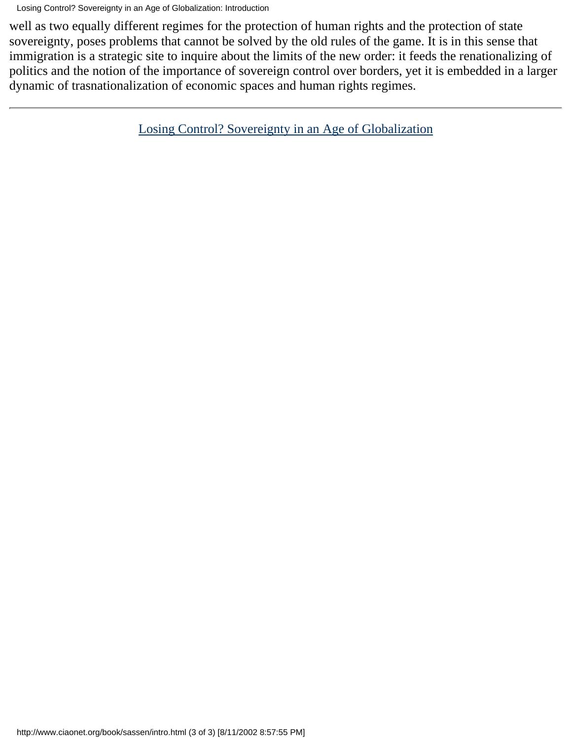well as two equally different regimes for the protection of human rights and the protection of state sovereignty, poses problems that cannot be solved by the old rules of the game. It is in this sense that immigration is a strategic site to inquire about the limits of the new order: it feeds the renationalizing of politics and the notion of the importance of sovereign control over borders, yet it is embedded in a larger dynamic of trasnationalization of economic spaces and human rights regimes.

---

Losing Control? Sovereignty in an Age of Globalization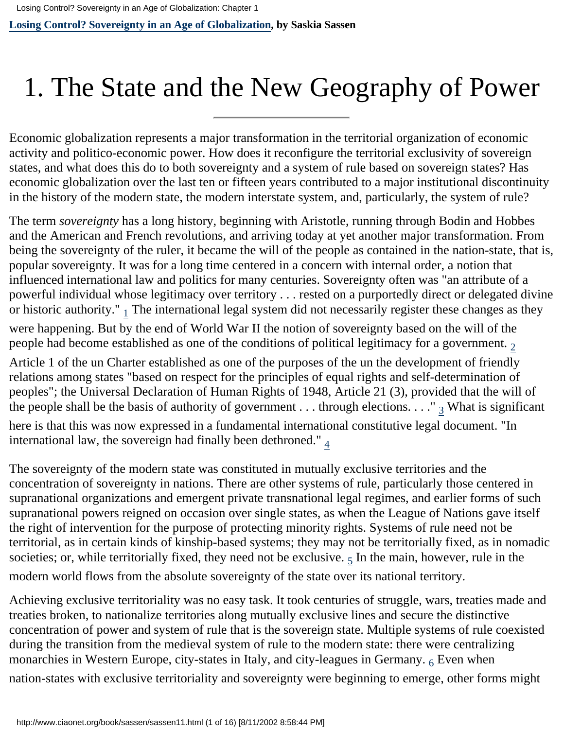**Losing Control? Sovereignty in an Age of Globalization, by Saskia Sassen**

# 1. The State and the New Geography of Power

Economic globalization represents a major transformation in the territorial organization of economic activity and politico-economic power. How does it reconfigure the territorial exclusivity of sovereign states, and what does this do to both sovereignty and a system of rule based on sovereign states? Has economic globalization over the last ten or fifteen years contributed to a major institutional discontinuity in the history of the modern state, the modern interstate system, and, particularly, the system of rule?

The term *sovereignty* has a long history, beginning with Aristotle, running through Bodin and Hobbes and the American and French revolutions, and arriving today at yet another major transformation. From being the sovereignty of the ruler, it became the will of the people as contained in the nation-state, that is, popular sovereignty. It was for a long time centered in a concern with internal order, a notion that influenced international law and politics for many centuries. Sovereignty often was "an attribute of a powerful individual whose legitimacy over territory . . . rested on a purportedly direct or delegated divine or historic authority." [1] The international legal system did not necessarily register these changes as they were happening. But by the end of World War II the notion of sovereignty based on the will of the people had become established as one of the conditions of political legitimacy for a government. [2] Article 1 of the un Charter established as one of the purposes of the un the development of friendly relations among states "based on respect for the principles of equal rights and self-determination of peoples"; the Universal Declaration of Human Rights of 1948, Article 21 (3), provided that the will of the people shall be the basis of authority of government . . . through elections. . . ." [3] What is significant here is that this was now expressed in a fundamental international constitutive legal document. "In international law, the sovereign had finally been dethroned." [4]

The sovereignty of the modern state was constituted in mutually exclusive territories and the concentration of sovereignty in nations. There are other systems of rule, particularly those centered in supranational organizations and emergent private transnational legal regimes, and earlier forms of such supranational powers reigned on occasion over single states, as when the League of Nations gave itself the right of intervention for the purpose of protecting minority rights. Systems of rule need not be territorial, as in certain kinds of kinship-based systems; they may not be territorially fixed, as in nomadic societies; or, while territorially fixed, they need not be exclusive. [5] In the main, however, rule in the modern world flows from the absolute sovereignty of the state over its national territory.

Achieving exclusive territoriality was no easy task. It took centuries of struggle, wars, treaties made and treaties broken, to nationalize territories along mutually exclusive lines and secure the distinctive concentration of power and system of rule that is the sovereign state. Multiple systems of rule coexisted during the transition from the medieval system of rule to the modern state: there were centralizing monarchies in Western Europe, city-states in Italy, and city-leagues in Germany. [6] Even when nation-states with exclusive territoriality and sovereignty were beginning to emerge, other forms might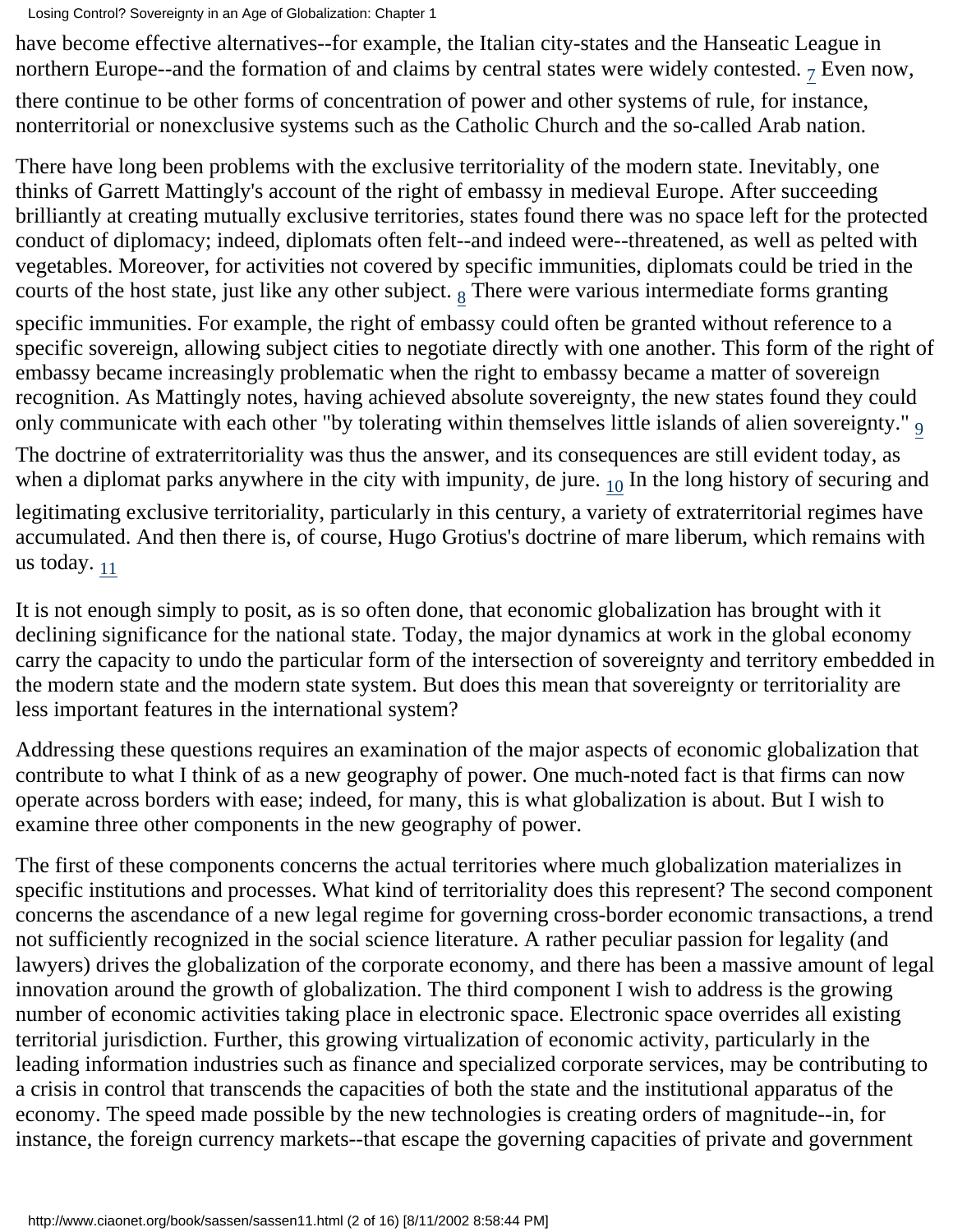have become effective alternatives--for example, the Italian city-states and the Hanseatic League in northern Europe--and the formation of and claims by central states were widely contested. [7] Even now, there continue to be other forms of concentration of power and other systems of rule, for instance, nonterritorial or nonexclusive systems such as the Catholic Church and the so-called Arab nation.

There have long been problems with the exclusive territoriality of the modern state. Inevitably, one thinks of Garrett Mattingly's account of the right of embassy in medieval Europe. After succeeding brilliantly at creating mutually exclusive territories, states found there was no space left for the protected conduct of diplomacy; indeed, diplomats often felt--and indeed were--threatened, as well as pelted with vegetables. Moreover, for activities not covered by specific immunities, diplomats could be tried in the courts of the host state, just like any other subject. [8] There were various intermediate forms granting specific immunities. For example, the right of embassy could often be granted without reference to a specific sovereign, allowing subject cities to negotiate directly with one another. This form of the right of embassy became increasingly problematic when the right to embassy became a matter of sovereign recognition. As Mattingly notes, having achieved absolute sovereignty, the new states found they could only communicate with each other "by tolerating within themselves little islands of alien sovereignty." [9] The doctrine of extraterritoriality was thus the answer, and its consequences are still evident today, as when a diplomat parks anywhere in the city with impunity, de jure. [10] In the long history of securing and legitimating exclusive territoriality, particularly in this century, a variety of extraterritorial regimes have accumulated. And then there is, of course, Hugo Grotius's doctrine of mare liberum, which remains with us today. [11]

It is not enough simply to posit, as is so often done, that economic globalization has brought with it declining significance for the national state. Today, the major dynamics at work in the global economy carry the capacity to undo the particular form of the intersection of sovereignty and territory embedded in the modern state and the modern state system. But does this mean that sovereignty or territoriality are less important features in the international system?

Addressing these questions requires an examination of the major aspects of economic globalization that contribute to what I think of as a new geography of power. One much-noted fact is that firms can now operate across borders with ease; indeed, for many, this is what globalization is about. But I wish to examine three other components in the new geography of power.

The first of these components concerns the actual territories where much globalization materializes in specific institutions and processes. What kind of territoriality does this represent? The second component concerns the ascendance of a new legal regime for governing cross-border economic transactions, a trend not sufficiently recognized in the social science literature. A rather peculiar passion for legality (and lawyers) drives the globalization of the corporate economy, and there has been a massive amount of legal innovation around the growth of globalization. The third component I wish to address is the growing number of economic activities taking place in electronic space. Electronic space overrides all existing territorial jurisdiction. Further, this growing virtualization of economic activity, particularly in the leading information industries such as finance and specialized corporate services, may be contributing to a crisis in control that transcends the capacities of both the state and the institutional apparatus of the economy. The speed made possible by the new technologies is creating orders of magnitude--in, for instance, the foreign currency markets--that escape the governing capacities of private and government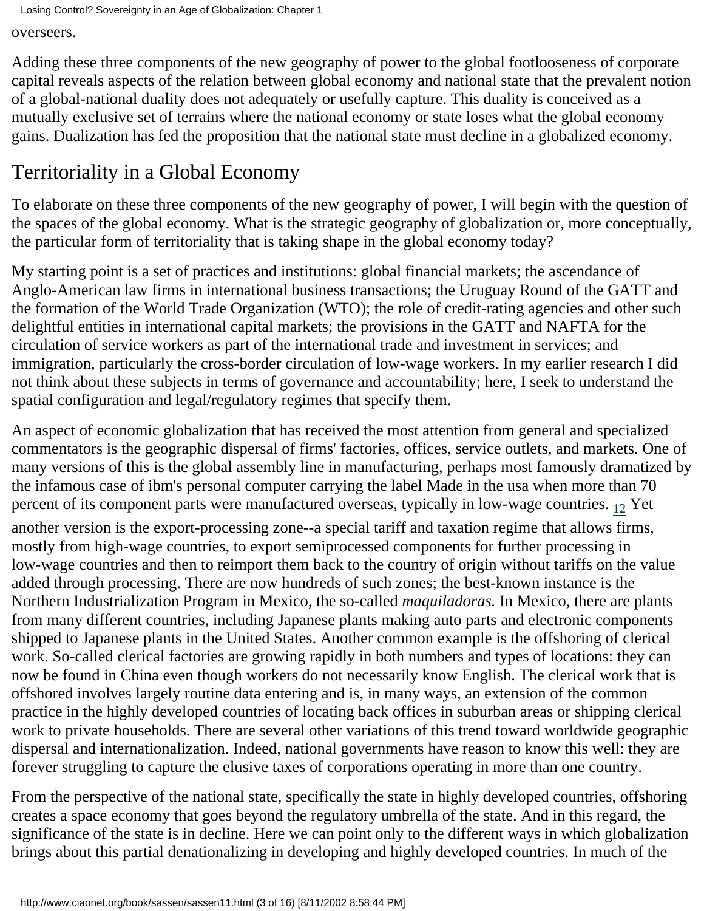overseers.

Adding these three components of the new geography of power to the global footlooseness of corporate capital reveals aspects of the relation between global economy and national state that the prevalent notion of a global-national duality does not adequately or usefully capture. This duality is conceived as a mutually exclusive set of terrains where the national economy or state loses what the global economy gains. Dualization has fed the proposition that the national state must decline in a globalized economy.

## Territoriality in a Global Economy

To elaborate on these three components of the new geography of power, I will begin with the question of the spaces of the global economy. What is the strategic geography of globalization or, more conceptually, the particular form of territoriality that is taking shape in the global economy today?

My starting point is a set of practices and institutions: global financial markets; the ascendance of Anglo-American law firms in international business transactions; the Uruguay Round of the GATT and the formation of the World Trade Organization (WTO); the role of credit-rating agencies and other such delightful entities in international capital markets; the provisions in the GATT and NAFTA for the circulation of service workers as part of the international trade and investment in services; and immigration, particularly the cross-border circulation of low-wage workers. In my earlier research I did not think about these subjects in terms of governance and accountability; here, I seek to understand the spatial configuration and legal/regulatory regimes that specify them.

An aspect of economic globalization that has received the most attention from general and specialized commentators is the geographic dispersal of firms' factories, offices, service outlets, and markets. One of many versions of this is the global assembly line in manufacturing, perhaps most famously dramatized by the infamous case of ibm's personal computer carrying the label Made in the usa when more than 70 percent of its component parts were manufactured overseas, typically in low-wage countries. [12] Yet another version is the export-processing zone--a special tariff and taxation regime that allows firms, mostly from high-wage countries, to export semiprocessed components for further processing in low-wage countries and then to reimport them back to the country of origin without tariffs on the value added through processing. There are now hundreds of such zones; the best-known instance is the Northern Industrialization Program in Mexico, the so-called *maquiladoras.* In Mexico, there are plants from many different countries, including Japanese plants making auto parts and electronic components shipped to Japanese plants in the United States. Another common example is the offshoring of clerical work. So-called clerical factories are growing rapidly in both numbers and types of locations: they can now be found in China even though workers do not necessarily know English. The clerical work that is offshored involves largely routine data entering and is, in many ways, an extension of the common practice in the highly developed countries of locating back offices in suburban areas or shipping clerical work to private households. There are several other variations of this trend toward worldwide geographic dispersal and internationalization. Indeed, national governments have reason to know this well: they are forever struggling to capture the elusive taxes of corporations operating in more than one country.

From the perspective of the national state, specifically the state in highly developed countries, offshoring creates a space economy that goes beyond the regulatory umbrella of the state. And in this regard, the significance of the state is in decline. Here we can point only to the different ways in which globalization brings about this partial denationalizing in developing and highly developed countries. In much of the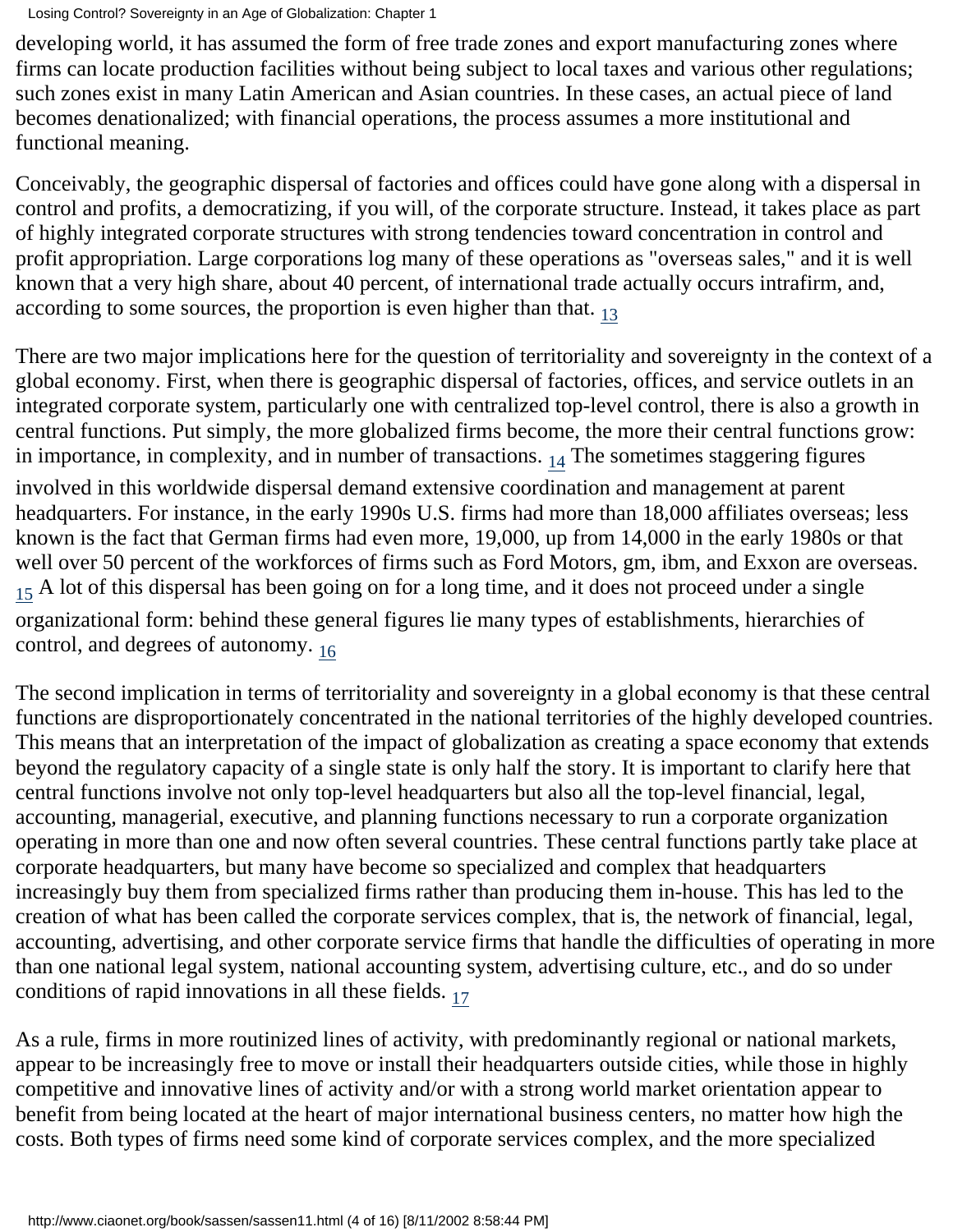developing world, it has assumed the form of free trade zones and export manufacturing zones where firms can locate production facilities without being subject to local taxes and various other regulations; such zones exist in many Latin American and Asian countries. In these cases, an actual piece of land becomes denationalized; with financial operations, the process assumes a more institutional and functional meaning.

Conceivably, the geographic dispersal of factories and offices could have gone along with a dispersal in control and profits, a democratizing, if you will, of the corporate structure. Instead, it takes place as part of highly integrated corporate structures with strong tendencies toward concentration in control and profit appropriation. Large corporations log many of these operations as "overseas sales," and it is well known that a very high share, about 40 percent, of international trade actually occurs intrafirm, and, according to some sources, the proportion is even higher than that. [13]

There are two major implications here for the question of territoriality and sovereignty in the context of a global economy. First, when there is geographic dispersal of factories, offices, and service outlets in an integrated corporate system, particularly one with centralized top-level control, there is also a growth in central functions. Put simply, the more globalized firms become, the more their central functions grow: in importance, in complexity, and in number of transactions. [14] The sometimes staggering figures involved in this worldwide dispersal demand extensive coordination and management at parent headquarters. For instance, in the early 1990s U.S. firms had more than 18,000 affiliates overseas; less known is the fact that German firms had even more, 19,000, up from 14,000 in the early 1980s or that well over 50 percent of the workforces of firms such as Ford Motors, gm, ibm, and Exxon are overseas. [15] A lot of this dispersal has been going on for a long time, and it does not proceed under a single organizational form: behind these general figures lie many types of establishments, hierarchies of control, and degrees of autonomy. [16]

The second implication in terms of territoriality and sovereignty in a global economy is that these central functions are disproportionately concentrated in the national territories of the highly developed countries. This means that an interpretation of the impact of globalization as creating a space economy that extends beyond the regulatory capacity of a single state is only half the story. It is important to clarify here that central functions involve not only top-level headquarters but also all the top-level financial, legal, accounting, managerial, executive, and planning functions necessary to run a corporate organization operating in more than one and now often several countries. These central functions partly take place at corporate headquarters, but many have become so specialized and complex that headquarters increasingly buy them from specialized firms rather than producing them in-house. This has led to the creation of what has been called the corporate services complex, that is, the network of financial, legal, accounting, advertising, and other corporate service firms that handle the difficulties of operating in more than one national legal system, national accounting system, advertising culture, etc., and do so under conditions of rapid innovations in all these fields. [17]

As a rule, firms in more routinized lines of activity, with predominantly regional or national markets, appear to be increasingly free to move or install their headquarters outside cities, while those in highly competitive and innovative lines of activity and/or with a strong world market orientation appear to benefit from being located at the heart of major international business centers, no matter how high the costs. Both types of firms need some kind of corporate services complex, and the more specialized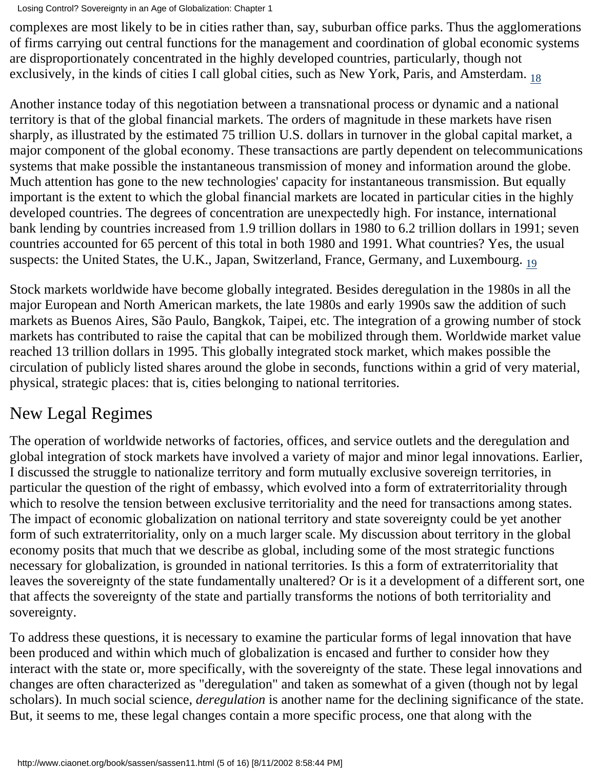complexes are most likely to be in cities rather than, say, suburban office parks. Thus the agglomerations of firms carrying out central functions for the management and coordination of global economic systems are disproportionately concentrated in the highly developed countries, particularly, though not exclusively, in the kinds of cities I call global cities, such as New York, Paris, and Amsterdam. [18]

Another instance today of this negotiation between a transnational process or dynamic and a national territory is that of the global financial markets. The orders of magnitude in these markets have risen sharply, as illustrated by the estimated 75 trillion U.S. dollars in turnover in the global capital market, a major component of the global economy. These transactions are partly dependent on telecommunications systems that make possible the instantaneous transmission of money and information around the globe. Much attention has gone to the new technologies' capacity for instantaneous transmission. But equally important is the extent to which the global financial markets are located in particular cities in the highly developed countries. The degrees of concentration are unexpectedly high. For instance, international bank lending by countries increased from 1.9 trillion dollars in 1980 to 6.2 trillion dollars in 1991; seven countries accounted for 65 percent of this total in both 1980 and 1991. What countries? Yes, the usual suspects: the United States, the U.K., Japan, Switzerland, France, Germany, and Luxembourg. [19]

Stock markets worldwide have become globally integrated. Besides deregulation in the 1980s in all the major European and North American markets, the late 1980s and early 1990s saw the addition of such markets as Buenos Aires, São Paulo, Bangkok, Taipei, etc. The integration of a growing number of stock markets has contributed to raise the capital that can be mobilized through them. Worldwide market value reached 13 trillion dollars in 1995. This globally integrated stock market, which makes possible the circulation of publicly listed shares around the globe in seconds, functions within a grid of very material, physical, strategic places: that is, cities belonging to national territories.

## New Legal Regimes

The operation of worldwide networks of factories, offices, and service outlets and the deregulation and global integration of stock markets have involved a variety of major and minor legal innovations. Earlier, I discussed the struggle to nationalize territory and form mutually exclusive sovereign territories, in particular the question of the right of embassy, which evolved into a form of extraterritoriality through which to resolve the tension between exclusive territoriality and the need for transactions among states. The impact of economic globalization on national territory and state sovereignty could be yet another form of such extraterritoriality, only on a much larger scale. My discussion about territory in the global economy posits that much that we describe as global, including some of the most strategic functions necessary for globalization, is grounded in national territories. Is this a form of extraterritoriality that leaves the sovereignty of the state fundamentally unaltered? Or is it a development of a different sort, one that affects the sovereignty of the state and partially transforms the notions of both territoriality and sovereignty.

To address these questions, it is necessary to examine the particular forms of legal innovation that have been produced and within which much of globalization is encased and further to consider how they interact with the state or, more specifically, with the sovereignty of the state. These legal innovations and changes are often characterized as "deregulation" and taken as somewhat of a given (though not by legal scholars). In much social science, *deregulation* is another name for the declining significance of the state. But, it seems to me, these legal changes contain a more specific process, one that along with the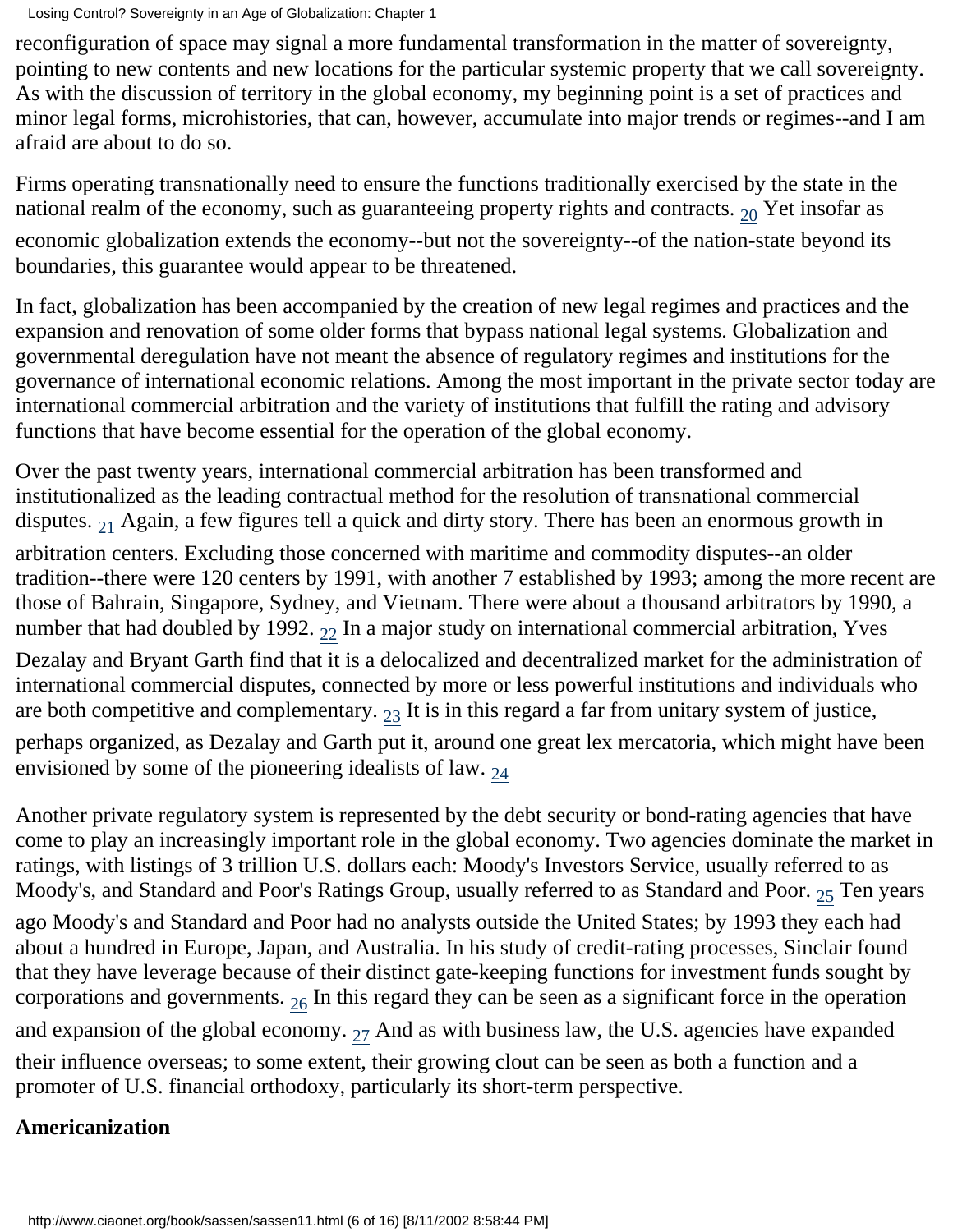reconfiguration of space may signal a more fundamental transformation in the matter of sovereignty, pointing to new contents and new locations for the particular systemic property that we call sovereignty. As with the discussion of territory in the global economy, my beginning point is a set of practices and minor legal forms, microhistories, that can, however, accumulate into major trends or regimes--and I am afraid are about to do so.

Firms operating transnationally need to ensure the functions traditionally exercised by the state in the national realm of the economy, such as guaranteeing property rights and contracts. [20] Yet insofar as economic globalization extends the economy--but not the sovereignty--of the nation-state beyond its boundaries, this guarantee would appear to be threatened.

In fact, globalization has been accompanied by the creation of new legal regimes and practices and the expansion and renovation of some older forms that bypass national legal systems. Globalization and governmental deregulation have not meant the absence of regulatory regimes and institutions for the governance of international economic relations. Among the most important in the private sector today are international commercial arbitration and the variety of institutions that fulfill the rating and advisory functions that have become essential for the operation of the global economy.

Over the past twenty years, international commercial arbitration has been transformed and institutionalized as the leading contractual method for the resolution of transnational commercial disputes. [21] Again, a few figures tell a quick and dirty story. There has been an enormous growth in arbitration centers. Excluding those concerned with maritime and commodity disputes--an older tradition--there were 120 centers by 1991, with another 7 established by 1993; among the more recent are those of Bahrain, Singapore, Sydney, and Vietnam. There were about a thousand arbitrators by 1990, a number that had doubled by 1992. [22] In a major study on international commercial arbitration, Yves Dezalay and Bryant Garth find that it is a delocalized and decentralized market for the administration of international commercial disputes, connected by more or less powerful institutions and individuals who are both competitive and complementary. [23] It is in this regard a far from unitary system of justice, perhaps organized, as Dezalay and Garth put it, around one great lex mercatoria, which might have been envisioned by some of the pioneering idealists of law. [24]

Another private regulatory system is represented by the debt security or bond-rating agencies that have come to play an increasingly important role in the global economy. Two agencies dominate the market in ratings, with listings of 3 trillion U.S. dollars each: Moody's Investors Service, usually referred to as Moody's, and Standard and Poor's Ratings Group, usually referred to as Standard and Poor. [25] Ten years ago Moody's and Standard and Poor had no analysts outside the United States; by 1993 they each had about a hundred in Europe, Japan, and Australia. In his study of credit-rating processes, Sinclair found that they have leverage because of their distinct gate-keeping functions for investment funds sought by corporations and governments. [26] In this regard they can be seen as a significant force in the operation and expansion of the global economy. [27] And as with business law, the U.S. agencies have expanded their influence overseas; to some extent, their growing clout can be seen as both a function and a promoter of U.S. financial orthodoxy, particularly its short-term perspective.

## Americanization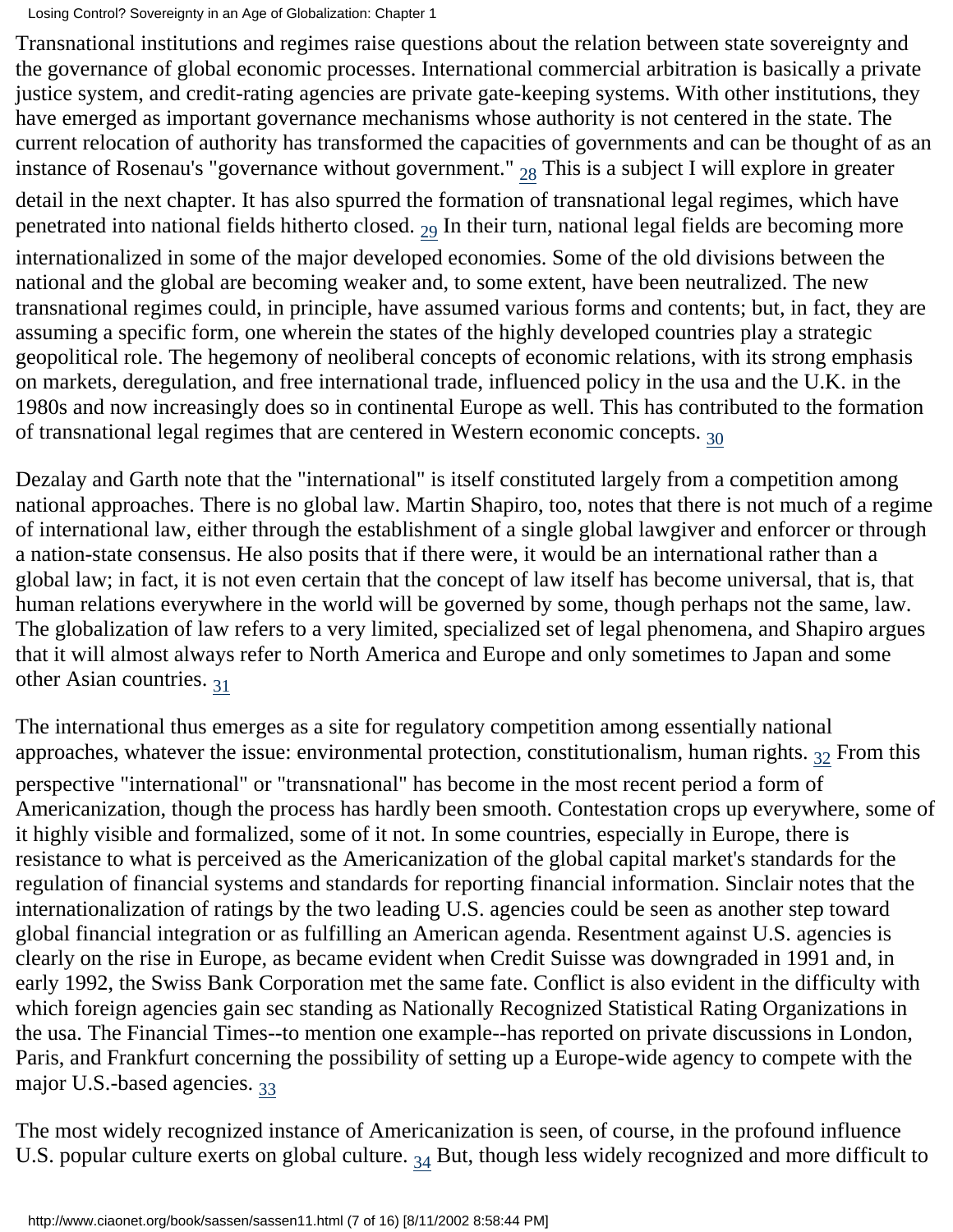Transnational institutions and regimes raise questions about the relation between state sovereignty and the governance of global economic processes. International commercial arbitration is basically a private justice system, and credit-rating agencies are private gate-keeping systems. With other institutions, they have emerged as important governance mechanisms whose authority is not centered in the state. The current relocation of authority has transformed the capacities of governments and can be thought of as an instance of Rosenau's "governance without government." [28] This is a subject I will explore in greater detail in the next chapter. It has also spurred the formation of transnational legal regimes, which have penetrated into national fields hitherto closed. [29] In their turn, national legal fields are becoming more internationalized in some of the major developed economies. Some of the old divisions between the national and the global are becoming weaker and, to some extent, have been neutralized. The new transnational regimes could, in principle, have assumed various forms and contents; but, in fact, they are assuming a specific form, one wherein the states of the highly developed countries play a strategic geopolitical role. The hegemony of neoliberal concepts of economic relations, with its strong emphasis on markets, deregulation, and free international trade, influenced policy in the usa and the U.K. in the 1980s and now increasingly does so in continental Europe as well. This has contributed to the formation of transnational legal regimes that are centered in Western economic concepts. [30]

Dezalay and Garth note that the "international" is itself constituted largely from a competition among national approaches. There is no global law. Martin Shapiro, too, notes that there is not much of a regime of international law, either through the establishment of a single global lawgiver and enforcer or through a nation-state consensus. He also posits that if there were, it would be an international rather than a global law; in fact, it is not even certain that the concept of law itself has become universal, that is, that human relations everywhere in the world will be governed by some, though perhaps not the same, law. The globalization of law refers to a very limited, specialized set of legal phenomena, and Shapiro argues that it will almost always refer to North America and Europe and only sometimes to Japan and some other Asian countries. [31]

The international thus emerges as a site for regulatory competition among essentially national approaches, whatever the issue: environmental protection, constitutionalism, human rights. [32] From this perspective "international" or "transnational" has become in the most recent period a form of Americanization, though the process has hardly been smooth. Contestation crops up everywhere, some of it highly visible and formalized, some of it not. In some countries, especially in Europe, there is resistance to what is perceived as the Americanization of the global capital market's standards for the regulation of financial systems and standards for reporting financial information. Sinclair notes that the internationalization of ratings by the two leading U.S. agencies could be seen as another step toward global financial integration or as fulfilling an American agenda. Resentment against U.S. agencies is clearly on the rise in Europe, as became evident when Credit Suisse was downgraded in 1991 and, in early 1992, the Swiss Bank Corporation met the same fate. Conflict is also evident in the difficulty with which foreign agencies gain sec standing as Nationally Recognized Statistical Rating Organizations in the usa. The Financial Times--to mention one example--has reported on private discussions in London, Paris, and Frankfurt concerning the possibility of setting up a Europe-wide agency to compete with the major U.S.-based agencies. [33]

The most widely recognized instance of Americanization is seen, of course, in the profound influence U.S. popular culture exerts on global culture. [34] But, though less widely recognized and more difficult to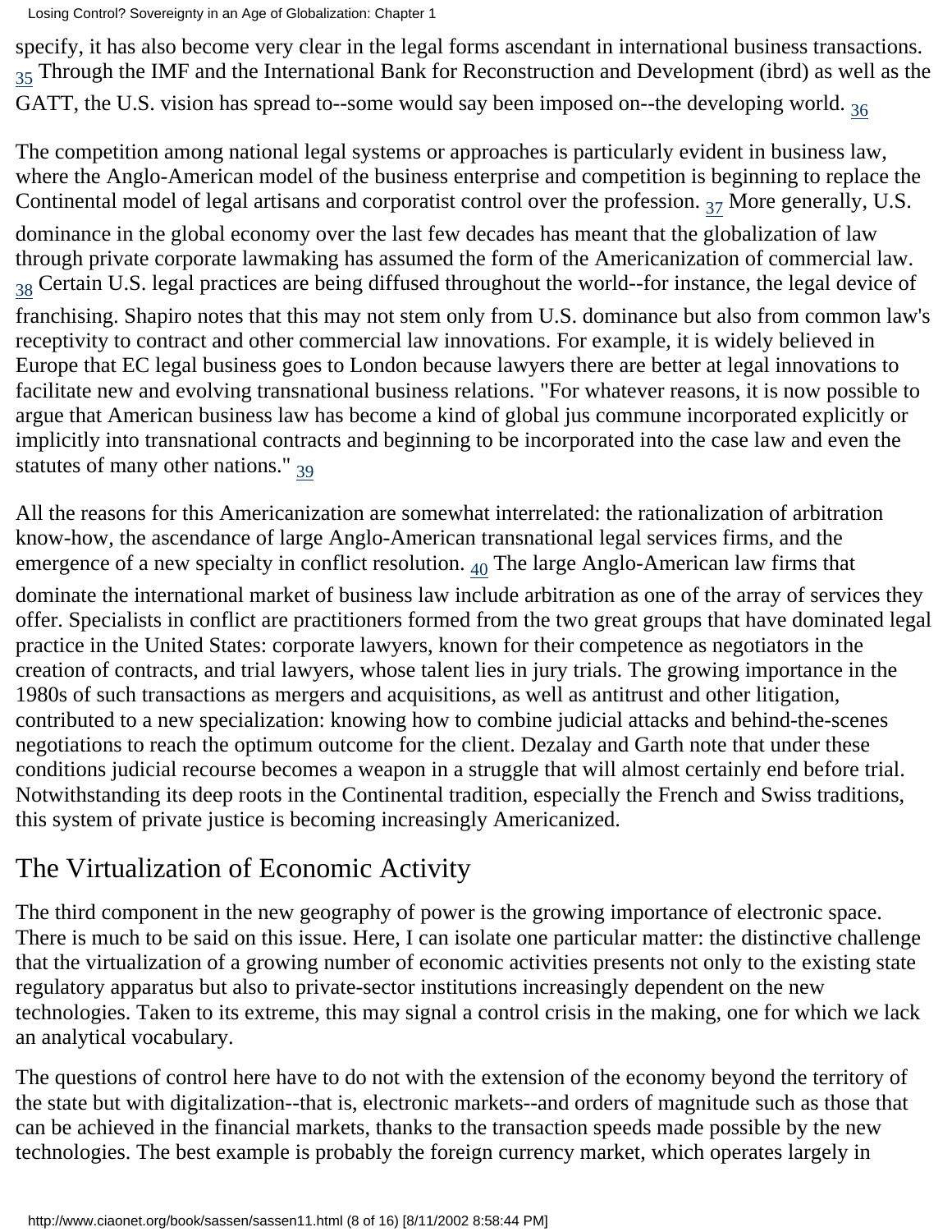specify, it has also become very clear in the legal forms ascendant in international business transactions. [35] Through the IMF and the International Bank for Reconstruction and Development (ibrd) as well as the GATT, the U.S. vision has spread to--some would say been imposed on--the developing world. [36]

The competition among national legal systems or approaches is particularly evident in business law, where the Anglo-American model of the business enterprise and competition is beginning to replace the Continental model of legal artisans and corporatist control over the profession. [37] More generally, U.S. dominance in the global economy over the last few decades has meant that the globalization of law through private corporate lawmaking has assumed the form of the Americanization of commercial law. [38] Certain U.S. legal practices are being diffused throughout the world--for instance, the legal device of franchising. Shapiro notes that this may not stem only from U.S. dominance but also from common law's receptivity to contract and other commercial law innovations. For example, it is widely believed in Europe that EC legal business goes to London because lawyers there are better at legal innovations to facilitate new and evolving transnational business relations. "For whatever reasons, it is now possible to argue that American business law has become a kind of global jus commune incorporated explicitly or implicitly into transnational contracts and beginning to be incorporated into the case law and even the statutes of many other nations." [39]

All the reasons for this Americanization are somewhat interrelated: the rationalization of arbitration know-how, the ascendance of large Anglo-American transnational legal services firms, and the emergence of a new specialty in conflict resolution. [40] The large Anglo-American law firms that dominate the international market of business law include arbitration as one of the array of services they offer. Specialists in conflict are practitioners formed from the two great groups that have dominated legal practice in the United States: corporate lawyers, known for their competence as negotiators in the creation of contracts, and trial lawyers, whose talent lies in jury trials. The growing importance in the 1980s of such transactions as mergers and acquisitions, as well as antitrust and other litigation, contributed to a new specialization: knowing how to combine judicial attacks and behind-the-scenes negotiations to reach the optimum outcome for the client. Dezalay and Garth note that under these conditions judicial recourse becomes a weapon in a struggle that will almost certainly end before trial. Notwithstanding its deep roots in the Continental tradition, especially the French and Swiss traditions, this system of private justice is becoming increasingly Americanized.

## The Virtualization of Economic Activity

The third component in the new geography of power is the growing importance of electronic space. There is much to be said on this issue. Here, I can isolate one particular matter: the distinctive challenge that the virtualization of a growing number of economic activities presents not only to the existing state regulatory apparatus but also to private-sector institutions increasingly dependent on the new technologies. Taken to its extreme, this may signal a control crisis in the making, one for which we lack an analytical vocabulary.

The questions of control here have to do not with the extension of the economy beyond the territory of the state but with digitalization--that is, electronic markets--and orders of magnitude such as those that can be achieved in the financial markets, thanks to the transaction speeds made possible by the new technologies. The best example is probably the foreign currency market, which operates largely in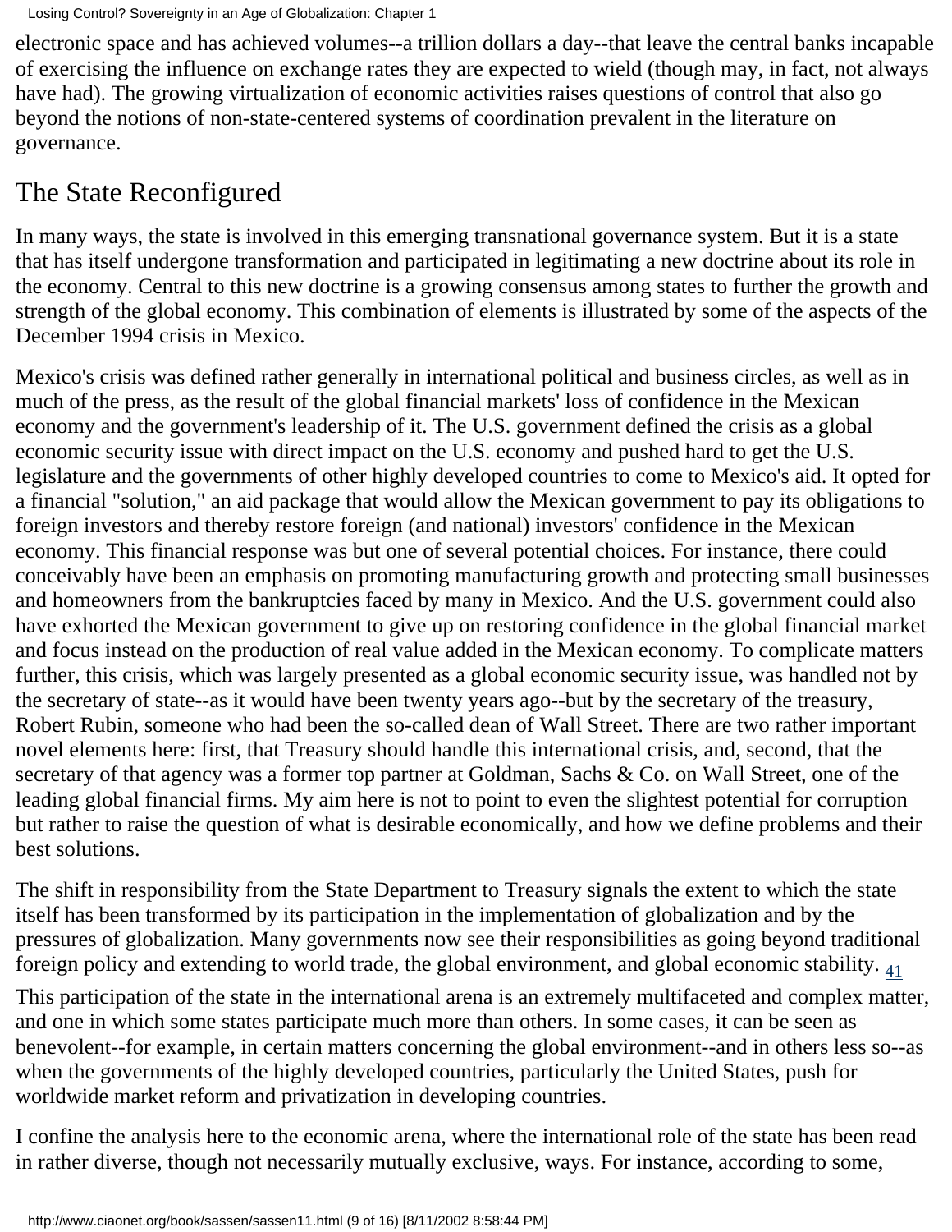electronic space and has achieved volumes--a trillion dollars a day--that leave the central banks incapable of exercising the influence on exchange rates they are expected to wield (though may, in fact, not always have had). The growing virtualization of economic activities raises questions of control that also go beyond the notions of non-state-centered systems of coordination prevalent in the literature on governance.

## The State Reconfigured

In many ways, the state is involved in this emerging transnational governance system. But it is a state that has itself undergone transformation and participated in legitimating a new doctrine about its role in the economy. Central to this new doctrine is a growing consensus among states to further the growth and strength of the global economy. This combination of elements is illustrated by some of the aspects of the December 1994 crisis in Mexico.

Mexico's crisis was defined rather generally in international political and business circles, as well as in much of the press, as the result of the global financial markets' loss of confidence in the Mexican economy and the government's leadership of it. The U.S. government defined the crisis as a global economic security issue with direct impact on the U.S. economy and pushed hard to get the U.S. legislature and the governments of other highly developed countries to come to Mexico's aid. It opted for a financial "solution," an aid package that would allow the Mexican government to pay its obligations to foreign investors and thereby restore foreign (and national) investors' confidence in the Mexican economy. This financial response was but one of several potential choices. For instance, there could conceivably have been an emphasis on promoting manufacturing growth and protecting small businesses and homeowners from the bankruptcies faced by many in Mexico. And the U.S. government could also have exhorted the Mexican government to give up on restoring confidence in the global financial market and focus instead on the production of real value added in the Mexican economy. To complicate matters further, this crisis, which was largely presented as a global economic security issue, was handled not by the secretary of state--as it would have been twenty years ago--but by the secretary of the treasury, Robert Rubin, someone who had been the so-called dean of Wall Street. There are two rather important novel elements here: first, that Treasury should handle this international crisis, and, second, that the secretary of that agency was a former top partner at Goldman, Sachs & Co. on Wall Street, one of the leading global financial firms. My aim here is not to point to even the slightest potential for corruption but rather to raise the question of what is desirable economically, and how we define problems and their best solutions.

The shift in responsibility from the State Department to Treasury signals the extent to which the state itself has been transformed by its participation in the implementation of globalization and by the pressures of globalization. Many governments now see their responsibilities as going beyond traditional foreign policy and extending to world trade, the global environment, and global economic stability. [41]

This participation of the state in the international arena is an extremely multifaceted and complex matter, and one in which some states participate much more than others. In some cases, it can be seen as benevolent--for example, in certain matters concerning the global environment--and in others less so--as when the governments of the highly developed countries, particularly the United States, push for worldwide market reform and privatization in developing countries.

I confine the analysis here to the economic arena, where the international role of the state has been read in rather diverse, though not necessarily mutually exclusive, ways. For instance, according to some,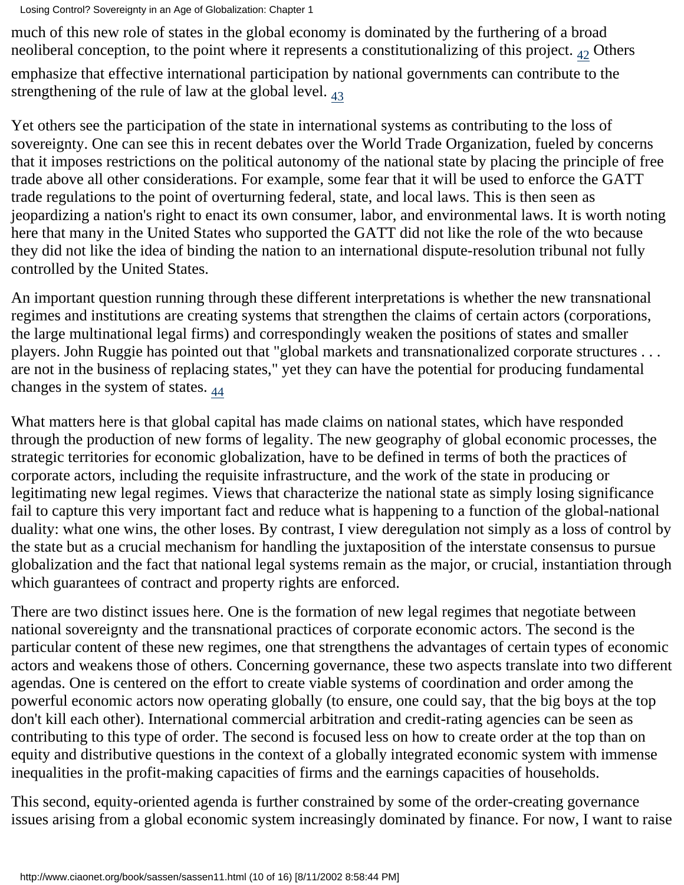much of this new role of states in the global economy is dominated by the furthering of a broad neoliberal conception, to the point where it represents a constitutionalizing of this project. [42] Others emphasize that effective international participation by national governments can contribute to the strengthening of the rule of law at the global level. [43]

Yet others see the participation of the state in international systems as contributing to the loss of sovereignty. One can see this in recent debates over the World Trade Organization, fueled by concerns that it imposes restrictions on the political autonomy of the national state by placing the principle of free trade above all other considerations. For example, some fear that it will be used to enforce the GATT trade regulations to the point of overturning federal, state, and local laws. This is then seen as jeopardizing a nation's right to enact its own consumer, labor, and environmental laws. It is worth noting here that many in the United States who supported the GATT did not like the role of the wto because they did not like the idea of binding the nation to an international dispute-resolution tribunal not fully controlled by the United States.

An important question running through these different interpretations is whether the new transnational regimes and institutions are creating systems that strengthen the claims of certain actors (corporations, the large multinational legal firms) and correspondingly weaken the positions of states and smaller players. John Ruggie has pointed out that "global markets and transnationalized corporate structures . . . are not in the business of replacing states," yet they can have the potential for producing fundamental changes in the system of states. [44]

What matters here is that global capital has made claims on national states, which have responded through the production of new forms of legality. The new geography of global economic processes, the strategic territories for economic globalization, have to be defined in terms of both the practices of corporate actors, including the requisite infrastructure, and the work of the state in producing or legitimating new legal regimes. Views that characterize the national state as simply losing significance fail to capture this very important fact and reduce what is happening to a function of the global-national duality: what one wins, the other loses. By contrast, I view deregulation not simply as a loss of control by the state but as a crucial mechanism for handling the juxtaposition of the interstate consensus to pursue globalization and the fact that national legal systems remain as the major, or crucial, instantiation through which guarantees of contract and property rights are enforced.

There are two distinct issues here. One is the formation of new legal regimes that negotiate between national sovereignty and the transnational practices of corporate economic actors. The second is the particular content of these new regimes, one that strengthens the advantages of certain types of economic actors and weakens those of others. Concerning governance, these two aspects translate into two different agendas. One is centered on the effort to create viable systems of coordination and order among the powerful economic actors now operating globally (to ensure, one could say, that the big boys at the top don't kill each other). International commercial arbitration and credit-rating agencies can be seen as contributing to this type of order. The second is focused less on how to create order at the top than on equity and distributive questions in the context of a globally integrated economic system with immense inequalities in the profit-making capacities of firms and the earnings capacities of households.

This second, equity-oriented agenda is further constrained by some of the order-creating governance issues arising from a global economic system increasingly dominated by finance. For now, I want to raise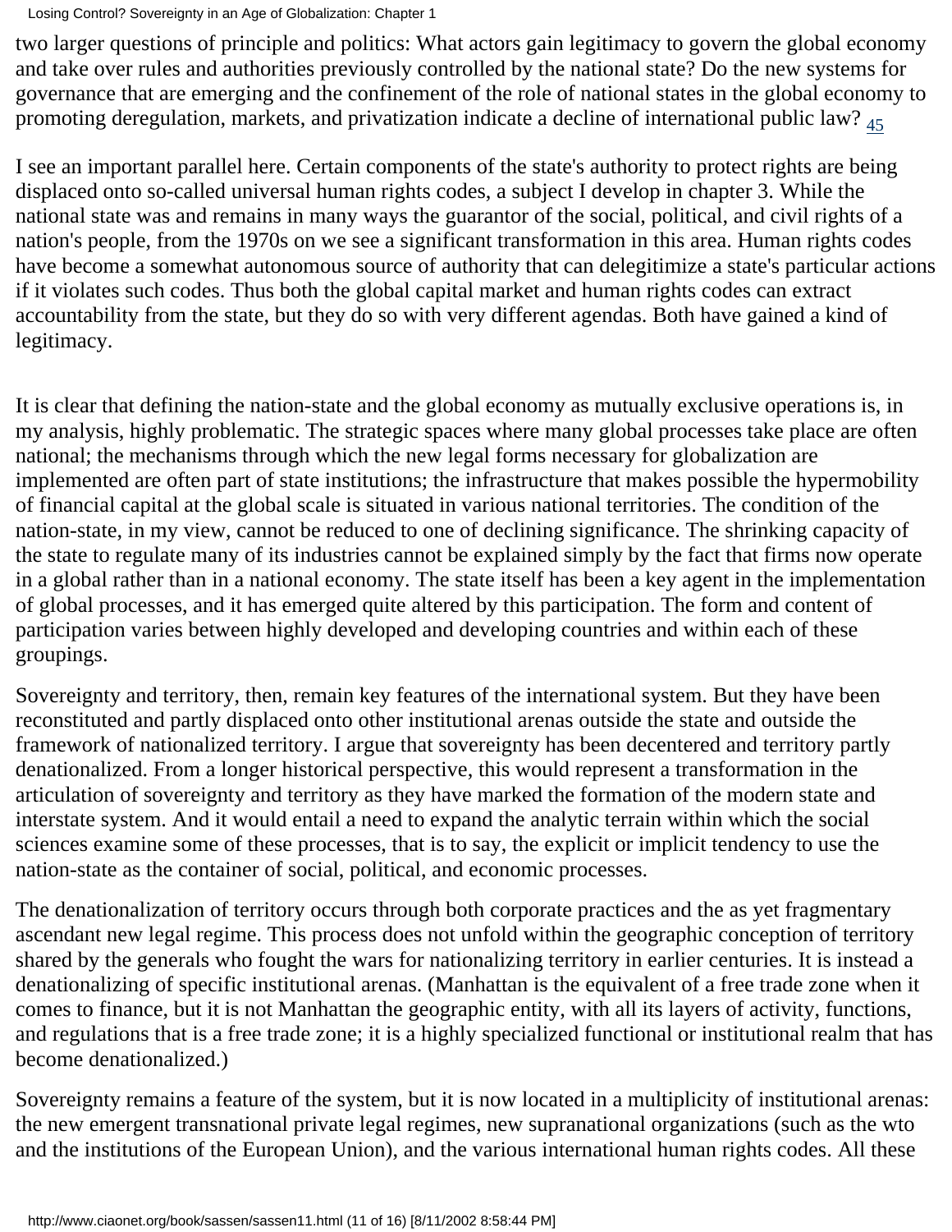two larger questions of principle and politics: What actors gain legitimacy to govern the global economy and take over rules and authorities previously controlled by the national state? Do the new systems for governance that are emerging and the confinement of the role of national states in the global economy to promoting deregulation, markets, and privatization indicate a decline of international public law? [45]

I see an important parallel here. Certain components of the state's authority to protect rights are being displaced onto so-called universal human rights codes, a subject I develop in chapter 3. While the national state was and remains in many ways the guarantor of the social, political, and civil rights of a nation's people, from the 1970s on we see a significant transformation in this area. Human rights codes have become a somewhat autonomous source of authority that can delegitimize a state's particular actions if it violates such codes. Thus both the global capital market and human rights codes can extract accountability from the state, but they do so with very different agendas. Both have gained a kind of legitimacy.

It is clear that defining the nation-state and the global economy as mutually exclusive operations is, in my analysis, highly problematic. The strategic spaces where many global processes take place are often national; the mechanisms through which the new legal forms necessary for globalization are implemented are often part of state institutions; the infrastructure that makes possible the hypermobility of financial capital at the global scale is situated in various national territories. The condition of the nation-state, in my view, cannot be reduced to one of declining significance. The shrinking capacity of the state to regulate many of its industries cannot be explained simply by the fact that firms now operate in a global rather than in a national economy. The state itself has been a key agent in the implementation of global processes, and it has emerged quite altered by this participation. The form and content of participation varies between highly developed and developing countries and within each of these groupings.

Sovereignty and territory, then, remain key features of the international system. But they have been reconstituted and partly displaced onto other institutional arenas outside the state and outside the framework of nationalized territory. I argue that sovereignty has been decentered and territory partly denationalized. From a longer historical perspective, this would represent a transformation in the articulation of sovereignty and territory as they have marked the formation of the modern state and interstate system. And it would entail a need to expand the analytic terrain within which the social sciences examine some of these processes, that is to say, the explicit or implicit tendency to use the nation-state as the container of social, political, and economic processes.

The denationalization of territory occurs through both corporate practices and the as yet fragmentary ascendant new legal regime. This process does not unfold within the geographic conception of territory shared by the generals who fought the wars for nationalizing territory in earlier centuries. It is instead a denationalizing of specific institutional arenas. (Manhattan is the equivalent of a free trade zone when it comes to finance, but it is not Manhattan the geographic entity, with all its layers of activity, functions, and regulations that is a free trade zone; it is a highly specialized functional or institutional realm that has become denationalized.)

Sovereignty remains a feature of the system, but it is now located in a multiplicity of institutional arenas: the new emergent transnational private legal regimes, new supranational organizations (such as the wto and the institutions of the European Union), and the various international human rights codes. All these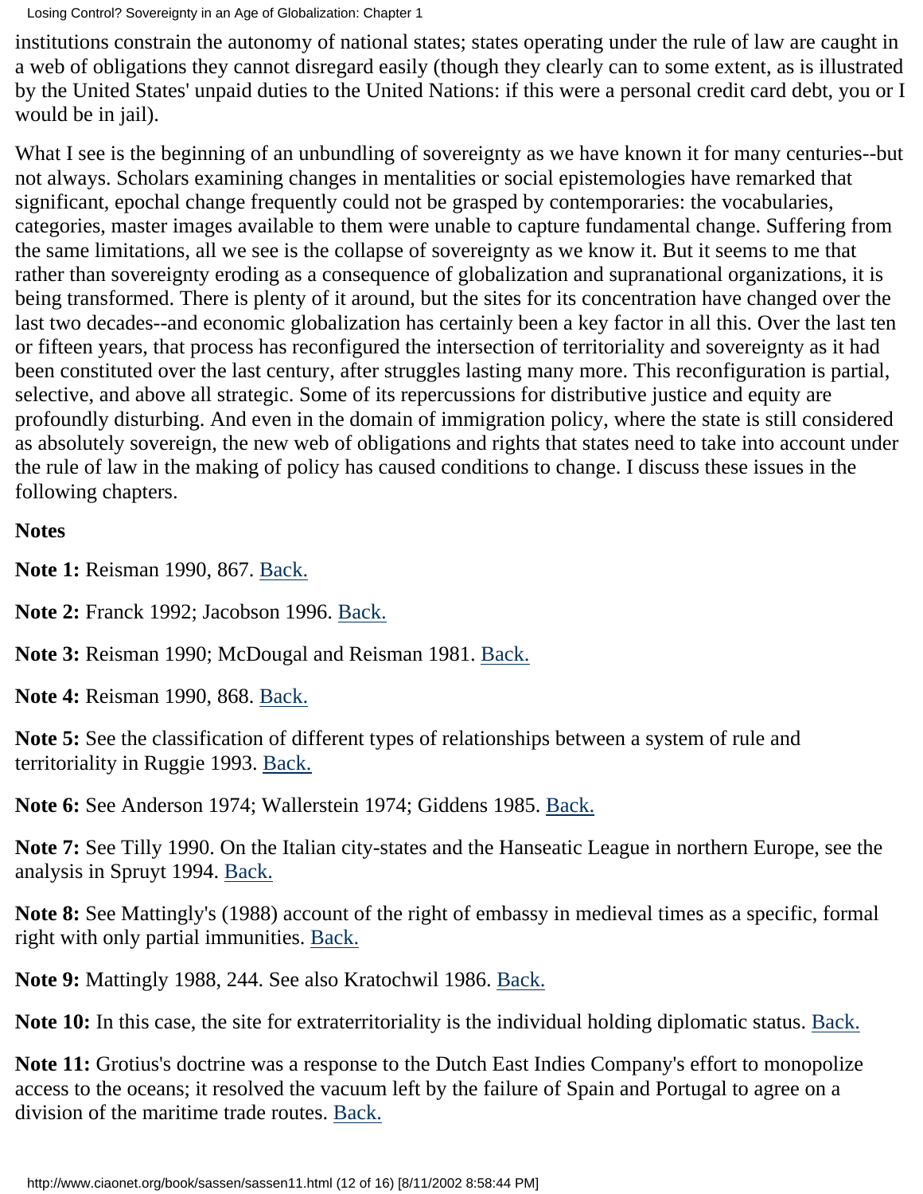institutions constrain the autonomy of national states; states operating under the rule of law are caught in a web of obligations they cannot disregard easily (though they clearly can to some extent, as is illustrated by the United States' unpaid duties to the United Nations: if this were a personal credit card debt, you or I would be in jail).

What I see is the beginning of an unbundling of sovereignty as we have known it for many centuries--but not always. Scholars examining changes in mentalities or social epistemologies have remarked that significant, epochal change frequently could not be grasped by contemporaries: the vocabularies, categories, master images available to them were unable to capture fundamental change. Suffering from the same limitations, all we see is the collapse of sovereignty as we know it. But it seems to me that rather than sovereignty eroding as a consequence of globalization and supranational organizations, it is being transformed. There is plenty of it around, but the sites for its concentration have changed over the last two decades--and economic globalization has certainly been a key factor in all this. Over the last ten or fifteen years, that process has reconfigured the intersection of territoriality and sovereignty as it had been constituted over the last century, after struggles lasting many more. This reconfiguration is partial, selective, and above all strategic. Some of its repercussions for distributive justice and equity are profoundly disturbing. And even in the domain of immigration policy, where the state is still considered as absolutely sovereign, the new web of obligations and rights that states need to take into account under the rule of law in the making of policy has caused conditions to change. I discuss these issues in the following chapters.

**Notes**

**Note 1:** Reisman 1990, 867. Back.

**Note 2:** Franck 1992; Jacobson 1996. Back.

**Note 3:** Reisman 1990; McDougal and Reisman 1981. Back.

**Note 4:** Reisman 1990, 868. Back.

**Note 5:** See the classification of different types of relationships between a system of rule and territoriality in Ruggie 1993. Back.

**Note 6:** See Anderson 1974; Wallerstein 1974; Giddens 1985. Back.

**Note 7:** See Tilly 1990. On the Italian city-states and the Hanseatic League in northern Europe, see the analysis in Spruyt 1994. Back.

**Note 8:** See Mattingly's (1988) account of the right of embassy in medieval times as a specific, formal right with only partial immunities. Back.

**Note 9:** Mattingly 1988, 244. See also Kratochwil 1986. Back.

**Note 10:** In this case, the site for extraterritoriality is the individual holding diplomatic status. Back.

**Note 11:** Grotius's doctrine was a response to the Dutch East Indies Company's effort to monopolize access to the oceans; it resolved the vacuum left by the failure of Spain and Portugal to agree on a division of the maritime trade routes. Back.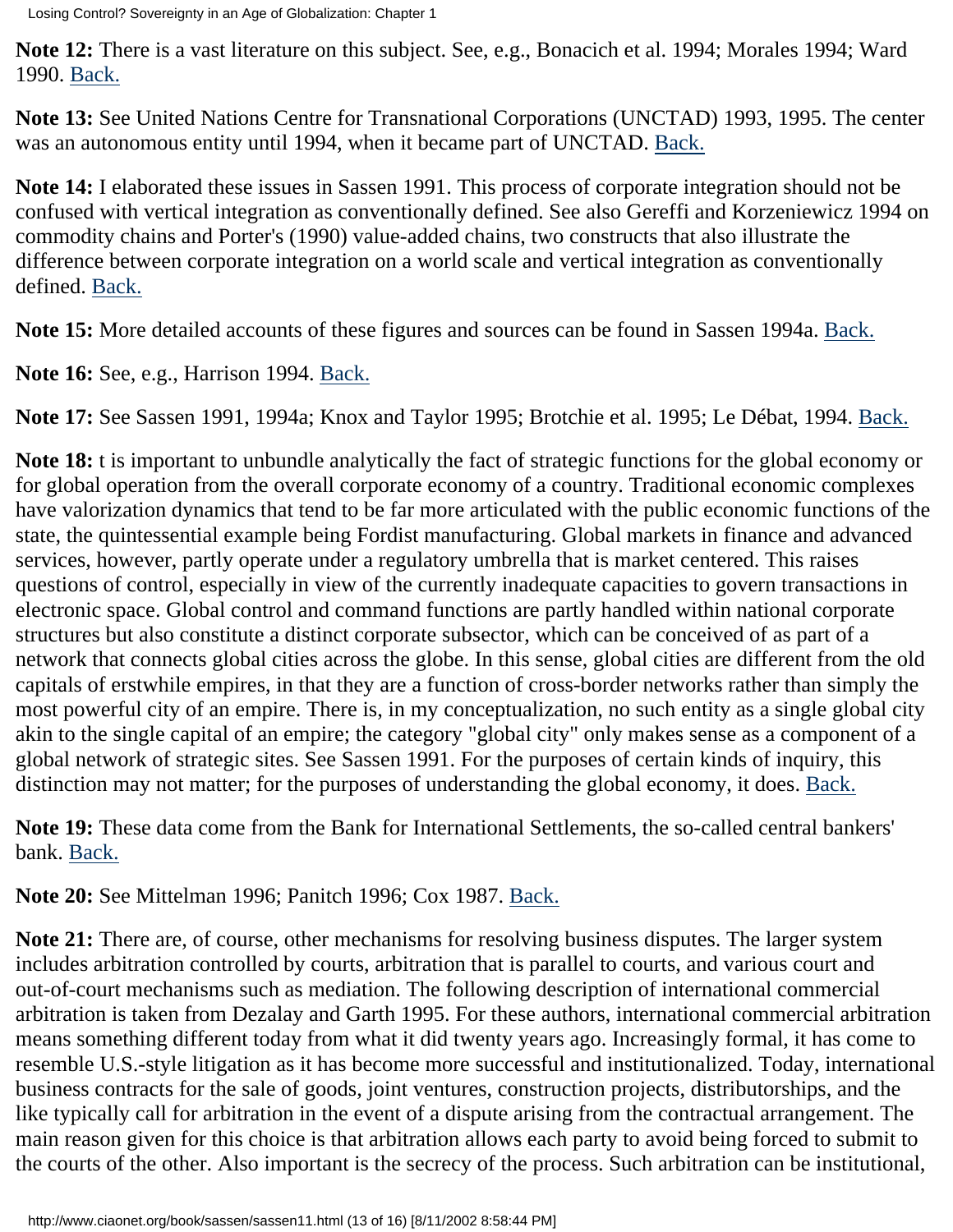**Note 12:** There is a vast literature on this subject. See, e.g., Bonacich et al. 1994; Morales 1994; Ward 1990. Back.

**Note 13:** See United Nations Centre for Transnational Corporations (UNCTAD) 1993, 1995. The center was an autonomous entity until 1994, when it became part of UNCTAD. Back.

**Note 14:** I elaborated these issues in Sassen 1991. This process of corporate integration should not be confused with vertical integration as conventionally defined. See also Gereffi and Korzeniewicz 1994 on commodity chains and Porter's (1990) value-added chains, two constructs that also illustrate the difference between corporate integration on a world scale and vertical integration as conventionally defined. Back.

**Note 15:** More detailed accounts of these figures and sources can be found in Sassen 1994a. Back.

**Note 16:** See, e.g., Harrison 1994. Back.

**Note 17:** See Sassen 1991, 1994a; Knox and Taylor 1995; Brotchie et al. 1995; Le Débat, 1994. Back.

**Note 18:** t is important to unbundle analytically the fact of strategic functions for the global economy or for global operation from the overall corporate economy of a country. Traditional economic complexes have valorization dynamics that tend to be far more articulated with the public economic functions of the state, the quintessential example being Fordist manufacturing. Global markets in finance and advanced services, however, partly operate under a regulatory umbrella that is market centered. This raises questions of control, especially in view of the currently inadequate capacities to govern transactions in electronic space. Global control and command functions are partly handled within national corporate structures but also constitute a distinct corporate subsector, which can be conceived of as part of a network that connects global cities across the globe. In this sense, global cities are different from the old capitals of erstwhile empires, in that they are a function of cross-border networks rather than simply the most powerful city of an empire. There is, in my conceptualization, no such entity as a single global city akin to the single capital of an empire; the category "global city" only makes sense as a component of a global network of strategic sites. See Sassen 1991. For the purposes of certain kinds of inquiry, this distinction may not matter; for the purposes of understanding the global economy, it does. Back.

**Note 19:** These data come from the Bank for International Settlements, the so-called central bankers' bank. Back.

**Note 20:** See Mittelman 1996; Panitch 1996; Cox 1987. Back.

**Note 21:** There are, of course, other mechanisms for resolving business disputes. The larger system includes arbitration controlled by courts, arbitration that is parallel to courts, and various court and out-of-court mechanisms such as mediation. The following description of international commercial arbitration is taken from Dezalay and Garth 1995. For these authors, international commercial arbitration means something different today from what it did twenty years ago. Increasingly formal, it has come to resemble U.S.-style litigation as it has become more successful and institutionalized. Today, international business contracts for the sale of goods, joint ventures, construction projects, distributorships, and the like typically call for arbitration in the event of a dispute arising from the contractual arrangement. The main reason given for this choice is that arbitration allows each party to avoid being forced to submit to the courts of the other. Also important is the secrecy of the process. Such arbitration can be institutional,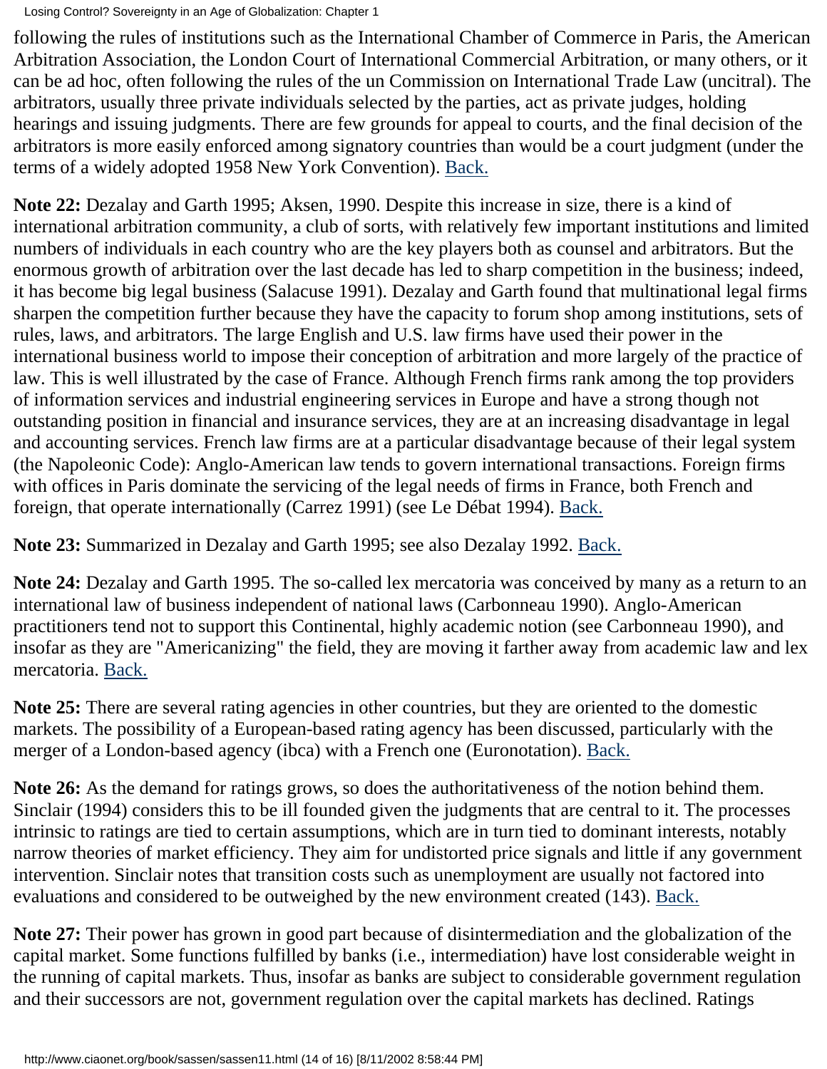following the rules of institutions such as the International Chamber of Commerce in Paris, the American Arbitration Association, the London Court of International Commercial Arbitration, or many others, or it can be ad hoc, often following the rules of the un Commission on International Trade Law (uncitral). The arbitrators, usually three private individuals selected by the parties, act as private judges, holding hearings and issuing judgments. There are few grounds for appeal to courts, and the final decision of the arbitrators is more easily enforced among signatory countries than would be a court judgment (under the terms of a widely adopted 1958 New York Convention). Back.

**Note 22:** Dezalay and Garth 1995; Aksen, 1990. Despite this increase in size, there is a kind of international arbitration community, a club of sorts, with relatively few important institutions and limited numbers of individuals in each country who are the key players both as counsel and arbitrators. But the enormous growth of arbitration over the last decade has led to sharp competition in the business; indeed, it has become big legal business (Salacuse 1991). Dezalay and Garth found that multinational legal firms sharpen the competition further because they have the capacity to forum shop among institutions, sets of rules, laws, and arbitrators. The large English and U.S. law firms have used their power in the international business world to impose their conception of arbitration and more largely of the practice of law. This is well illustrated by the case of France. Although French firms rank among the top providers of information services and industrial engineering services in Europe and have a strong though not outstanding position in financial and insurance services, they are at an increasing disadvantage in legal and accounting services. French law firms are at a particular disadvantage because of their legal system (the Napoleonic Code): Anglo-American law tends to govern international transactions. Foreign firms with offices in Paris dominate the servicing of the legal needs of firms in France, both French and foreign, that operate internationally (Carrez 1991) (see Le Débat 1994). Back.

**Note 23:** Summarized in Dezalay and Garth 1995; see also Dezalay 1992. Back.

**Note 24:** Dezalay and Garth 1995. The so-called lex mercatoria was conceived by many as a return to an international law of business independent of national laws (Carbonneau 1990). Anglo-American practitioners tend not to support this Continental, highly academic notion (see Carbonneau 1990), and insofar as they are "Americanizing" the field, they are moving it farther away from academic law and lex mercatoria. Back.

**Note 25:** There are several rating agencies in other countries, but they are oriented to the domestic markets. The possibility of a European-based rating agency has been discussed, particularly with the merger of a London-based agency (ibca) with a French one (Euronotation). Back.

**Note 26:** As the demand for ratings grows, so does the authoritativeness of the notion behind them. Sinclair (1994) considers this to be ill founded given the judgments that are central to it. The processes intrinsic to ratings are tied to certain assumptions, which are in turn tied to dominant interests, notably narrow theories of market efficiency. They aim for undistorted price signals and little if any government intervention. Sinclair notes that transition costs such as unemployment are usually not factored into evaluations and considered to be outweighed by the new environment created (143). Back.

**Note 27:** Their power has grown in good part because of disintermediation and the globalization of the capital market. Some functions fulfilled by banks (i.e., intermediation) have lost considerable weight in the running of capital markets. Thus, insofar as banks are subject to considerable government regulation and their successors are not, government regulation over the capital markets has declined. Ratings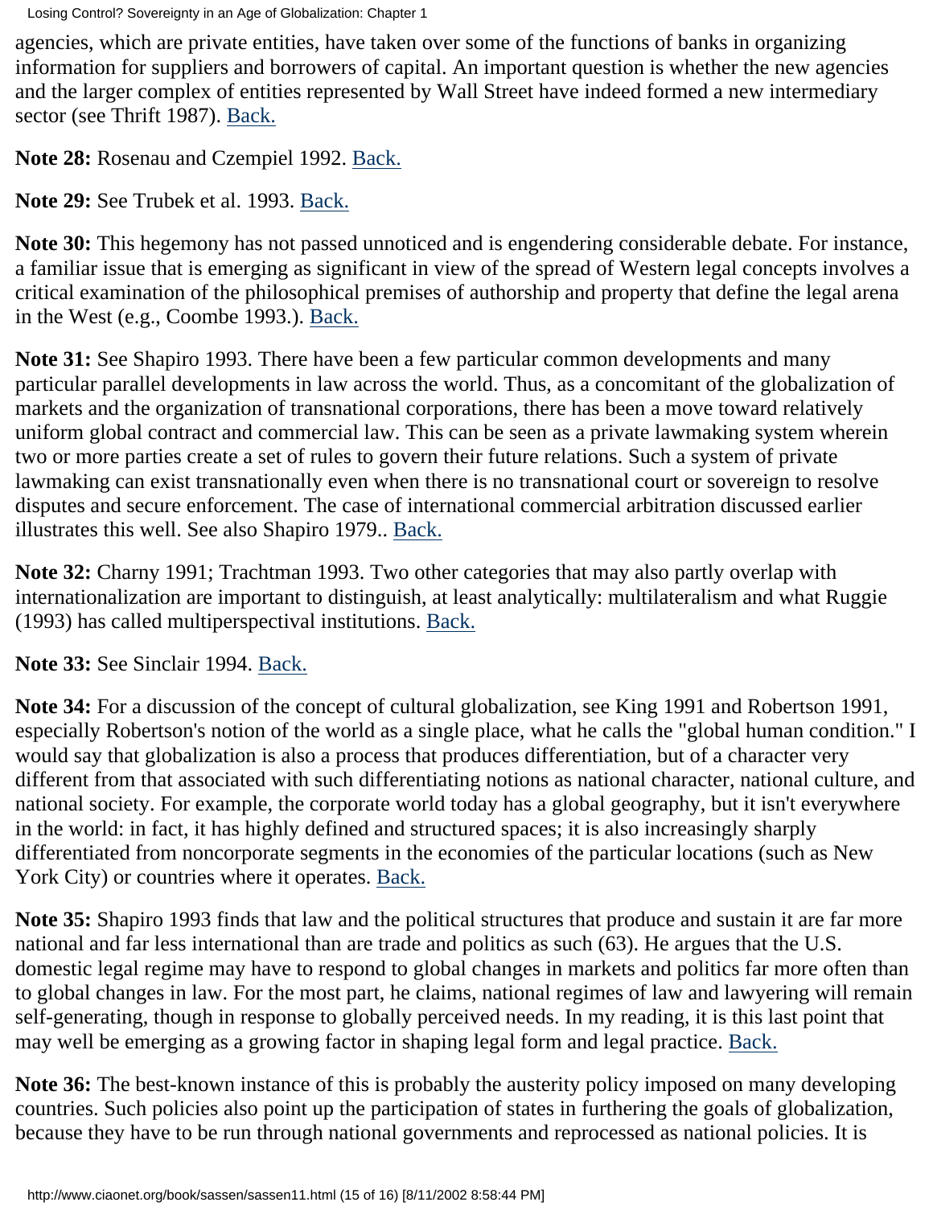agencies, which are private entities, have taken over some of the functions of banks in organizing information for suppliers and borrowers of capital. An important question is whether the new agencies and the larger complex of entities represented by Wall Street have indeed formed a new intermediary sector (see Thrift 1987). Back.

**Note 28:** Rosenau and Czempiel 1992. Back.

**Note 29:** See Trubek et al. 1993. Back.

**Note 30:** This hegemony has not passed unnoticed and is engendering considerable debate. For instance, a familiar issue that is emerging as significant in view of the spread of Western legal concepts involves a critical examination of the philosophical premises of authorship and property that define the legal arena in the West (e.g., Coombe 1993.). Back.

**Note 31:** See Shapiro 1993. There have been a few particular common developments and many particular parallel developments in law across the world. Thus, as a concomitant of the globalization of markets and the organization of transnational corporations, there has been a move toward relatively uniform global contract and commercial law. This can be seen as a private lawmaking system wherein two or more parties create a set of rules to govern their future relations. Such a system of private lawmaking can exist transnationally even when there is no transnational court or sovereign to resolve disputes and secure enforcement. The case of international commercial arbitration discussed earlier illustrates this well. See also Shapiro 1979.. Back.

**Note 32:** Charny 1991; Trachtman 1993. Two other categories that may also partly overlap with internationalization are important to distinguish, at least analytically: multilateralism and what Ruggie (1993) has called multiperspectival institutions. Back.

**Note 33:** See Sinclair 1994. Back.

**Note 34:** For a discussion of the concept of cultural globalization, see King 1991 and Robertson 1991, especially Robertson's notion of the world as a single place, what he calls the "global human condition." I would say that globalization is also a process that produces differentiation, but of a character very different from that associated with such differentiating notions as national character, national culture, and national society. For example, the corporate world today has a global geography, but it isn't everywhere in the world: in fact, it has highly defined and structured spaces; it is also increasingly sharply differentiated from noncorporate segments in the economies of the particular locations (such as New York City) or countries where it operates. Back.

**Note 35:** Shapiro 1993 finds that law and the political structures that produce and sustain it are far more national and far less international than are trade and politics as such (63). He argues that the U.S. domestic legal regime may have to respond to global changes in markets and politics far more often than to global changes in law. For the most part, he claims, national regimes of law and lawyering will remain self-generating, though in response to globally perceived needs. In my reading, it is this last point that may well be emerging as a growing factor in shaping legal form and legal practice. Back.

**Note 36:** The best-known instance of this is probably the austerity policy imposed on many developing countries. Such policies also point up the participation of states in furthering the goals of globalization, because they have to be run through national governments and reprocessed as national policies. It is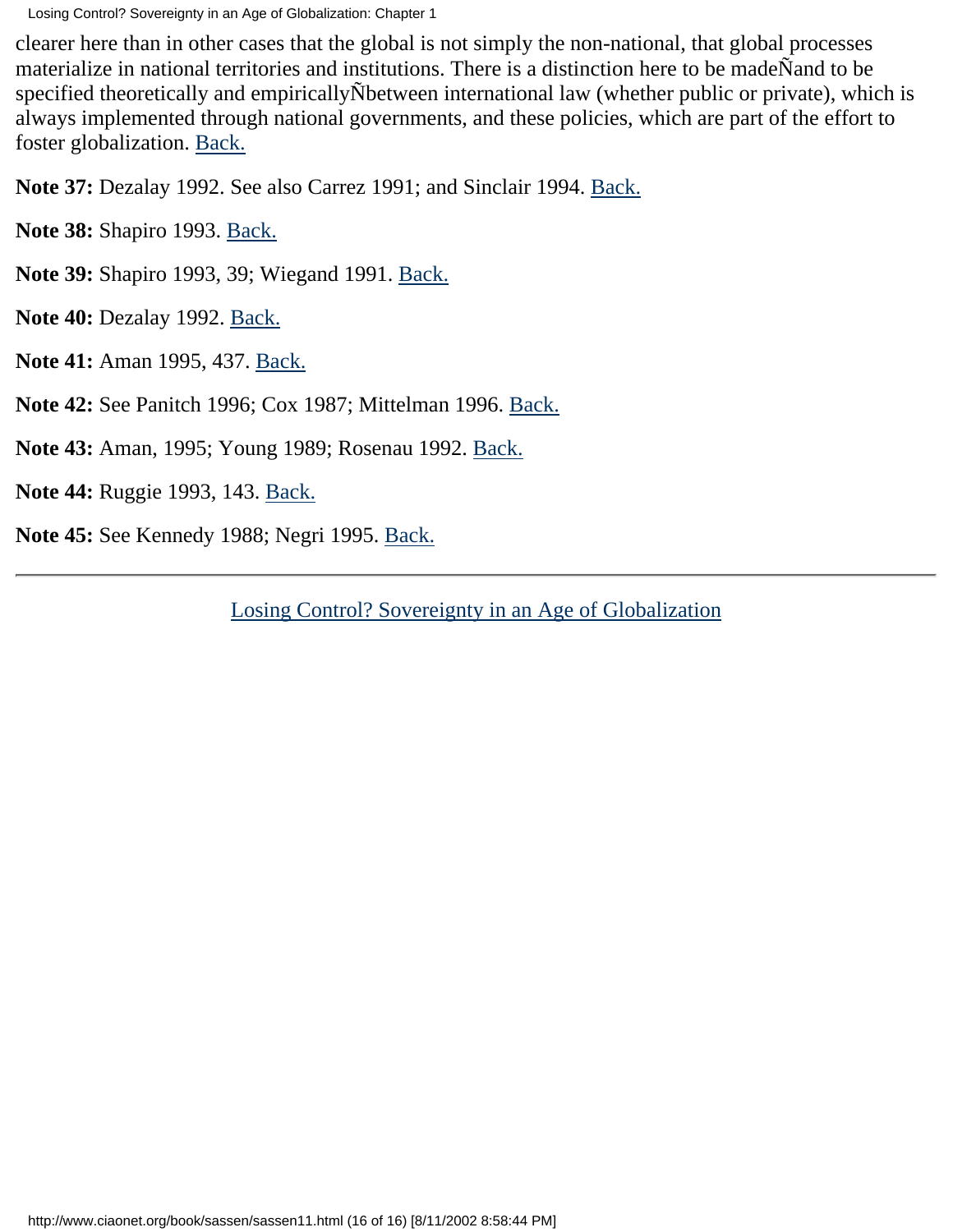clearer here than in other cases that the global is not simply the non-national, that global processes materialize in national territories and institutions. There is a distinction here to be madeÑand to be specified theoretically and empiricallyÑbetween international law (whether public or private), which is always implemented through national governments, and these policies, which are part of the effort to foster globalization. Back.

**Note 37:** Dezalay 1992. See also Carrez 1991; and Sinclair 1994. Back.

**Note 38:** Shapiro 1993. Back.

**Note 39:** Shapiro 1993, 39; Wiegand 1991. Back.

**Note 40:** Dezalay 1992. Back.

**Note 41:** Aman 1995, 437. Back.

**Note 42:** See Panitch 1996; Cox 1987; Mittelman 1996. Back.

**Note 43:** Aman, 1995; Young 1989; Rosenau 1992. Back.

**Note 44:** Ruggie 1993, 143. Back.

**Note 45:** See Kennedy 1988; Negri 1995. Back.

---

Losing Control? Sovereignty in an Age of Globalization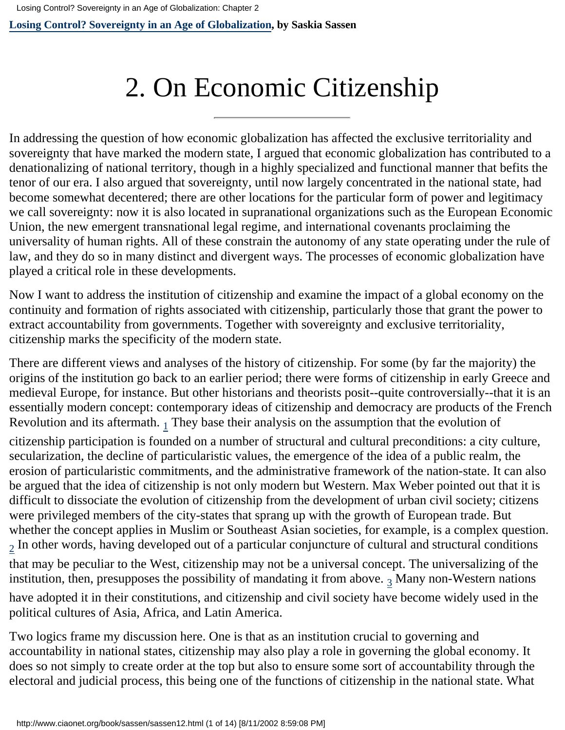# 2. On Economic Citizenship

In addressing the question of how economic globalization has affected the exclusive territoriality and sovereignty that have marked the modern state, I argued that economic globalization has contributed to a denationalizing of national territory, though in a highly specialized and functional manner that befits the tenor of our era. I also argued that sovereignty, until now largely concentrated in the national state, had become somewhat decentered; there are other locations for the particular form of power and legitimacy we call sovereignty: now it is also located in supranational organizations such as the European Economic Union, the new emergent transnational legal regime, and international covenants proclaiming the universality of human rights. All of these constrain the autonomy of any state operating under the rule of law, and they do so in many distinct and divergent ways. The processes of economic globalization have played a critical role in these developments.

Now I want to address the institution of citizenship and examine the impact of a global economy on the continuity and formation of rights associated with citizenship, particularly those that grant the power to extract accountability from governments. Together with sovereignty and exclusive territoriality, citizenship marks the specificity of the modern state.

There are different views and analyses of the history of citizenship. For some (by far the majority) the origins of the institution go back to an earlier period; there were forms of citizenship in early Greece and medieval Europe, for instance. But other historians and theorists posit--quite controversially--that it is an essentially modern concept: contemporary ideas of citizenship and democracy are products of the French Revolution and its aftermath. [1] They base their analysis on the assumption that the evolution of citizenship participation is founded on a number of structural and cultural preconditions: a city culture, secularization, the decline of particularistic values, the emergence of the idea of a public realm, the erosion of particularistic commitments, and the administrative framework of the nation-state. It can also be argued that the idea of citizenship is not only modern but Western. Max Weber pointed out that it is difficult to dissociate the evolution of citizenship from the development of urban civil society; citizens were privileged members of the city-states that sprang up with the growth of European trade. But whether the concept applies in Muslim or Southeast Asian societies, for example, is a complex question. [2] In other words, having developed out of a particular conjuncture of cultural and structural conditions that may be peculiar to the West, citizenship may not be a universal concept. The universalizing of the institution, then, presupposes the possibility of mandating it from above. [3] Many non-Western nations have adopted it in their constitutions, and citizenship and civil society have become widely used in the political cultures of Asia, Africa, and Latin America.

Two logics frame my discussion here. One is that as an institution crucial to governing and accountability in national states, citizenship may also play a role in governing the global economy. It does so not simply to create order at the top but also to ensure some sort of accountability through the electoral and judicial process, this being one of the functions of citizenship in the national state. What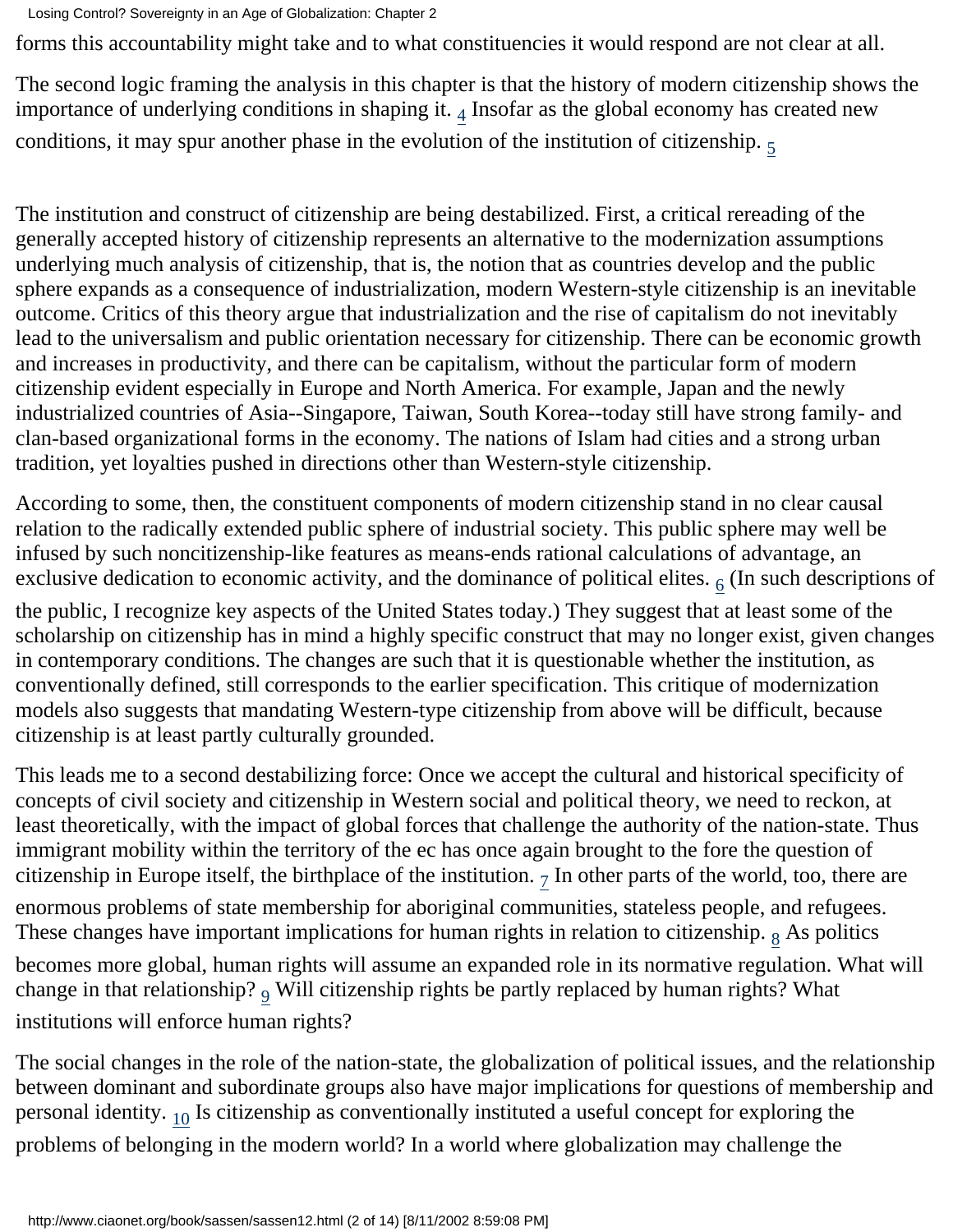forms this accountability might take and to what constituencies it would respond are not clear at all.

The second logic framing the analysis in this chapter is that the history of modern citizenship shows the importance of underlying conditions in shaping it. [4] Insofar as the global economy has created new conditions, it may spur another phase in the evolution of the institution of citizenship. [5]

The institution and construct of citizenship are being destabilized. First, a critical rereading of the generally accepted history of citizenship represents an alternative to the modernization assumptions underlying much analysis of citizenship, that is, the notion that as countries develop and the public sphere expands as a consequence of industrialization, modern Western-style citizenship is an inevitable outcome. Critics of this theory argue that industrialization and the rise of capitalism do not inevitably lead to the universalism and public orientation necessary for citizenship. There can be economic growth and increases in productivity, and there can be capitalism, without the particular form of modern citizenship evident especially in Europe and North America. For example, Japan and the newly industrialized countries of Asia--Singapore, Taiwan, South Korea--today still have strong family- and clan-based organizational forms in the economy. The nations of Islam had cities and a strong urban tradition, yet loyalties pushed in directions other than Western-style citizenship.

According to some, then, the constituent components of modern citizenship stand in no clear causal relation to the radically extended public sphere of industrial society. This public sphere may well be infused by such noncitizenship-like features as means-ends rational calculations of advantage, an exclusive dedication to economic activity, and the dominance of political elites. [6] (In such descriptions of the public, I recognize key aspects of the United States today.) They suggest that at least some of the scholarship on citizenship has in mind a highly specific construct that may no longer exist, given changes in contemporary conditions. The changes are such that it is questionable whether the institution, as conventionally defined, still corresponds to the earlier specification. This critique of modernization models also suggests that mandating Western-type citizenship from above will be difficult, because citizenship is at least partly culturally grounded.

This leads me to a second destabilizing force: Once we accept the cultural and historical specificity of concepts of civil society and citizenship in Western social and political theory, we need to reckon, at least theoretically, with the impact of global forces that challenge the authority of the nation-state. Thus immigrant mobility within the territory of the ec has once again brought to the fore the question of citizenship in Europe itself, the birthplace of the institution. [7] In other parts of the world, too, there are enormous problems of state membership for aboriginal communities, stateless people, and refugees. These changes have important implications for human rights in relation to citizenship. [8] As politics becomes more global, human rights will assume an expanded role in its normative regulation. What will change in that relationship? [9] Will citizenship rights be partly replaced by human rights? What institutions will enforce human rights?

The social changes in the role of the nation-state, the globalization of political issues, and the relationship between dominant and subordinate groups also have major implications for questions of membership and personal identity. [10] Is citizenship as conventionally instituted a useful concept for exploring the problems of belonging in the modern world? In a world where globalization may challenge the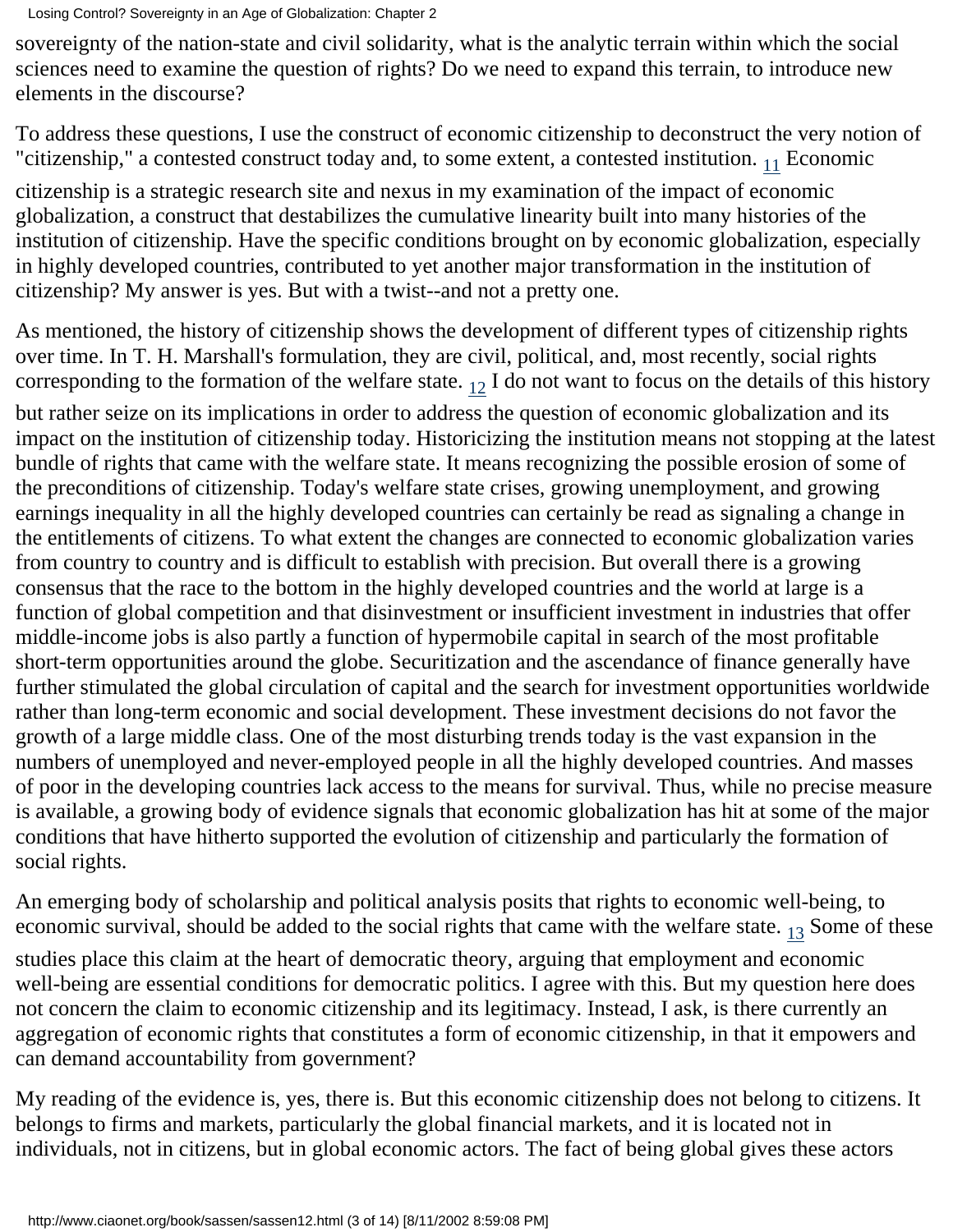sovereignty of the nation-state and civil solidarity, what is the analytic terrain within which the social sciences need to examine the question of rights? Do we need to expand this terrain, to introduce new elements in the discourse?

To address these questions, I use the construct of economic citizenship to deconstruct the very notion of "citizenship," a contested construct today and, to some extent, a contested institution. [11] Economic citizenship is a strategic research site and nexus in my examination of the impact of economic globalization, a construct that destabilizes the cumulative linearity built into many histories of the institution of citizenship. Have the specific conditions brought on by economic globalization, especially in highly developed countries, contributed to yet another major transformation in the institution of citizenship? My answer is yes. But with a twist--and not a pretty one.

As mentioned, the history of citizenship shows the development of different types of citizenship rights over time. In T. H. Marshall's formulation, they are civil, political, and, most recently, social rights corresponding to the formation of the welfare state. [12] I do not want to focus on the details of this history but rather seize on its implications in order to address the question of economic globalization and its impact on the institution of citizenship today. Historicizing the institution means not stopping at the latest bundle of rights that came with the welfare state. It means recognizing the possible erosion of some of the preconditions of citizenship. Today's welfare state crises, growing unemployment, and growing earnings inequality in all the highly developed countries can certainly be read as signaling a change in the entitlements of citizens. To what extent the changes are connected to economic globalization varies from country to country and is difficult to establish with precision. But overall there is a growing consensus that the race to the bottom in the highly developed countries and the world at large is a function of global competition and that disinvestment or insufficient investment in industries that offer middle-income jobs is also partly a function of hypermobile capital in search of the most profitable short-term opportunities around the globe. Securitization and the ascendance of finance generally have further stimulated the global circulation of capital and the search for investment opportunities worldwide rather than long-term economic and social development. These investment decisions do not favor the growth of a large middle class. One of the most disturbing trends today is the vast expansion in the numbers of unemployed and never-employed people in all the highly developed countries. And masses of poor in the developing countries lack access to the means for survival. Thus, while no precise measure is available, a growing body of evidence signals that economic globalization has hit at some of the major conditions that have hitherto supported the evolution of citizenship and particularly the formation of social rights.

An emerging body of scholarship and political analysis posits that rights to economic well-being, to economic survival, should be added to the social rights that came with the welfare state. [13] Some of these studies place this claim at the heart of democratic theory, arguing that employment and economic well-being are essential conditions for democratic politics. I agree with this. But my question here does not concern the claim to economic citizenship and its legitimacy. Instead, I ask, is there currently an aggregation of economic rights that constitutes a form of economic citizenship, in that it empowers and can demand accountability from government?

My reading of the evidence is, yes, there is. But this economic citizenship does not belong to citizens. It belongs to firms and markets, particularly the global financial markets, and it is located not in individuals, not in citizens, but in global economic actors. The fact of being global gives these actors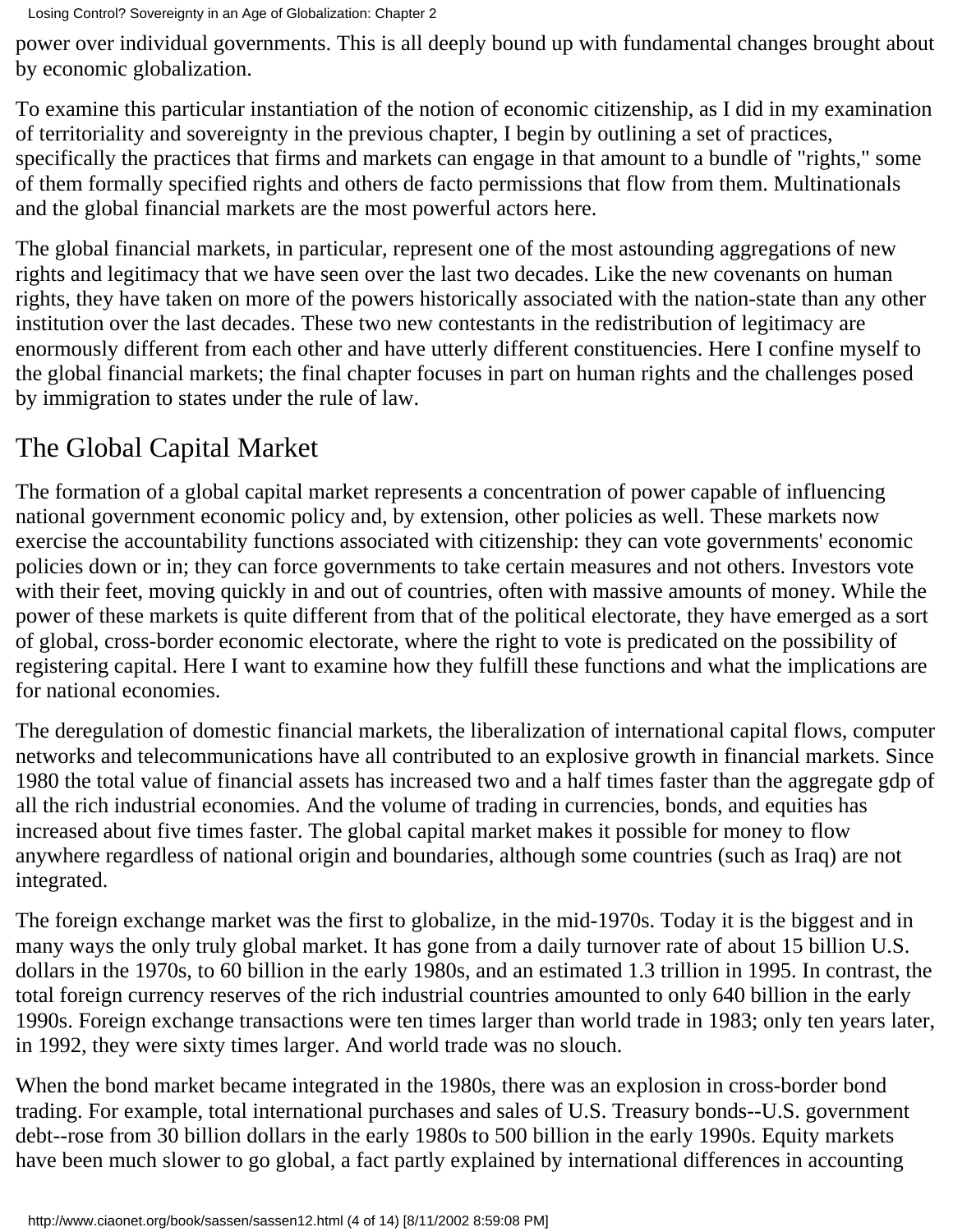power over individual governments. This is all deeply bound up with fundamental changes brought about by economic globalization.

To examine this particular instantiation of the notion of economic citizenship, as I did in my examination of territoriality and sovereignty in the previous chapter, I begin by outlining a set of practices, specifically the practices that firms and markets can engage in that amount to a bundle of "rights," some of them formally specified rights and others de facto permissions that flow from them. Multinationals and the global financial markets are the most powerful actors here.

The global financial markets, in particular, represent one of the most astounding aggregations of new rights and legitimacy that we have seen over the last two decades. Like the new covenants on human rights, they have taken on more of the powers historically associated with the nation-state than any other institution over the last decades. These two new contestants in the redistribution of legitimacy are enormously different from each other and have utterly different constituencies. Here I confine myself to the global financial markets; the final chapter focuses in part on human rights and the challenges posed by immigration to states under the rule of law.

## The Global Capital Market

The formation of a global capital market represents a concentration of power capable of influencing national government economic policy and, by extension, other policies as well. These markets now exercise the accountability functions associated with citizenship: they can vote governments' economic policies down or in; they can force governments to take certain measures and not others. Investors vote with their feet, moving quickly in and out of countries, often with massive amounts of money. While the power of these markets is quite different from that of the political electorate, they have emerged as a sort of global, cross-border economic electorate, where the right to vote is predicated on the possibility of registering capital. Here I want to examine how they fulfill these functions and what the implications are for national economies.

The deregulation of domestic financial markets, the liberalization of international capital flows, computer networks and telecommunications have all contributed to an explosive growth in financial markets. Since 1980 the total value of financial assets has increased two and a half times faster than the aggregate gdp of all the rich industrial economies. And the volume of trading in currencies, bonds, and equities has increased about five times faster. The global capital market makes it possible for money to flow anywhere regardless of national origin and boundaries, although some countries (such as Iraq) are not integrated.

The foreign exchange market was the first to globalize, in the mid-1970s. Today it is the biggest and in many ways the only truly global market. It has gone from a daily turnover rate of about 15 billion U.S. dollars in the 1970s, to 60 billion in the early 1980s, and an estimated 1.3 trillion in 1995. In contrast, the total foreign currency reserves of the rich industrial countries amounted to only 640 billion in the early 1990s. Foreign exchange transactions were ten times larger than world trade in 1983; only ten years later, in 1992, they were sixty times larger. And world trade was no slouch.

When the bond market became integrated in the 1980s, there was an explosion in cross-border bond trading. For example, total international purchases and sales of U.S. Treasury bonds--U.S. government debt--rose from 30 billion dollars in the early 1980s to 500 billion in the early 1990s. Equity markets have been much slower to go global, a fact partly explained by international differences in accounting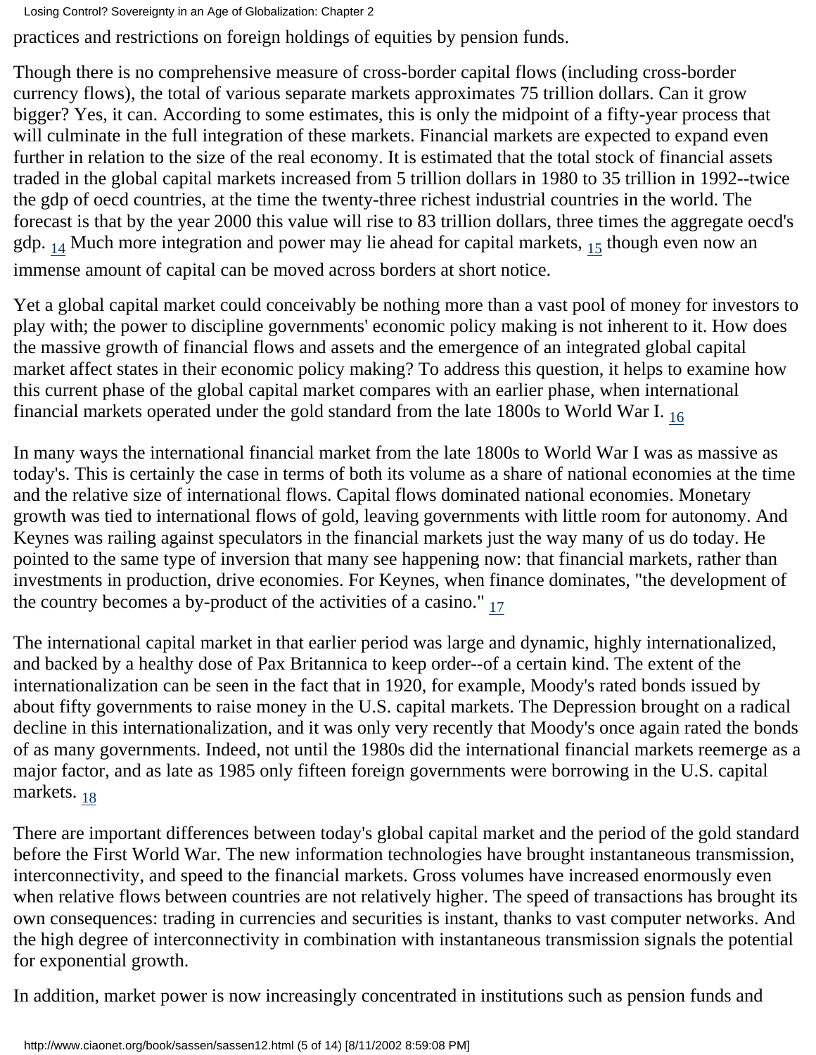practices and restrictions on foreign holdings of equities by pension funds.

Though there is no comprehensive measure of cross-border capital flows (including cross-border currency flows), the total of various separate markets approximates 75 trillion dollars. Can it grow bigger? Yes, it can. According to some estimates, this is only the midpoint of a fifty-year process that will culminate in the full integration of these markets. Financial markets are expected to expand even further in relation to the size of the real economy. It is estimated that the total stock of financial assets traded in the global capital markets increased from 5 trillion dollars in 1980 to 35 trillion in 1992--twice the gdp of oecd countries, at the time the twenty-three richest industrial countries in the world. The forecast is that by the year 2000 this value will rise to 83 trillion dollars, three times the aggregate oecd's gdp. [14] Much more integration and power may lie ahead for capital markets, [15] though even now an immense amount of capital can be moved across borders at short notice.

Yet a global capital market could conceivably be nothing more than a vast pool of money for investors to play with; the power to discipline governments' economic policy making is not inherent to it. How does the massive growth of financial flows and assets and the emergence of an integrated global capital market affect states in their economic policy making? To address this question, it helps to examine how this current phase of the global capital market compares with an earlier phase, when international financial markets operated under the gold standard from the late 1800s to World War I. [16]

In many ways the international financial market from the late 1800s to World War I was as massive as today's. This is certainly the case in terms of both its volume as a share of national economies at the time and the relative size of international flows. Capital flows dominated national economies. Monetary growth was tied to international flows of gold, leaving governments with little room for autonomy. And Keynes was railing against speculators in the financial markets just the way many of us do today. He pointed to the same type of inversion that many see happening now: that financial markets, rather than investments in production, drive economies. For Keynes, when finance dominates, "the development of the country becomes a by-product of the activities of a casino." [17]

The international capital market in that earlier period was large and dynamic, highly internationalized, and backed by a healthy dose of Pax Britannica to keep order--of a certain kind. The extent of the internationalization can be seen in the fact that in 1920, for example, Moody's rated bonds issued by about fifty governments to raise money in the U.S. capital markets. The Depression brought on a radical decline in this internationalization, and it was only very recently that Moody's once again rated the bonds of as many governments. Indeed, not until the 1980s did the international financial markets reemerge as a major factor, and as late as 1985 only fifteen foreign governments were borrowing in the U.S. capital markets. [18]

There are important differences between today's global capital market and the period of the gold standard before the First World War. The new information technologies have brought instantaneous transmission, interconnectivity, and speed to the financial markets. Gross volumes have increased enormously even when relative flows between countries are not relatively higher. The speed of transactions has brought its own consequences: trading in currencies and securities is instant, thanks to vast computer networks. And the high degree of interconnectivity in combination with instantaneous transmission signals the potential for exponential growth.

In addition, market power is now increasingly concentrated in institutions such as pension funds and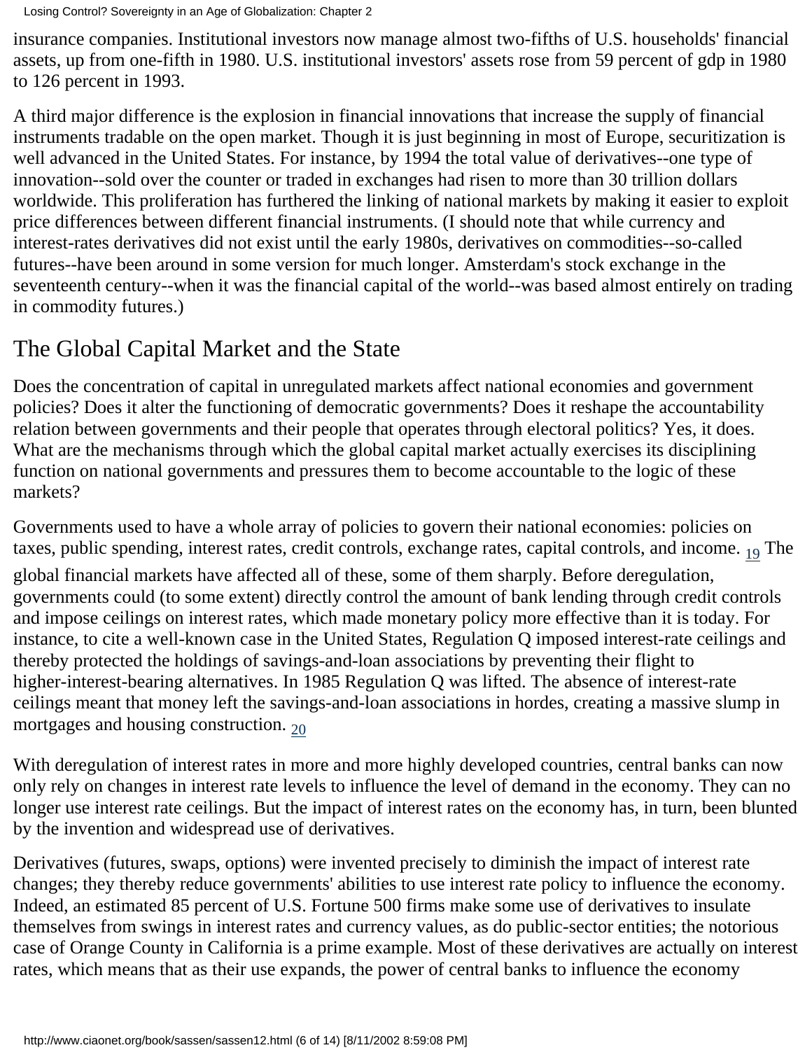insurance companies. Institutional investors now manage almost two-fifths of U.S. households' financial assets, up from one-fifth in 1980. U.S. institutional investors' assets rose from 59 percent of gdp in 1980 to 126 percent in 1993.

A third major difference is the explosion in financial innovations that increase the supply of financial instruments tradable on the open market. Though it is just beginning in most of Europe, securitization is well advanced in the United States. For instance, by 1994 the total value of derivatives--one type of innovation--sold over the counter or traded in exchanges had risen to more than 30 trillion dollars worldwide. This proliferation has furthered the linking of national markets by making it easier to exploit price differences between different financial instruments. (I should note that while currency and interest-rates derivatives did not exist until the early 1980s, derivatives on commodities--so-called futures--have been around in some version for much longer. Amsterdam's stock exchange in the seventeenth century--when it was the financial capital of the world--was based almost entirely on trading in commodity futures.)

## The Global Capital Market and the State

Does the concentration of capital in unregulated markets affect national economies and government policies? Does it alter the functioning of democratic governments? Does it reshape the accountability relation between governments and their people that operates through electoral politics? Yes, it does. What are the mechanisms through which the global capital market actually exercises its disciplining function on national governments and pressures them to become accountable to the logic of these markets?

Governments used to have a whole array of policies to govern their national economies: policies on taxes, public spending, interest rates, credit controls, exchange rates, capital controls, and income. [19] The global financial markets have affected all of these, some of them sharply. Before deregulation, governments could (to some extent) directly control the amount of bank lending through credit controls and impose ceilings on interest rates, which made monetary policy more effective than it is today. For instance, to cite a well-known case in the United States, Regulation Q imposed interest-rate ceilings and thereby protected the holdings of savings-and-loan associations by preventing their flight to higher-interest-bearing alternatives. In 1985 Regulation Q was lifted. The absence of interest-rate ceilings meant that money left the savings-and-loan associations in hordes, creating a massive slump in mortgages and housing construction. [20]

With deregulation of interest rates in more and more highly developed countries, central banks can now only rely on changes in interest rate levels to influence the level of demand in the economy. They can no longer use interest rate ceilings. But the impact of interest rates on the economy has, in turn, been blunted by the invention and widespread use of derivatives.

Derivatives (futures, swaps, options) were invented precisely to diminish the impact of interest rate changes; they thereby reduce governments' abilities to use interest rate policy to influence the economy. Indeed, an estimated 85 percent of U.S. Fortune 500 firms make some use of derivatives to insulate themselves from swings in interest rates and currency values, as do public-sector entities; the notorious case of Orange County in California is a prime example. Most of these derivatives are actually on interest rates, which means that as their use expands, the power of central banks to influence the economy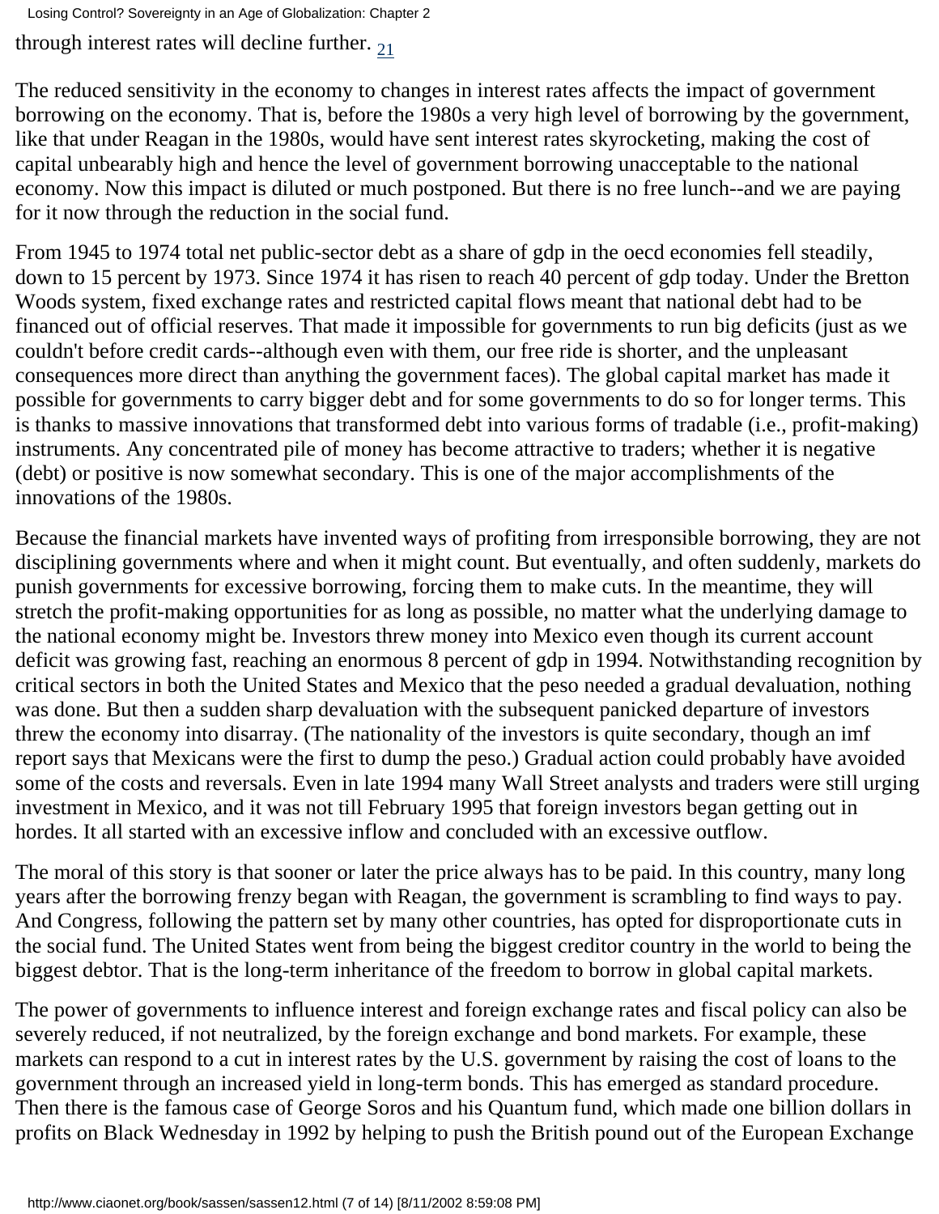through interest rates will decline further. [21]

The reduced sensitivity in the economy to changes in interest rates affects the impact of government borrowing on the economy. That is, before the 1980s a very high level of borrowing by the government, like that under Reagan in the 1980s, would have sent interest rates skyrocketing, making the cost of capital unbearably high and hence the level of government borrowing unacceptable to the national economy. Now this impact is diluted or much postponed. But there is no free lunch--and we are paying for it now through the reduction in the social fund.

From 1945 to 1974 total net public-sector debt as a share of gdp in the oecd economies fell steadily, down to 15 percent by 1973. Since 1974 it has risen to reach 40 percent of gdp today. Under the Bretton Woods system, fixed exchange rates and restricted capital flows meant that national debt had to be financed out of official reserves. That made it impossible for governments to run big deficits (just as we couldn't before credit cards--although even with them, our free ride is shorter, and the unpleasant consequences more direct than anything the government faces). The global capital market has made it possible for governments to carry bigger debt and for some governments to do so for longer terms. This is thanks to massive innovations that transformed debt into various forms of tradable (i.e., profit-making) instruments. Any concentrated pile of money has become attractive to traders; whether it is negative (debt) or positive is now somewhat secondary. This is one of the major accomplishments of the innovations of the 1980s.

Because the financial markets have invented ways of profiting from irresponsible borrowing, they are not disciplining governments where and when it might count. But eventually, and often suddenly, markets do punish governments for excessive borrowing, forcing them to make cuts. In the meantime, they will stretch the profit-making opportunities for as long as possible, no matter what the underlying damage to the national economy might be. Investors threw money into Mexico even though its current account deficit was growing fast, reaching an enormous 8 percent of gdp in 1994. Notwithstanding recognition by critical sectors in both the United States and Mexico that the peso needed a gradual devaluation, nothing was done. But then a sudden sharp devaluation with the subsequent panicked departure of investors threw the economy into disarray. (The nationality of the investors is quite secondary, though an imf report says that Mexicans were the first to dump the peso.) Gradual action could probably have avoided some of the costs and reversals. Even in late 1994 many Wall Street analysts and traders were still urging investment in Mexico, and it was not till February 1995 that foreign investors began getting out in hordes. It all started with an excessive inflow and concluded with an excessive outflow.

The moral of this story is that sooner or later the price always has to be paid. In this country, many long years after the borrowing frenzy began with Reagan, the government is scrambling to find ways to pay. And Congress, following the pattern set by many other countries, has opted for disproportionate cuts in the social fund. The United States went from being the biggest creditor country in the world to being the biggest debtor. That is the long-term inheritance of the freedom to borrow in global capital markets.

The power of governments to influence interest and foreign exchange rates and fiscal policy can also be severely reduced, if not neutralized, by the foreign exchange and bond markets. For example, these markets can respond to a cut in interest rates by the U.S. government by raising the cost of loans to the government through an increased yield in long-term bonds. This has emerged as standard procedure. Then there is the famous case of George Soros and his Quantum fund, which made one billion dollars in profits on Black Wednesday in 1992 by helping to push the British pound out of the European Exchange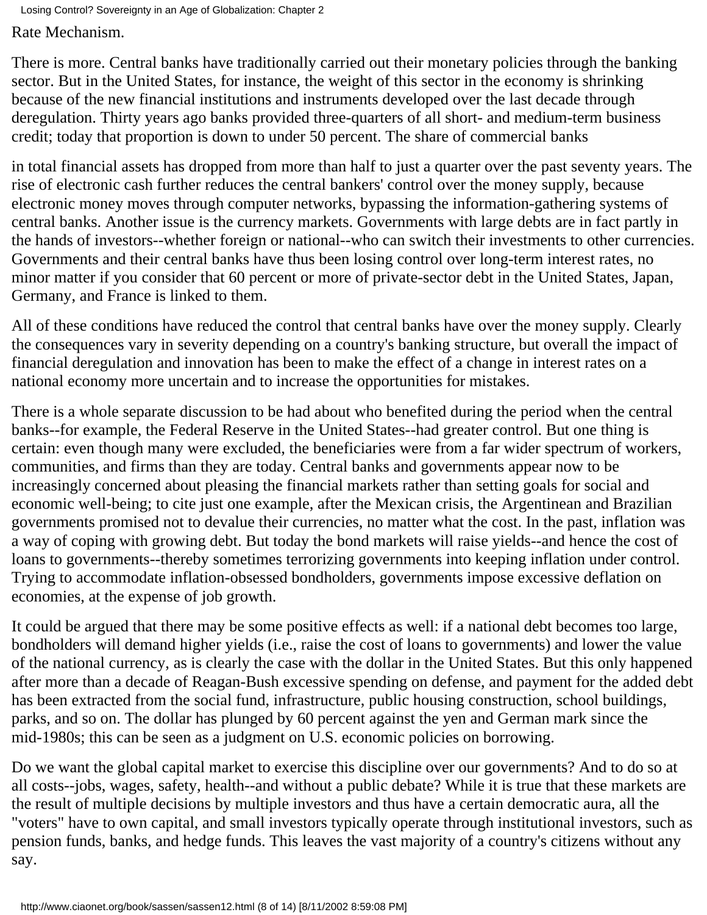Rate Mechanism.

There is more. Central banks have traditionally carried out their monetary policies through the banking sector. But in the United States, for instance, the weight of this sector in the economy is shrinking because of the new financial institutions and instruments developed over the last decade through deregulation. Thirty years ago banks provided three-quarters of all short- and medium-term business credit; today that proportion is down to under 50 percent. The share of commercial banks in total financial assets has dropped from more than half to just a quarter over the past seventy years. The rise of electronic cash further reduces the central bankers' control over the money supply, because electronic money moves through computer networks, bypassing the information-gathering systems of central banks. Another issue is the currency markets. Governments with large debts are in fact partly in the hands of investors--whether foreign or national--who can switch their investments to other currencies. Governments and their central banks have thus been losing control over long-term interest rates, no minor matter if you consider that 60 percent or more of private-sector debt in the United States, Japan, Germany, and France is linked to them.

All of these conditions have reduced the control that central banks have over the money supply. Clearly the consequences vary in severity depending on a country's banking structure, but overall the impact of financial deregulation and innovation has been to make the effect of a change in interest rates on a national economy more uncertain and to increase the opportunities for mistakes.

There is a whole separate discussion to be had about who benefited during the period when the central banks--for example, the Federal Reserve in the United States--had greater control. But one thing is certain: even though many were excluded, the beneficiaries were from a far wider spectrum of workers, communities, and firms than they are today. Central banks and governments appear now to be increasingly concerned about pleasing the financial markets rather than setting goals for social and economic well-being; to cite just one example, after the Mexican crisis, the Argentinean and Brazilian governments promised not to devalue their currencies, no matter what the cost. In the past, inflation was a way of coping with growing debt. But today the bond markets will raise yields--and hence the cost of loans to governments--thereby sometimes terrorizing governments into keeping inflation under control. Trying to accommodate inflation-obsessed bondholders, governments impose excessive deflation on economies, at the expense of job growth.

It could be argued that there may be some positive effects as well: if a national debt becomes too large, bondholders will demand higher yields (i.e., raise the cost of loans to governments) and lower the value of the national currency, as is clearly the case with the dollar in the United States. But this only happened after more than a decade of Reagan-Bush excessive spending on defense, and payment for the added debt has been extracted from the social fund, infrastructure, public housing construction, school buildings, parks, and so on. The dollar has plunged by 60 percent against the yen and German mark since the mid-1980s; this can be seen as a judgment on U.S. economic policies on borrowing.

Do we want the global capital market to exercise this discipline over our governments? And to do so at all costs--jobs, wages, safety, health--and without a public debate? While it is true that these markets are the result of multiple decisions by multiple investors and thus have a certain democratic aura, all the "voters" have to own capital, and small investors typically operate through institutional investors, such as pension funds, banks, and hedge funds. This leaves the vast majority of a country's citizens without any say.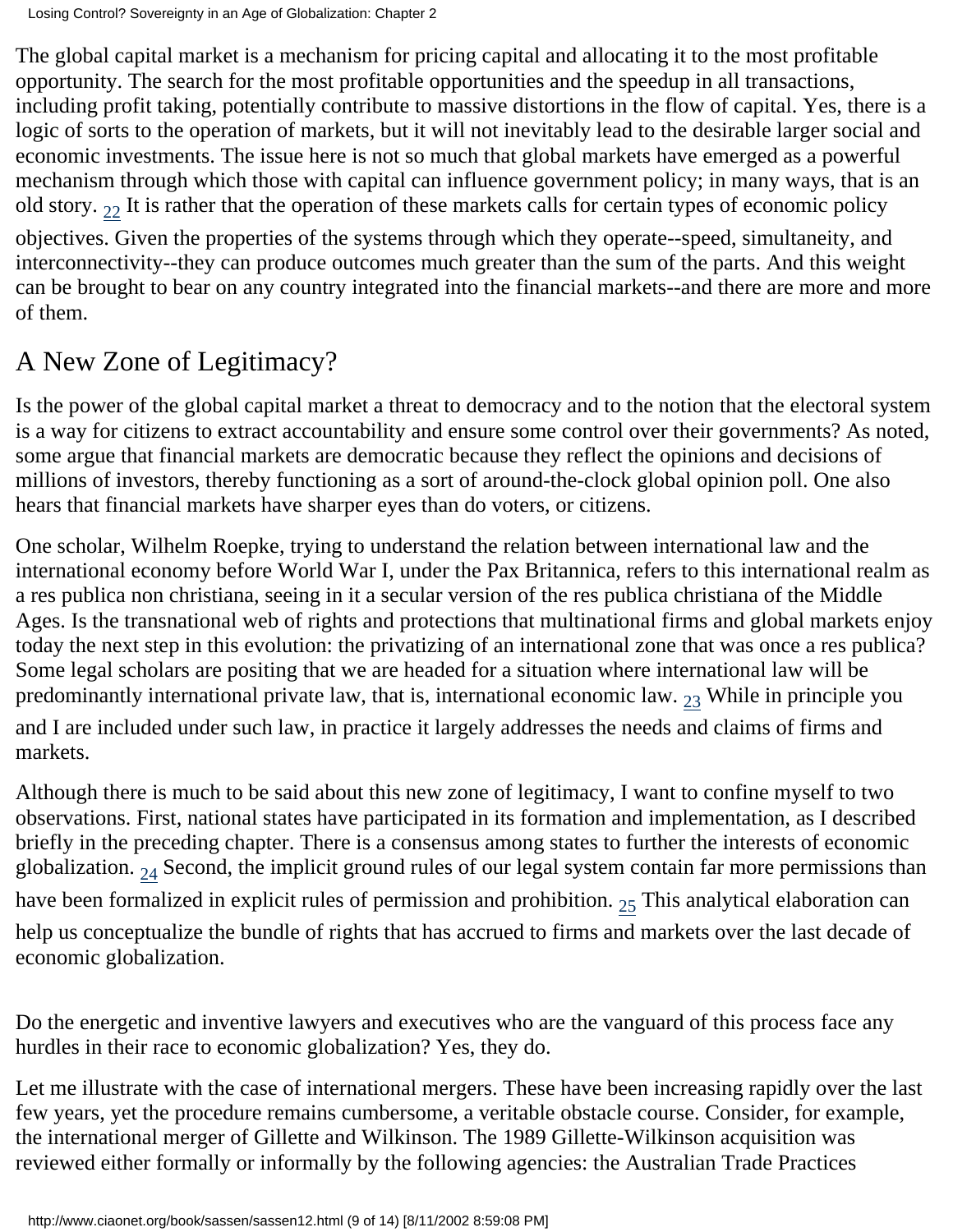The global capital market is a mechanism for pricing capital and allocating it to the most profitable opportunity. The search for the most profitable opportunities and the speedup in all transactions, including profit taking, potentially contribute to massive distortions in the flow of capital. Yes, there is a logic of sorts to the operation of markets, but it will not inevitably lead to the desirable larger social and economic investments. The issue here is not so much that global markets have emerged as a powerful mechanism through which those with capital can influence government policy; in many ways, that is an old story. [22] It is rather that the operation of these markets calls for certain types of economic policy objectives. Given the properties of the systems through which they operate--speed, simultaneity, and interconnectivity--they can produce outcomes much greater than the sum of the parts. And this weight can be brought to bear on any country integrated into the financial markets--and there are more and more of them.

## A New Zone of Legitimacy?

Is the power of the global capital market a threat to democracy and to the notion that the electoral system is a way for citizens to extract accountability and ensure some control over their governments? As noted, some argue that financial markets are democratic because they reflect the opinions and decisions of millions of investors, thereby functioning as a sort of around-the-clock global opinion poll. One also hears that financial markets have sharper eyes than do voters, or citizens.

One scholar, Wilhelm Roepke, trying to understand the relation between international law and the international economy before World War I, under the Pax Britannica, refers to this international realm as a res publica non christiana, seeing in it a secular version of the res publica christiana of the Middle Ages. Is the transnational web of rights and protections that multinational firms and global markets enjoy today the next step in this evolution: the privatizing of an international zone that was once a res publica? Some legal scholars are positing that we are headed for a situation where international law will be predominantly international private law, that is, international economic law. [23] While in principle you and I are included under such law, in practice it largely addresses the needs and claims of firms and markets.

Although there is much to be said about this new zone of legitimacy, I want to confine myself to two observations. First, national states have participated in its formation and implementation, as I described briefly in the preceding chapter. There is a consensus among states to further the interests of economic globalization. [24] Second, the implicit ground rules of our legal system contain far more permissions than have been formalized in explicit rules of permission and prohibition. [25] This analytical elaboration can help us conceptualize the bundle of rights that has accrued to firms and markets over the last decade of economic globalization.

Do the energetic and inventive lawyers and executives who are the vanguard of this process face any hurdles in their race to economic globalization? Yes, they do.

Let me illustrate with the case of international mergers. These have been increasing rapidly over the last few years, yet the procedure remains cumbersome, a veritable obstacle course. Consider, for example, the international merger of Gillette and Wilkinson. The 1989 Gillette-Wilkinson acquisition was reviewed either formally or informally by the following agencies: the Australian Trade Practices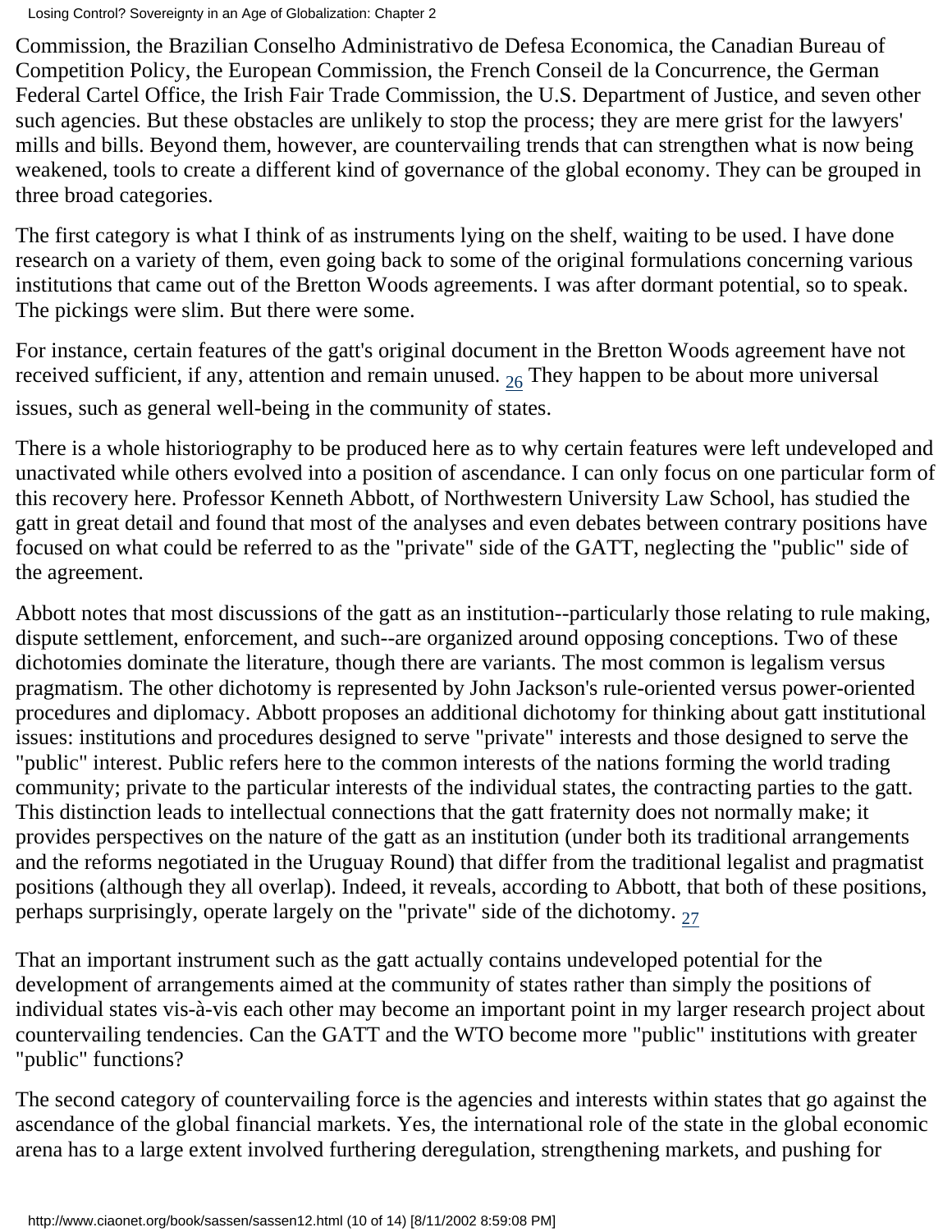Commission, the Brazilian Conselho Administrativo de Defesa Economica, the Canadian Bureau of Competition Policy, the European Commission, the French Conseil de la Concurrence, the German Federal Cartel Office, the Irish Fair Trade Commission, the U.S. Department of Justice, and seven other such agencies. But these obstacles are unlikely to stop the process; they are mere grist for the lawyers' mills and bills. Beyond them, however, are countervailing trends that can strengthen what is now being weakened, tools to create a different kind of governance of the global economy. They can be grouped in three broad categories.

The first category is what I think of as instruments lying on the shelf, waiting to be used. I have done research on a variety of them, even going back to some of the original formulations concerning various institutions that came out of the Bretton Woods agreements. I was after dormant potential, so to speak. The pickings were slim. But there were some.

For instance, certain features of the gatt's original document in the Bretton Woods agreement have not received sufficient, if any, attention and remain unused. [26] They happen to be about more universal issues, such as general well-being in the community of states.

There is a whole historiography to be produced here as to why certain features were left undeveloped and unactivated while others evolved into a position of ascendance. I can only focus on one particular form of this recovery here. Professor Kenneth Abbott, of Northwestern University Law School, has studied the gatt in great detail and found that most of the analyses and even debates between contrary positions have focused on what could be referred to as the "private" side of the GATT, neglecting the "public" side of the agreement.

Abbott notes that most discussions of the gatt as an institution--particularly those relating to rule making, dispute settlement, enforcement, and such--are organized around opposing conceptions. Two of these dichotomies dominate the literature, though there are variants. The most common is legalism versus pragmatism. The other dichotomy is represented by John Jackson's rule-oriented versus power-oriented procedures and diplomacy. Abbott proposes an additional dichotomy for thinking about gatt institutional issues: institutions and procedures designed to serve "private" interests and those designed to serve the "public" interest. Public refers here to the common interests of the nations forming the world trading community; private to the particular interests of the individual states, the contracting parties to the gatt. This distinction leads to intellectual connections that the gatt fraternity does not normally make; it provides perspectives on the nature of the gatt as an institution (under both its traditional arrangements and the reforms negotiated in the Uruguay Round) that differ from the traditional legalist and pragmatist positions (although they all overlap). Indeed, it reveals, according to Abbott, that both of these positions, perhaps surprisingly, operate largely on the "private" side of the dichotomy. [27]

That an important instrument such as the gatt actually contains undeveloped potential for the development of arrangements aimed at the community of states rather than simply the positions of individual states vis-à-vis each other may become an important point in my larger research project about countervailing tendencies. Can the GATT and the WTO become more "public" institutions with greater "public" functions?

The second category of countervailing force is the agencies and interests within states that go against the ascendance of the global financial markets. Yes, the international role of the state in the global economic arena has to a large extent involved furthering deregulation, strengthening markets, and pushing for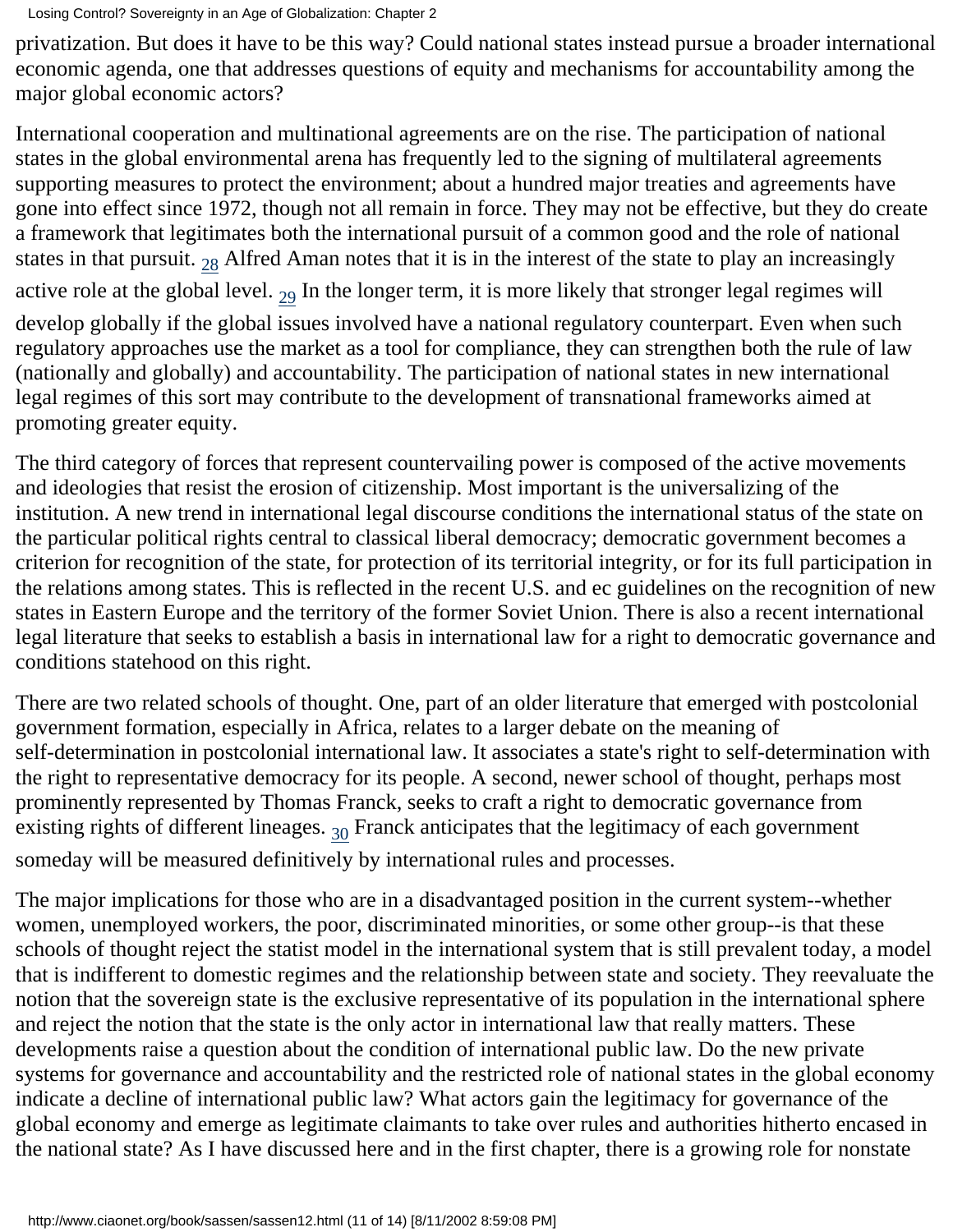privatization. But does it have to be this way? Could national states instead pursue a broader international economic agenda, one that addresses questions of equity and mechanisms for accountability among the major global economic actors?

International cooperation and multinational agreements are on the rise. The participation of national states in the global environmental arena has frequently led to the signing of multilateral agreements supporting measures to protect the environment; about a hundred major treaties and agreements have gone into effect since 1972, though not all remain in force. They may not be effective, but they do create a framework that legitimates both the international pursuit of a common good and the role of national states in that pursuit. [28] Alfred Aman notes that it is in the interest of the state to play an increasingly active role at the global level. [29] In the longer term, it is more likely that stronger legal regimes will develop globally if the global issues involved have a national regulatory counterpart. Even when such regulatory approaches use the market as a tool for compliance, they can strengthen both the rule of law (nationally and globally) and accountability. The participation of national states in new international legal regimes of this sort may contribute to the development of transnational frameworks aimed at promoting greater equity.

The third category of forces that represent countervailing power is composed of the active movements and ideologies that resist the erosion of citizenship. Most important is the universalizing of the institution. A new trend in international legal discourse conditions the international status of the state on the particular political rights central to classical liberal democracy; democratic government becomes a criterion for recognition of the state, for protection of its territorial integrity, or for its full participation in the relations among states. This is reflected in the recent U.S. and ec guidelines on the recognition of new states in Eastern Europe and the territory of the former Soviet Union. There is also a recent international legal literature that seeks to establish a basis in international law for a right to democratic governance and conditions statehood on this right.

There are two related schools of thought. One, part of an older literature that emerged with postcolonial government formation, especially in Africa, relates to a larger debate on the meaning of self-determination in postcolonial international law. It associates a state's right to self-determination with the right to representative democracy for its people. A second, newer school of thought, perhaps most prominently represented by Thomas Franck, seeks to craft a right to democratic governance from existing rights of different lineages. [30] Franck anticipates that the legitimacy of each government someday will be measured definitively by international rules and processes.

The major implications for those who are in a disadvantaged position in the current system--whether women, unemployed workers, the poor, discriminated minorities, or some other group--is that these schools of thought reject the statist model in the international system that is still prevalent today, a model that is indifferent to domestic regimes and the relationship between state and society. They reevaluate the notion that the sovereign state is the exclusive representative of its population in the international sphere and reject the notion that the state is the only actor in international law that really matters. These developments raise a question about the condition of international public law. Do the new private systems for governance and accountability and the restricted role of national states in the global economy indicate a decline of international public law? What actors gain the legitimacy for governance of the global economy and emerge as legitimate claimants to take over rules and authorities hitherto encased in the national state? As I have discussed here and in the first chapter, there is a growing role for nonstate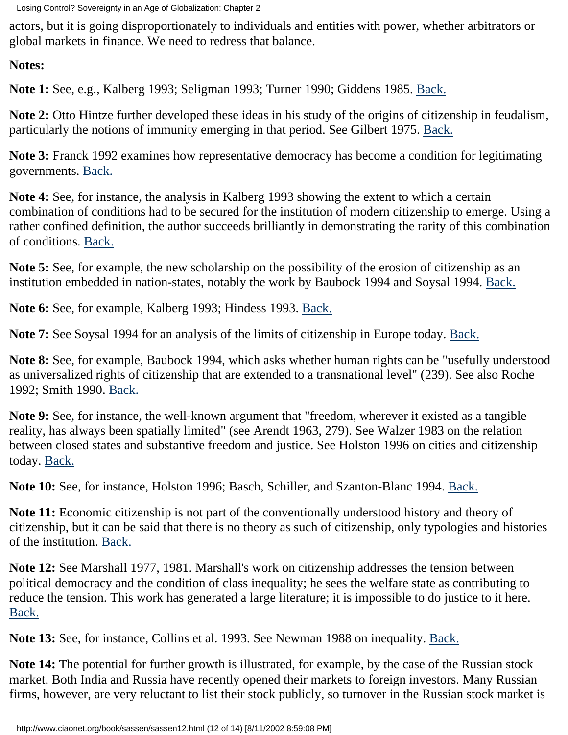actors, but it is going disproportionately to individuals and entities with power, whether arbitrators or global markets in finance. We need to redress that balance.

**Notes:**

**Note 1:** See, e.g., Kalberg 1993; Seligman 1993; Turner 1990; Giddens 1985. Back.

**Note 2:** Otto Hintze further developed these ideas in his study of the origins of citizenship in feudalism, particularly the notions of immunity emerging in that period. See Gilbert 1975. Back.

**Note 3:** Franck 1992 examines how representative democracy has become a condition for legitimating governments. Back.

**Note 4:** See, for instance, the analysis in Kalberg 1993 showing the extent to which a certain combination of conditions had to be secured for the institution of modern citizenship to emerge. Using a rather confined definition, the author succeeds brilliantly in demonstrating the rarity of this combination of conditions. Back.

**Note 5:** See, for example, the new scholarship on the possibility of the erosion of citizenship as an institution embedded in nation-states, notably the work by Baubock 1994 and Soysal 1994. Back.

**Note 6:** See, for example, Kalberg 1993; Hindess 1993. Back.

**Note 7:** See Soysal 1994 for an analysis of the limits of citizenship in Europe today. Back.

**Note 8:** See, for example, Baubock 1994, which asks whether human rights can be "usefully understood as universalized rights of citizenship that are extended to a transnational level" (239). See also Roche 1992; Smith 1990. Back.

**Note 9:** See, for instance, the well-known argument that "freedom, wherever it existed as a tangible reality, has always been spatially limited" (see Arendt 1963, 279). See Walzer 1983 on the relation between closed states and substantive freedom and justice. See Holston 1996 on cities and citizenship today. Back.

**Note 10:** See, for instance, Holston 1996; Basch, Schiller, and Szanton-Blanc 1994. Back.

**Note 11:** Economic citizenship is not part of the conventionally understood history and theory of citizenship, but it can be said that there is no theory as such of citizenship, only typologies and histories of the institution. Back.

**Note 12:** See Marshall 1977, 1981. Marshall's work on citizenship addresses the tension between political democracy and the condition of class inequality; he sees the welfare state as contributing to reduce the tension. This work has generated a large literature; it is impossible to do justice to it here. Back.

**Note 13:** See, for instance, Collins et al. 1993. See Newman 1988 on inequality. Back.

**Note 14:** The potential for further growth is illustrated, for example, by the case of the Russian stock market. Both India and Russia have recently opened their markets to foreign investors. Many Russian firms, however, are very reluctant to list their stock publicly, so turnover in the Russian stock market is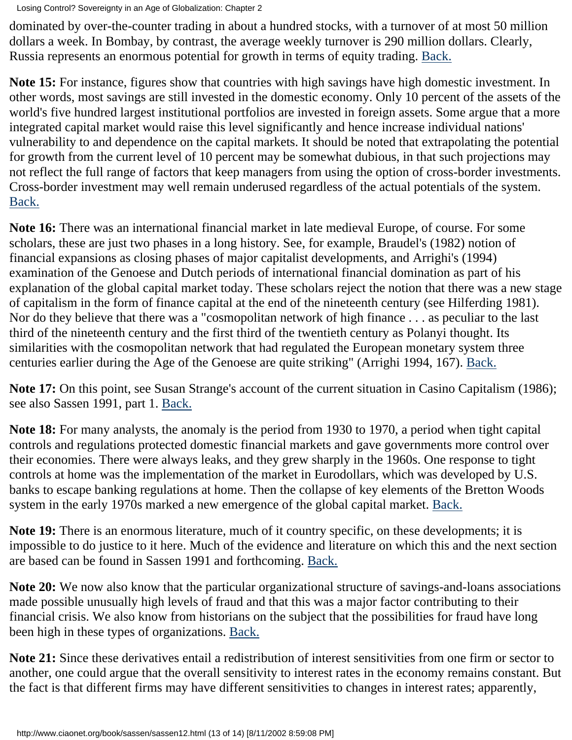dominated by over-the-counter trading in about a hundred stocks, with a turnover of at most 50 million dollars a week. In Bombay, by contrast, the average weekly turnover is 290 million dollars. Clearly, Russia represents an enormous potential for growth in terms of equity trading. Back.

**Note 15:** For instance, figures show that countries with high savings have high domestic investment. In other words, most savings are still invested in the domestic economy. Only 10 percent of the assets of the world's five hundred largest institutional portfolios are invested in foreign assets. Some argue that a more integrated capital market would raise this level significantly and hence increase individual nations' vulnerability to and dependence on the capital markets. It should be noted that extrapolating the potential for growth from the current level of 10 percent may be somewhat dubious, in that such projections may not reflect the full range of factors that keep managers from using the option of cross-border investments. Cross-border investment may well remain underused regardless of the actual potentials of the system. Back.

**Note 16:** There was an international financial market in late medieval Europe, of course. For some scholars, these are just two phases in a long history. See, for example, Braudel's (1982) notion of financial expansions as closing phases of major capitalist developments, and Arrighi's (1994) examination of the Genoese and Dutch periods of international financial domination as part of his explanation of the global capital market today. These scholars reject the notion that there was a new stage of capitalism in the form of finance capital at the end of the nineteenth century (see Hilferding 1981). Nor do they believe that there was a "cosmopolitan network of high finance . . . as peculiar to the last third of the nineteenth century and the first third of the twentieth century as Polanyi thought. Its similarities with the cosmopolitan network that had regulated the European monetary system three centuries earlier during the Age of the Genoese are quite striking" (Arrighi 1994, 167). Back.

**Note 17:** On this point, see Susan Strange's account of the current situation in Casino Capitalism (1986); see also Sassen 1991, part 1. Back.

**Note 18:** For many analysts, the anomaly is the period from 1930 to 1970, a period when tight capital controls and regulations protected domestic financial markets and gave governments more control over their economies. There were always leaks, and they grew sharply in the 1960s. One response to tight controls at home was the implementation of the market in Eurodollars, which was developed by U.S. banks to escape banking regulations at home. Then the collapse of key elements of the Bretton Woods system in the early 1970s marked a new emergence of the global capital market. Back.

**Note 19:** There is an enormous literature, much of it country specific, on these developments; it is impossible to do justice to it here. Much of the evidence and literature on which this and the next section are based can be found in Sassen 1991 and forthcoming. Back.

**Note 20:** We now also know that the particular organizational structure of savings-and-loans associations made possible unusually high levels of fraud and that this was a major factor contributing to their financial crisis. We also know from historians on the subject that the possibilities for fraud have long been high in these types of organizations. Back.

**Note 21:** Since these derivatives entail a redistribution of interest sensitivities from one firm or sector to another, one could argue that the overall sensitivity to interest rates in the economy remains constant. But the fact is that different firms may have different sensitivities to changes in interest rates; apparently,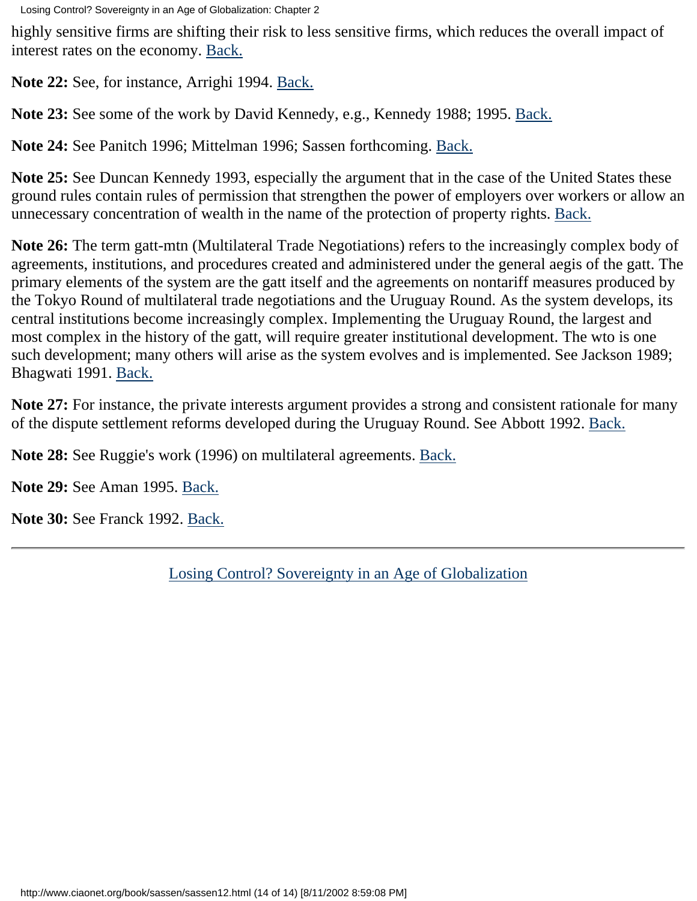highly sensitive firms are shifting their risk to less sensitive firms, which reduces the overall impact of interest rates on the economy. Back.

**Note 22:** See, for instance, Arrighi 1994. Back.

**Note 23:** See some of the work by David Kennedy, e.g., Kennedy 1988; 1995. Back.

**Note 24:** See Panitch 1996; Mittelman 1996; Sassen forthcoming. Back.

**Note 25:** See Duncan Kennedy 1993, especially the argument that in the case of the United States these ground rules contain rules of permission that strengthen the power of employers over workers or allow an unnecessary concentration of wealth in the name of the protection of property rights. Back.

**Note 26:** The term gatt-mtn (Multilateral Trade Negotiations) refers to the increasingly complex body of agreements, institutions, and procedures created and administered under the general aegis of the gatt. The primary elements of the system are the gatt itself and the agreements on nontariff measures produced by the Tokyo Round of multilateral trade negotiations and the Uruguay Round. As the system develops, its central institutions become increasingly complex. Implementing the Uruguay Round, the largest and most complex in the history of the gatt, will require greater institutional development. The wto is one such development; many others will arise as the system evolves and is implemented. See Jackson 1989; Bhagwati 1991. Back.

**Note 27:** For instance, the private interests argument provides a strong and consistent rationale for many of the dispute settlement reforms developed during the Uruguay Round. See Abbott 1992. Back.

**Note 28:** See Ruggie's work (1996) on multilateral agreements. Back.

**Note 29:** See Aman 1995. Back.

**Note 30:** See Franck 1992. Back.

---

Losing Control? Sovereignty in an Age of Globalization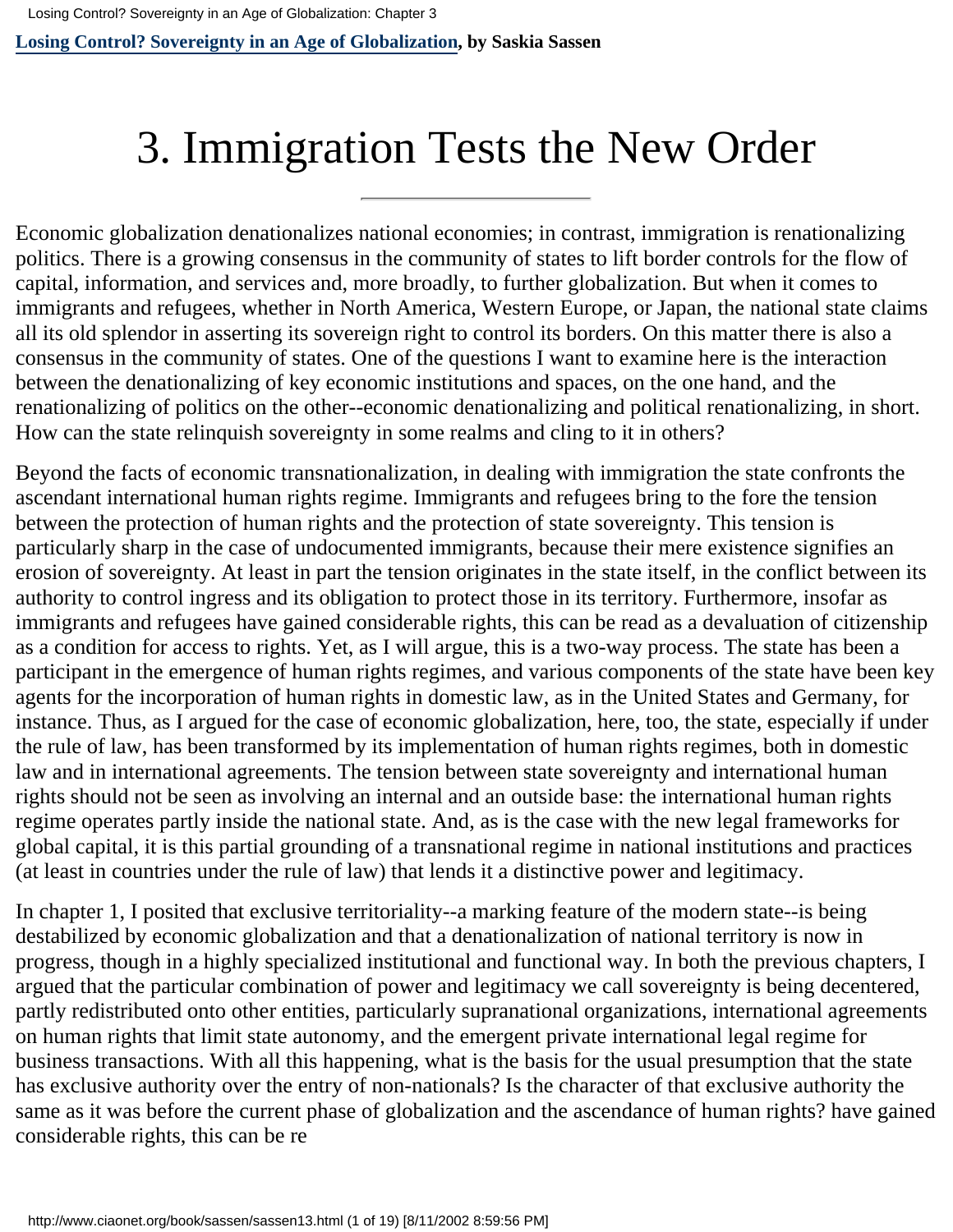**Losing Control? Sovereignty in an Age of Globalization, by Saskia Sassen**

# 3. Immigration Tests the New Order

Economic globalization denationalizes national economies; in contrast, immigration is renationalizing politics. There is a growing consensus in the community of states to lift border controls for the flow of capital, information, and services and, more broadly, to further globalization. But when it comes to immigrants and refugees, whether in North America, Western Europe, or Japan, the national state claims all its old splendor in asserting its sovereign right to control its borders. On this matter there is also a consensus in the community of states. One of the questions I want to examine here is the interaction between the denationalizing of key economic institutions and spaces, on the one hand, and the renationalizing of politics on the other--economic denationalizing and political renationalizing, in short. How can the state relinquish sovereignty in some realms and cling to it in others?

Beyond the facts of economic transnationalization, in dealing with immigration the state confronts the ascendant international human rights regime. Immigrants and refugees bring to the fore the tension between the protection of human rights and the protection of state sovereignty. This tension is particularly sharp in the case of undocumented immigrants, because their mere existence signifies an erosion of sovereignty. At least in part the tension originates in the state itself, in the conflict between its authority to control ingress and its obligation to protect those in its territory. Furthermore, insofar as immigrants and refugees have gained considerable rights, this can be read as a devaluation of citizenship as a condition for access to rights. Yet, as I will argue, this is a two-way process. The state has been a participant in the emergence of human rights regimes, and various components of the state have been key agents for the incorporation of human rights in domestic law, as in the United States and Germany, for instance. Thus, as I argued for the case of economic globalization, here, too, the state, especially if under the rule of law, has been transformed by its implementation of human rights regimes, both in domestic law and in international agreements. The tension between state sovereignty and international human rights should not be seen as involving an internal and an outside base: the international human rights regime operates partly inside the national state. And, as is the case with the new legal frameworks for global capital, it is this partial grounding of a transnational regime in national institutions and practices (at least in countries under the rule of law) that lends it a distinctive power and legitimacy.

In chapter 1, I posited that exclusive territoriality--a marking feature of the modern state--is being destabilized by economic globalization and that a denationalization of national territory is now in progress, though in a highly specialized institutional and functional way. In both the previous chapters, I argued that the particular combination of power and legitimacy we call sovereignty is being decentered, partly redistributed onto other entities, particularly supranational organizations, international agreements on human rights that limit state autonomy, and the emergent private international legal regime for business transactions. With all this happening, what is the basis for the usual presumption that the state has exclusive authority over the entry of non-nationals? Is the character of that exclusive authority the same as it was before the current phase of globalization and the ascendance of human rights? have gained considerable rights, this can be re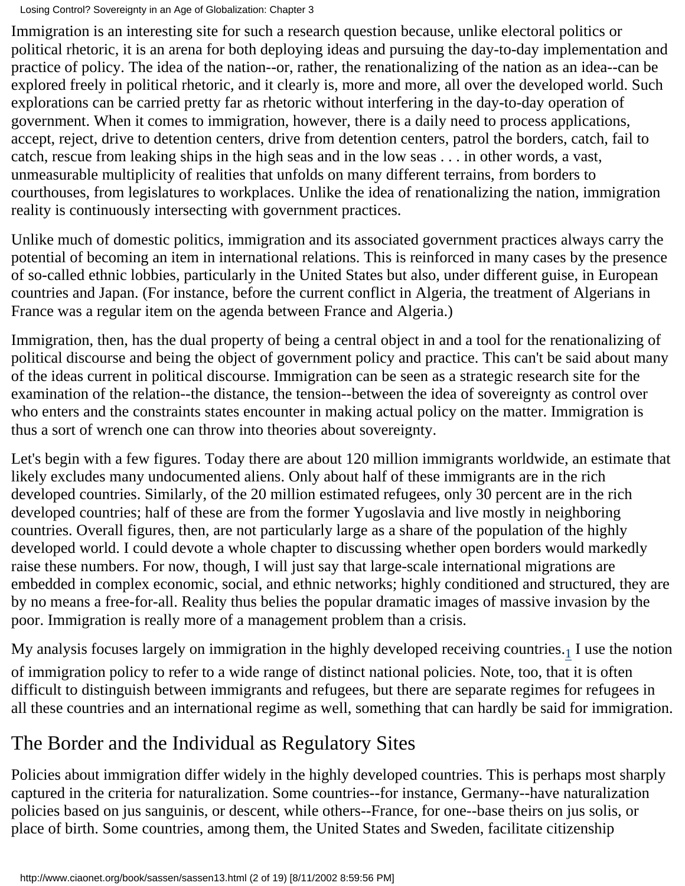Immigration is an interesting site for such a research question because, unlike electoral politics or political rhetoric, it is an arena for both deploying ideas and pursuing the day-to-day implementation and practice of policy. The idea of the nation--or, rather, the renationalizing of the nation as an idea--can be explored freely in political rhetoric, and it clearly is, more and more, all over the developed world. Such explorations can be carried pretty far as rhetoric without interfering in the day-to-day operation of government. When it comes to immigration, however, there is a daily need to process applications, accept, reject, drive to detention centers, drive from detention centers, patrol the borders, catch, fail to catch, rescue from leaking ships in the high seas and in the low seas . . . in other words, a vast, unmeasurable multiplicity of realities that unfolds on many different terrains, from borders to courthouses, from legislatures to workplaces. Unlike the idea of renationalizing the nation, immigration reality is continuously intersecting with government practices.

Unlike much of domestic politics, immigration and its associated government practices always carry the potential of becoming an item in international relations. This is reinforced in many cases by the presence of so-called ethnic lobbies, particularly in the United States but also, under different guise, in European countries and Japan. (For instance, before the current conflict in Algeria, the treatment of Algerians in France was a regular item on the agenda between France and Algeria.)

Immigration, then, has the dual property of being a central object in and a tool for the renationalizing of political discourse and being the object of government policy and practice. This can't be said about many of the ideas current in political discourse. Immigration can be seen as a strategic research site for the examination of the relation--the distance, the tension--between the idea of sovereignty as control over who enters and the constraints states encounter in making actual policy on the matter. Immigration is thus a sort of wrench one can throw into theories about sovereignty.

Let's begin with a few figures. Today there are about 120 million immigrants worldwide, an estimate that likely excludes many undocumented aliens. Only about half of these immigrants are in the rich developed countries. Similarly, of the 20 million estimated refugees, only 30 percent are in the rich developed countries; half of these are from the former Yugoslavia and live mostly in neighboring countries. Overall figures, then, are not particularly large as a share of the population of the highly developed world. I could devote a whole chapter to discussing whether open borders would markedly raise these numbers. For now, though, I will just say that large-scale international migrations are embedded in complex economic, social, and ethnic networks; highly conditioned and structured, they are by no means a free-for-all. Reality thus belies the popular dramatic images of massive invasion by the poor. Immigration is really more of a management problem than a crisis.

My analysis focuses largely on immigration in the highly developed receiving countries.[1] I use the notion of immigration policy to refer to a wide range of distinct national policies. Note, too, that it is often difficult to distinguish between immigrants and refugees, but there are separate regimes for refugees in all these countries and an international regime as well, something that can hardly be said for immigration.

## The Border and the Individual as Regulatory Sites

Policies about immigration differ widely in the highly developed countries. This is perhaps most sharply captured in the criteria for naturalization. Some countries--for instance, Germany--have naturalization policies based on jus sanguinis, or descent, while others--France, for one--base theirs on jus solis, or place of birth. Some countries, among them, the United States and Sweden, facilitate citizenship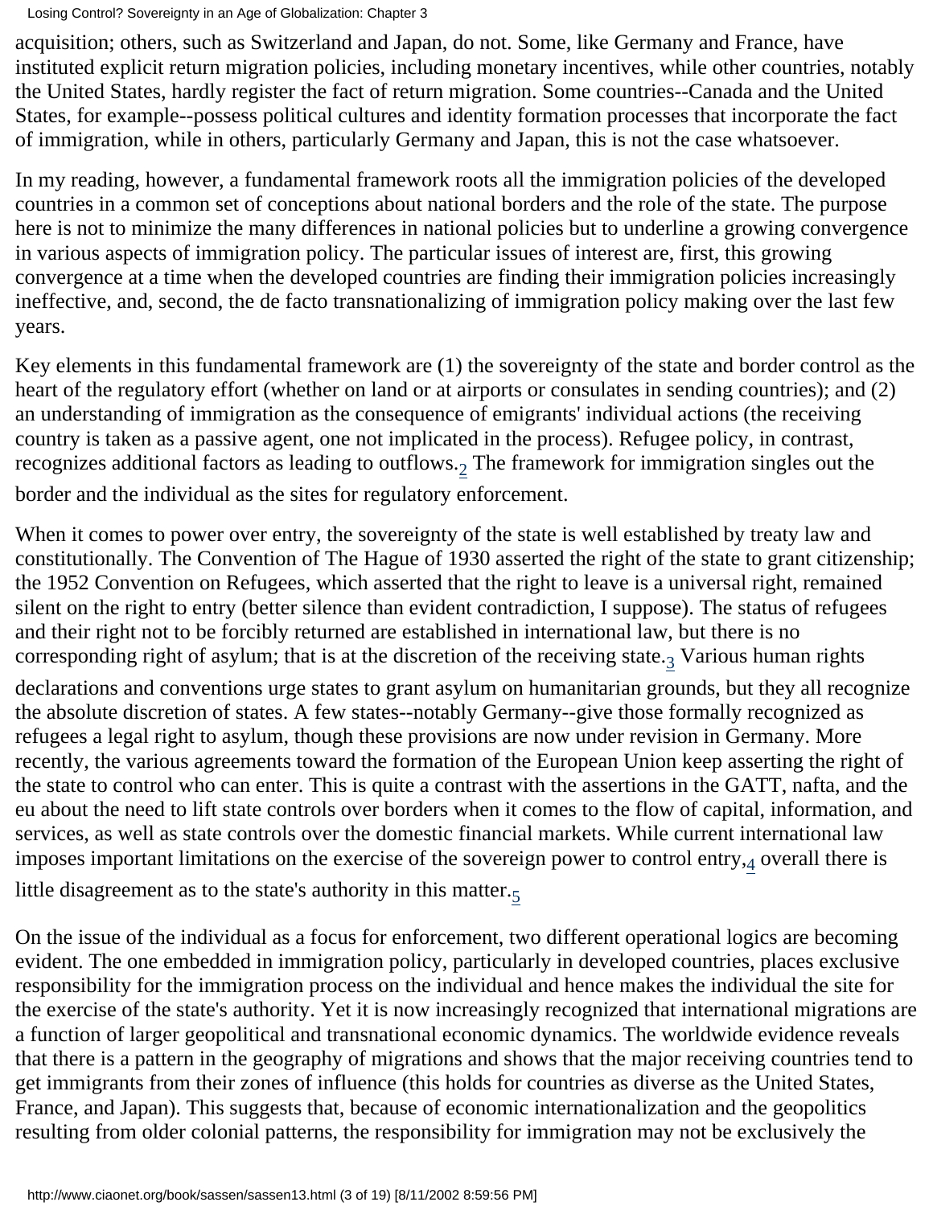acquisition; others, such as Switzerland and Japan, do not. Some, like Germany and France, have instituted explicit return migration policies, including monetary incentives, while other countries, notably the United States, hardly register the fact of return migration. Some countries--Canada and the United States, for example--possess political cultures and identity formation processes that incorporate the fact of immigration, while in others, particularly Germany and Japan, this is not the case whatsoever.

In my reading, however, a fundamental framework roots all the immigration policies of the developed countries in a common set of conceptions about national borders and the role of the state. The purpose here is not to minimize the many differences in national policies but to underline a growing convergence in various aspects of immigration policy. The particular issues of interest are, first, this growing convergence at a time when the developed countries are finding their immigration policies increasingly ineffective, and, second, the de facto transnationalizing of immigration policy making over the last few years.

Key elements in this fundamental framework are (1) the sovereignty of the state and border control as the heart of the regulatory effort (whether on land or at airports or consulates in sending countries); and (2) an understanding of immigration as the consequence of emigrants' individual actions (the receiving country is taken as a passive agent, one not implicated in the process). Refugee policy, in contrast, recognizes additional factors as leading to outflows.[2] The framework for immigration singles out the border and the individual as the sites for regulatory enforcement.

When it comes to power over entry, the sovereignty of the state is well established by treaty law and constitutionally. The Convention of The Hague of 1930 asserted the right of the state to grant citizenship; the 1952 Convention on Refugees, which asserted that the right to leave is a universal right, remained silent on the right to entry (better silence than evident contradiction, I suppose). The status of refugees and their right not to be forcibly returned are established in international law, but there is no corresponding right of asylum; that is at the discretion of the receiving state.[3] Various human rights declarations and conventions urge states to grant asylum on humanitarian grounds, but they all recognize the absolute discretion of states. A few states--notably Germany--give those formally recognized as refugees a legal right to asylum, though these provisions are now under revision in Germany. More recently, the various agreements toward the formation of the European Union keep asserting the right of the state to control who can enter. This is quite a contrast with the assertions in the GATT, nafta, and the eu about the need to lift state controls over borders when it comes to the flow of capital, information, and services, as well as state controls over the domestic financial markets. While current international law imposes important limitations on the exercise of the sovereign power to control entry,[4] overall there is little disagreement as to the state's authority in this matter.[5]

On the issue of the individual as a focus for enforcement, two different operational logics are becoming evident. The one embedded in immigration policy, particularly in developed countries, places exclusive responsibility for the immigration process on the individual and hence makes the individual the site for the exercise of the state's authority. Yet it is now increasingly recognized that international migrations are a function of larger geopolitical and transnational economic dynamics. The worldwide evidence reveals that there is a pattern in the geography of migrations and shows that the major receiving countries tend to get immigrants from their zones of influence (this holds for countries as diverse as the United States, France, and Japan). This suggests that, because of economic internationalization and the geopolitics resulting from older colonial patterns, the responsibility for immigration may not be exclusively the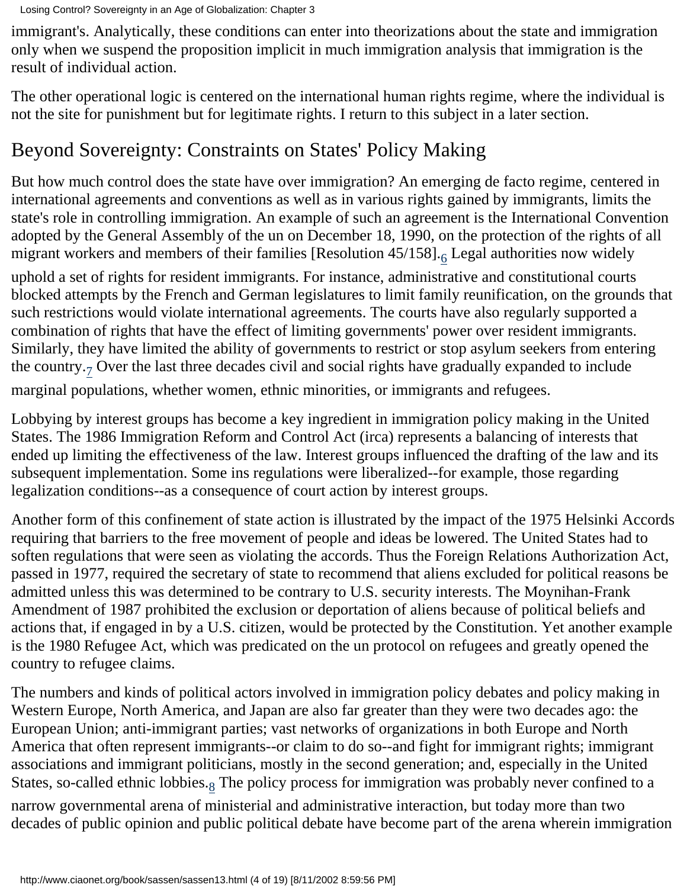immigrant's. Analytically, these conditions can enter into theorizations about the state and immigration only when we suspend the proposition implicit in much immigration analysis that immigration is the result of individual action.

The other operational logic is centered on the international human rights regime, where the individual is not the site for punishment but for legitimate rights. I return to this subject in a later section.

## Beyond Sovereignty: Constraints on States' Policy Making

But how much control does the state have over immigration? An emerging de facto regime, centered in international agreements and conventions as well as in various rights gained by immigrants, limits the state's role in controlling immigration. An example of such an agreement is the International Convention adopted by the General Assembly of the un on December 18, 1990, on the protection of the rights of all migrant workers and members of their families [Resolution 45/158].[6] Legal authorities now widely uphold a set of rights for resident immigrants. For instance, administrative and constitutional courts blocked attempts by the French and German legislatures to limit family reunification, on the grounds that such restrictions would violate international agreements. The courts have also regularly supported a combination of rights that have the effect of limiting governments' power over resident immigrants. Similarly, they have limited the ability of governments to restrict or stop asylum seekers from entering the country.[7] Over the last three decades civil and social rights have gradually expanded to include marginal populations, whether women, ethnic minorities, or immigrants and refugees.

Lobbying by interest groups has become a key ingredient in immigration policy making in the United States. The 1986 Immigration Reform and Control Act (irca) represents a balancing of interests that ended up limiting the effectiveness of the law. Interest groups influenced the drafting of the law and its subsequent implementation. Some ins regulations were liberalized--for example, those regarding legalization conditions--as a consequence of court action by interest groups.

Another form of this confinement of state action is illustrated by the impact of the 1975 Helsinki Accords requiring that barriers to the free movement of people and ideas be lowered. The United States had to soften regulations that were seen as violating the accords. Thus the Foreign Relations Authorization Act, passed in 1977, required the secretary of state to recommend that aliens excluded for political reasons be admitted unless this was determined to be contrary to U.S. security interests. The Moynihan-Frank Amendment of 1987 prohibited the exclusion or deportation of aliens because of political beliefs and actions that, if engaged in by a U.S. citizen, would be protected by the Constitution. Yet another example is the 1980 Refugee Act, which was predicated on the un protocol on refugees and greatly opened the country to refugee claims.

The numbers and kinds of political actors involved in immigration policy debates and policy making in Western Europe, North America, and Japan are also far greater than they were two decades ago: the European Union; anti-immigrant parties; vast networks of organizations in both Europe and North America that often represent immigrants--or claim to do so--and fight for immigrant rights; immigrant associations and immigrant politicians, mostly in the second generation; and, especially in the United States, so-called ethnic lobbies.[8] The policy process for immigration was probably never confined to a narrow governmental arena of ministerial and administrative interaction, but today more than two decades of public opinion and public political debate have become part of the arena wherein immigration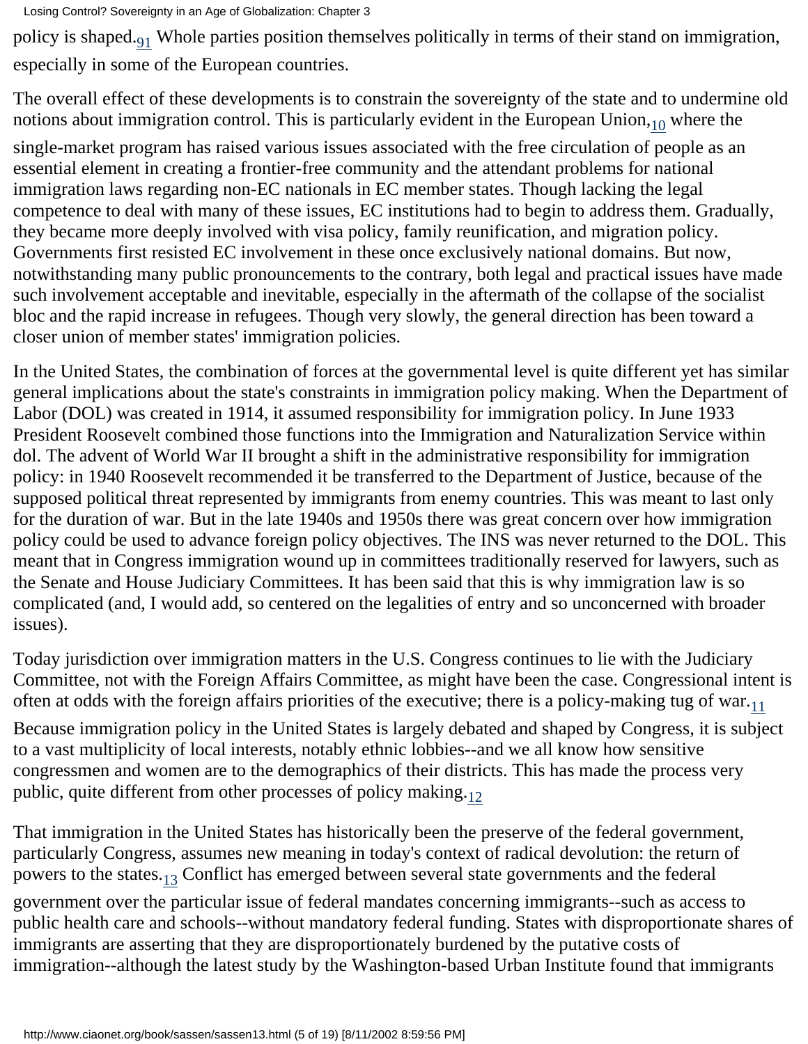policy is shaped.[91] Whole parties position themselves politically in terms of their stand on immigration, especially in some of the European countries.

The overall effect of these developments is to constrain the sovereignty of the state and to undermine old notions about immigration control. This is particularly evident in the European Union,[10] where the single-market program has raised various issues associated with the free circulation of people as an essential element in creating a frontier-free community and the attendant problems for national immigration laws regarding non-EC nationals in EC member states. Though lacking the legal competence to deal with many of these issues, EC institutions had to begin to address them. Gradually, they became more deeply involved with visa policy, family reunification, and migration policy. Governments first resisted EC involvement in these once exclusively national domains. But now, notwithstanding many public pronouncements to the contrary, both legal and practical issues have made such involvement acceptable and inevitable, especially in the aftermath of the collapse of the socialist bloc and the rapid increase in refugees. Though very slowly, the general direction has been toward a closer union of member states' immigration policies.

In the United States, the combination of forces at the governmental level is quite different yet has similar general implications about the state's constraints in immigration policy making. When the Department of Labor (DOL) was created in 1914, it assumed responsibility for immigration policy. In June 1933 President Roosevelt combined those functions into the Immigration and Naturalization Service within dol. The advent of World War II brought a shift in the administrative responsibility for immigration policy: in 1940 Roosevelt recommended it be transferred to the Department of Justice, because of the supposed political threat represented by immigrants from enemy countries. This was meant to last only for the duration of war. But in the late 1940s and 1950s there was great concern over how immigration policy could be used to advance foreign policy objectives. The INS was never returned to the DOL. This meant that in Congress immigration wound up in committees traditionally reserved for lawyers, such as the Senate and House Judiciary Committees. It has been said that this is why immigration law is so complicated (and, I would add, so centered on the legalities of entry and so unconcerned with broader issues).

Today jurisdiction over immigration matters in the U.S. Congress continues to lie with the Judiciary Committee, not with the Foreign Affairs Committee, as might have been the case. Congressional intent is often at odds with the foreign affairs priorities of the executive; there is a policy-making tug of war.[11] Because immigration policy in the United States is largely debated and shaped by Congress, it is subject to a vast multiplicity of local interests, notably ethnic lobbies--and we all know how sensitive congressmen and women are to the demographics of their districts. This has made the process very public, quite different from other processes of policy making.[12]

That immigration in the United States has historically been the preserve of the federal government, particularly Congress, assumes new meaning in today's context of radical devolution: the return of powers to the states.[13] Conflict has emerged between several state governments and the federal government over the particular issue of federal mandates concerning immigrants--such as access to public health care and schools--without mandatory federal funding. States with disproportionate shares of immigrants are asserting that they are disproportionately burdened by the putative costs of immigration--although the latest study by the Washington-based Urban Institute found that immigrants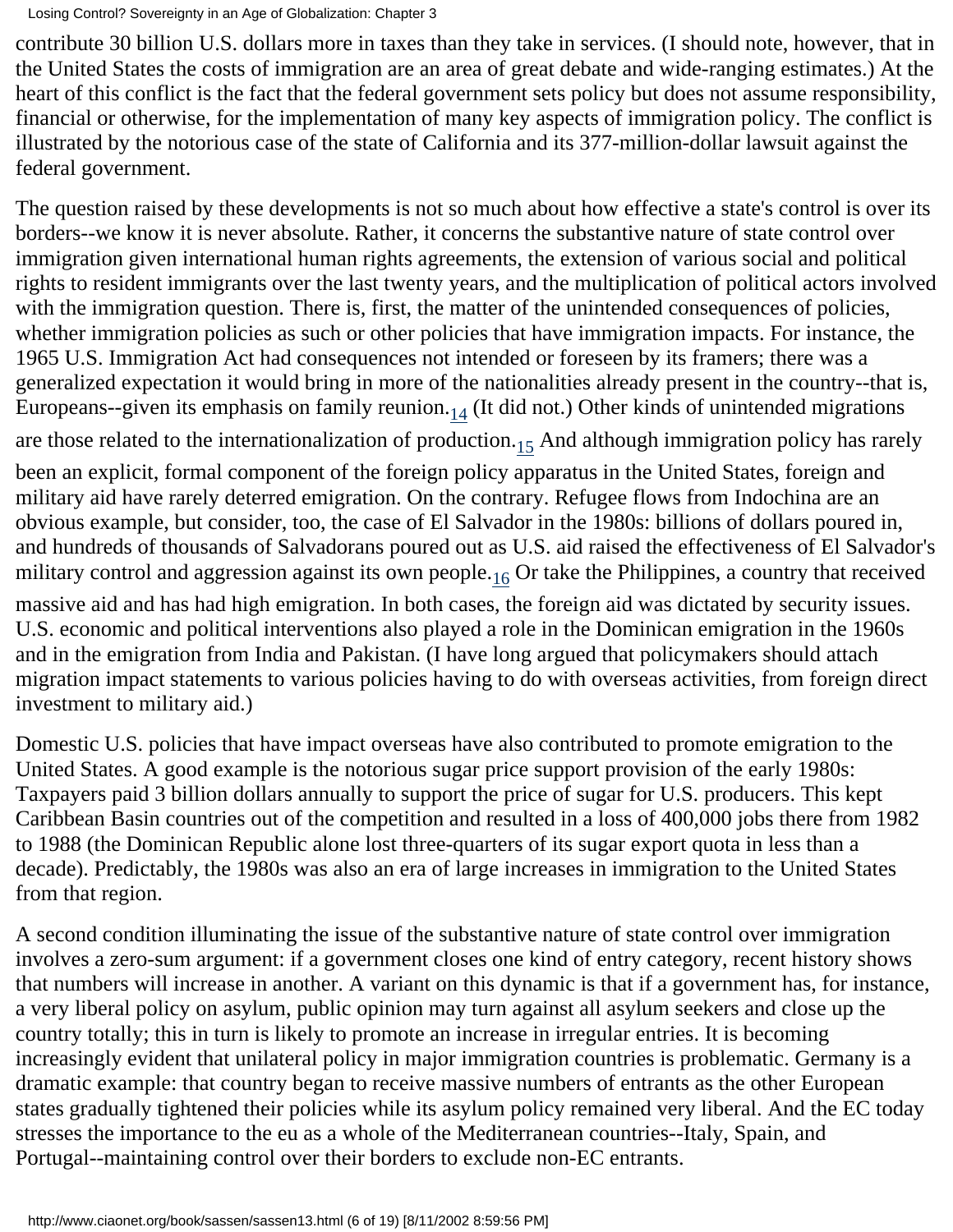contribute 30 billion U.S. dollars more in taxes than they take in services. (I should note, however, that in the United States the costs of immigration are an area of great debate and wide-ranging estimates.) At the heart of this conflict is the fact that the federal government sets policy but does not assume responsibility, financial or otherwise, for the implementation of many key aspects of immigration policy. The conflict is illustrated by the notorious case of the state of California and its 377-million-dollar lawsuit against the federal government.

The question raised by these developments is not so much about how effective a state's control is over its borders--we know it is never absolute. Rather, it concerns the substantive nature of state control over immigration given international human rights agreements, the extension of various social and political rights to resident immigrants over the last twenty years, and the multiplication of political actors involved with the immigration question. There is, first, the matter of the unintended consequences of policies, whether immigration policies as such or other policies that have immigration impacts. For instance, the 1965 U.S. Immigration Act had consequences not intended or foreseen by its framers; there was a generalized expectation it would bring in more of the nationalities already present in the country--that is, Europeans--given its emphasis on family reunion.[14] (It did not.) Other kinds of unintended migrations are those related to the internationalization of production.[15] And although immigration policy has rarely been an explicit, formal component of the foreign policy apparatus in the United States, foreign and military aid have rarely deterred emigration. On the contrary. Refugee flows from Indochina are an obvious example, but consider, too, the case of El Salvador in the 1980s: billions of dollars poured in, and hundreds of thousands of Salvadorans poured out as U.S. aid raised the effectiveness of El Salvador's military control and aggression against its own people.[16] Or take the Philippines, a country that received massive aid and has had high emigration. In both cases, the foreign aid was dictated by security issues. U.S. economic and political interventions also played a role in the Dominican emigration in the 1960s and in the emigration from India and Pakistan. (I have long argued that policymakers should attach migration impact statements to various policies having to do with overseas activities, from foreign direct investment to military aid.)

Domestic U.S. policies that have impact overseas have also contributed to promote emigration to the United States. A good example is the notorious sugar price support provision of the early 1980s: Taxpayers paid 3 billion dollars annually to support the price of sugar for U.S. producers. This kept Caribbean Basin countries out of the competition and resulted in a loss of 400,000 jobs there from 1982 to 1988 (the Dominican Republic alone lost three-quarters of its sugar export quota in less than a decade). Predictably, the 1980s was also an era of large increases in immigration to the United States from that region.

A second condition illuminating the issue of the substantive nature of state control over immigration involves a zero-sum argument: if a government closes one kind of entry category, recent history shows that numbers will increase in another. A variant on this dynamic is that if a government has, for instance, a very liberal policy on asylum, public opinion may turn against all asylum seekers and close up the country totally; this in turn is likely to promote an increase in irregular entries. It is becoming increasingly evident that unilateral policy in major immigration countries is problematic. Germany is a dramatic example: that country began to receive massive numbers of entrants as the other European states gradually tightened their policies while its asylum policy remained very liberal. And the EC today stresses the importance to the eu as a whole of the Mediterranean countries--Italy, Spain, and Portugal--maintaining control over their borders to exclude non-EC entrants.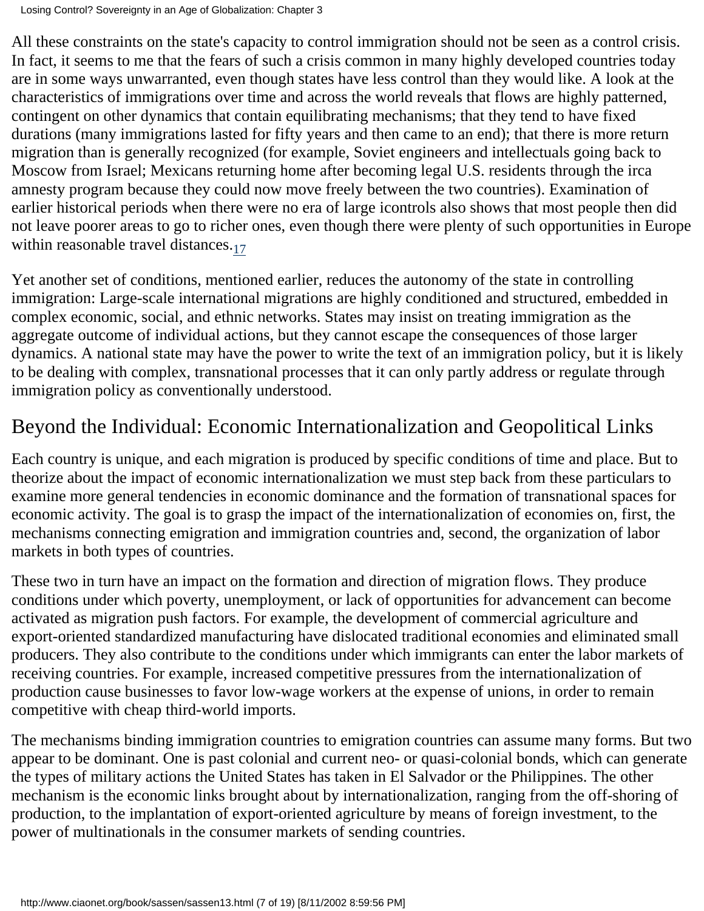All these constraints on the state's capacity to control immigration should not be seen as a control crisis. In fact, it seems to me that the fears of such a crisis common in many highly developed countries today are in some ways unwarranted, even though states have less control than they would like. A look at the characteristics of immigrations over time and across the world reveals that flows are highly patterned, contingent on other dynamics that contain equilibrating mechanisms; that they tend to have fixed durations (many immigrations lasted for fifty years and then came to an end); that there is more return migration than is generally recognized (for example, Soviet engineers and intellectuals going back to Moscow from Israel; Mexicans returning home after becoming legal U.S. residents through the irca amnesty program because they could now move freely between the two countries). Examination of earlier historical periods when there were no era of large icontrols also shows that most people then did not leave poorer areas to go to richer ones, even though there were plenty of such opportunities in Europe within reasonable travel distances.[17]

Yet another set of conditions, mentioned earlier, reduces the autonomy of the state in controlling immigration: Large-scale international migrations are highly conditioned and structured, embedded in complex economic, social, and ethnic networks. States may insist on treating immigration as the aggregate outcome of individual actions, but they cannot escape the consequences of those larger dynamics. A national state may have the power to write the text of an immigration policy, but it is likely to be dealing with complex, transnational processes that it can only partly address or regulate through immigration policy as conventionally understood.

## Beyond the Individual: Economic Internationalization and Geopolitical Links

Each country is unique, and each migration is produced by specific conditions of time and place. But to theorize about the impact of economic internationalization we must step back from these particulars to examine more general tendencies in economic dominance and the formation of transnational spaces for economic activity. The goal is to grasp the impact of the internationalization of economies on, first, the mechanisms connecting emigration and immigration countries and, second, the organization of labor markets in both types of countries.

These two in turn have an impact on the formation and direction of migration flows. They produce conditions under which poverty, unemployment, or lack of opportunities for advancement can become activated as migration push factors. For example, the development of commercial agriculture and export-oriented standardized manufacturing have dislocated traditional economies and eliminated small producers. They also contribute to the conditions under which immigrants can enter the labor markets of receiving countries. For example, increased competitive pressures from the internationalization of production cause businesses to favor low-wage workers at the expense of unions, in order to remain competitive with cheap third-world imports.

The mechanisms binding immigration countries to emigration countries can assume many forms. But two appear to be dominant. One is past colonial and current neo- or quasi-colonial bonds, which can generate the types of military actions the United States has taken in El Salvador or the Philippines. The other mechanism is the economic links brought about by internationalization, ranging from the off-shoring of production, to the implantation of export-oriented agriculture by means of foreign investment, to the power of multinationals in the consumer markets of sending countries.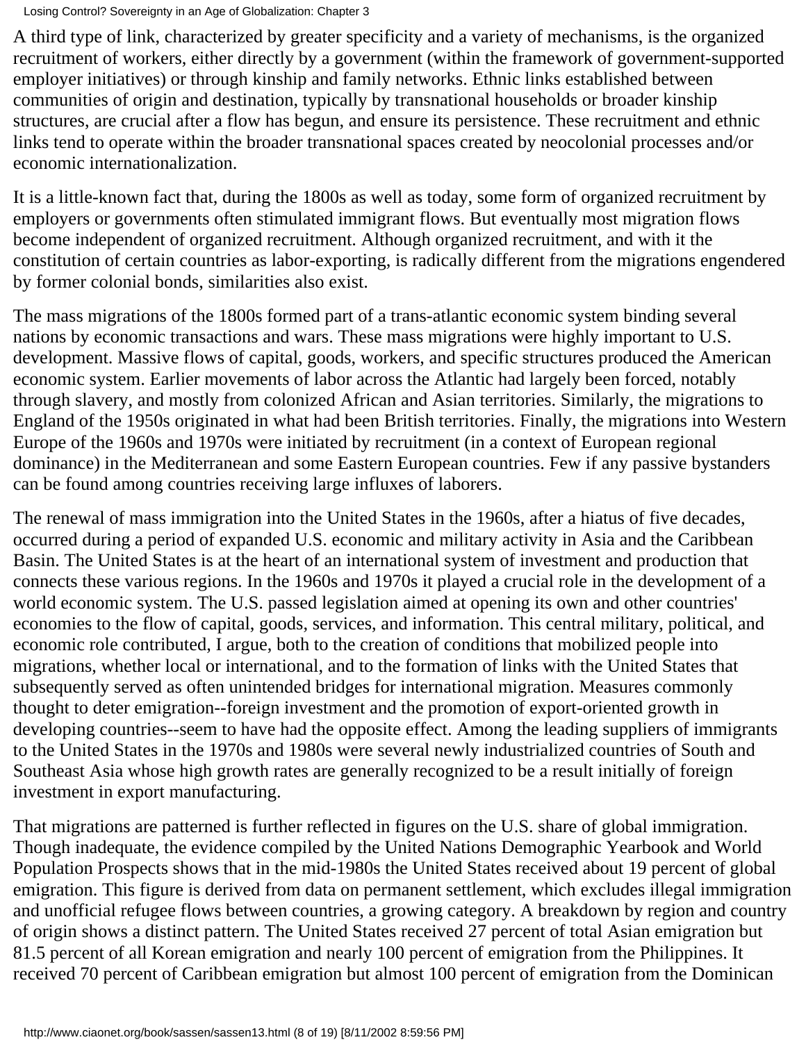A third type of link, characterized by greater specificity and a variety of mechanisms, is the organized recruitment of workers, either directly by a government (within the framework of government-supported employer initiatives) or through kinship and family networks. Ethnic links established between communities of origin and destination, typically by transnational households or broader kinship structures, are crucial after a flow has begun, and ensure its persistence. These recruitment and ethnic links tend to operate within the broader transnational spaces created by neocolonial processes and/or economic internationalization.

It is a little-known fact that, during the 1800s as well as today, some form of organized recruitment by employers or governments often stimulated immigrant flows. But eventually most migration flows become independent of organized recruitment. Although organized recruitment, and with it the constitution of certain countries as labor-exporting, is radically different from the migrations engendered by former colonial bonds, similarities also exist.

The mass migrations of the 1800s formed part of a trans-atlantic economic system binding several nations by economic transactions and wars. These mass migrations were highly important to U.S. development. Massive flows of capital, goods, workers, and specific structures produced the American economic system. Earlier movements of labor across the Atlantic had largely been forced, notably through slavery, and mostly from colonized African and Asian territories. Similarly, the migrations to England of the 1950s originated in what had been British territories. Finally, the migrations into Western Europe of the 1960s and 1970s were initiated by recruitment (in a context of European regional dominance) in the Mediterranean and some Eastern European countries. Few if any passive bystanders can be found among countries receiving large influxes of laborers.

The renewal of mass immigration into the United States in the 1960s, after a hiatus of five decades, occurred during a period of expanded U.S. economic and military activity in Asia and the Caribbean Basin. The United States is at the heart of an international system of investment and production that connects these various regions. In the 1960s and 1970s it played a crucial role in the development of a world economic system. The U.S. passed legislation aimed at opening its own and other countries' economies to the flow of capital, goods, services, and information. This central military, political, and economic role contributed, I argue, both to the creation of conditions that mobilized people into migrations, whether local or international, and to the formation of links with the United States that subsequently served as often unintended bridges for international migration. Measures commonly thought to deter emigration--foreign investment and the promotion of export-oriented growth in developing countries--seem to have had the opposite effect. Among the leading suppliers of immigrants to the United States in the 1970s and 1980s were several newly industrialized countries of South and Southeast Asia whose high growth rates are generally recognized to be a result initially of foreign investment in export manufacturing.

That migrations are patterned is further reflected in figures on the U.S. share of global immigration. Though inadequate, the evidence compiled by the United Nations Demographic Yearbook and World Population Prospects shows that in the mid-1980s the United States received about 19 percent of global emigration. This figure is derived from data on permanent settlement, which excludes illegal immigration and unofficial refugee flows between countries, a growing category. A breakdown by region and country of origin shows a distinct pattern. The United States received 27 percent of total Asian emigration but 81.5 percent of all Korean emigration and nearly 100 percent of emigration from the Philippines. It received 70 percent of Caribbean emigration but almost 100 percent of emigration from the Dominican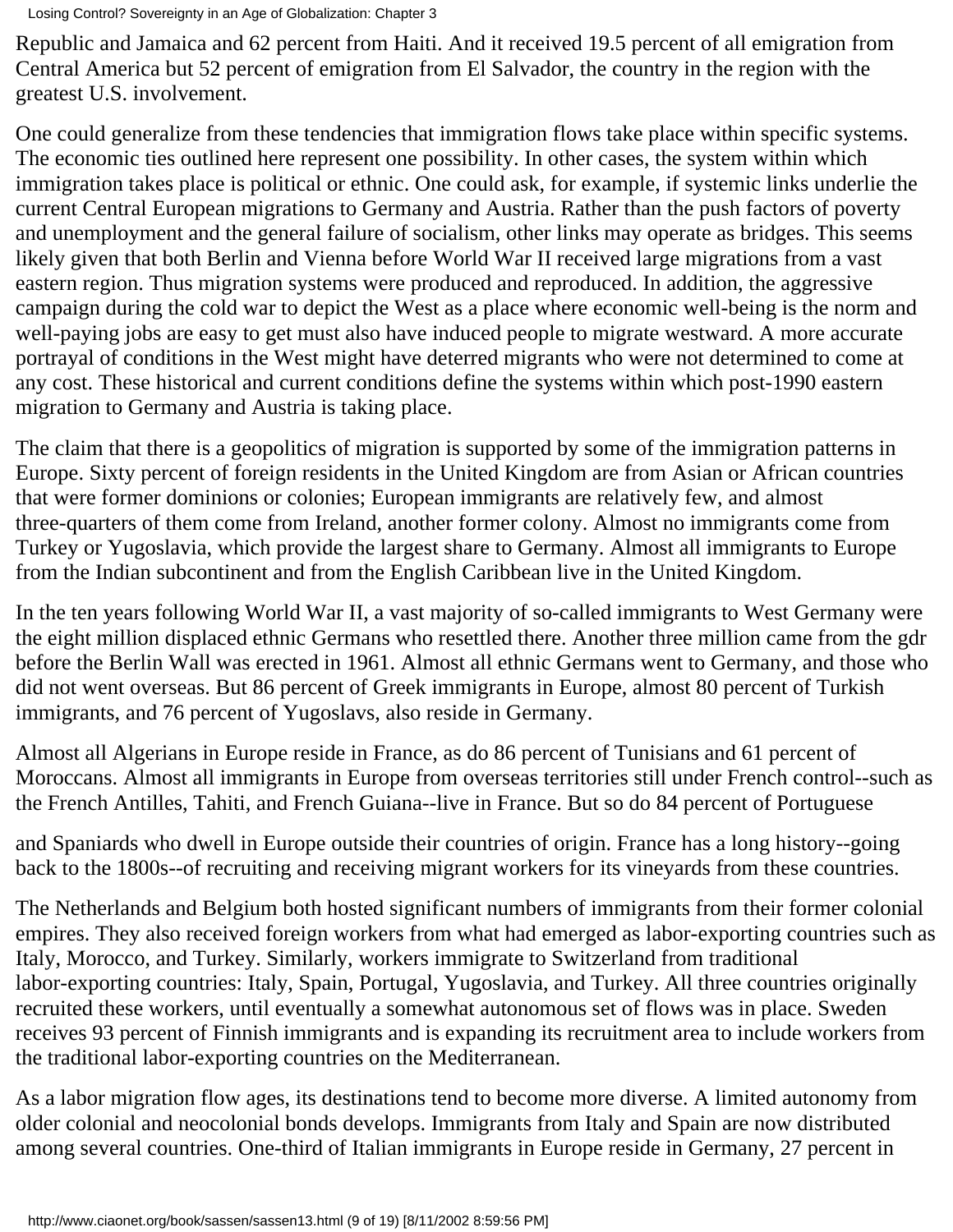Republic and Jamaica and 62 percent from Haiti. And it received 19.5 percent of all emigration from Central America but 52 percent of emigration from El Salvador, the country in the region with the greatest U.S. involvement.

One could generalize from these tendencies that immigration flows take place within specific systems. The economic ties outlined here represent one possibility. In other cases, the system within which immigration takes place is political or ethnic. One could ask, for example, if systemic links underlie the current Central European migrations to Germany and Austria. Rather than the push factors of poverty and unemployment and the general failure of socialism, other links may operate as bridges. This seems likely given that both Berlin and Vienna before World War II received large migrations from a vast eastern region. Thus migration systems were produced and reproduced. In addition, the aggressive campaign during the cold war to depict the West as a place where economic well-being is the norm and well-paying jobs are easy to get must also have induced people to migrate westward. A more accurate portrayal of conditions in the West might have deterred migrants who were not determined to come at any cost. These historical and current conditions define the systems within which post-1990 eastern migration to Germany and Austria is taking place.

The claim that there is a geopolitics of migration is supported by some of the immigration patterns in Europe. Sixty percent of foreign residents in the United Kingdom are from Asian or African countries that were former dominions or colonies; European immigrants are relatively few, and almost three-quarters of them come from Ireland, another former colony. Almost no immigrants come from Turkey or Yugoslavia, which provide the largest share to Germany. Almost all immigrants to Europe from the Indian subcontinent and from the English Caribbean live in the United Kingdom.

In the ten years following World War II, a vast majority of so-called immigrants to West Germany were the eight million displaced ethnic Germans who resettled there. Another three million came from the gdr before the Berlin Wall was erected in 1961. Almost all ethnic Germans went to Germany, and those who did not went overseas. But 86 percent of Greek immigrants in Europe, almost 80 percent of Turkish immigrants, and 76 percent of Yugoslavs, also reside in Germany.

Almost all Algerians in Europe reside in France, as do 86 percent of Tunisians and 61 percent of Moroccans. Almost all immigrants in Europe from overseas territories still under French control--such as the French Antilles, Tahiti, and French Guiana--live in France. But so do 84 percent of Portuguese and Spaniards who dwell in Europe outside their countries of origin. France has a long history--going back to the 1800s--of recruiting and receiving migrant workers for its vineyards from these countries.

The Netherlands and Belgium both hosted significant numbers of immigrants from their former colonial empires. They also received foreign workers from what had emerged as labor-exporting countries such as Italy, Morocco, and Turkey. Similarly, workers immigrate to Switzerland from traditional labor-exporting countries: Italy, Spain, Portugal, Yugoslavia, and Turkey. All three countries originally recruited these workers, until eventually a somewhat autonomous set of flows was in place. Sweden receives 93 percent of Finnish immigrants and is expanding its recruitment area to include workers from the traditional labor-exporting countries on the Mediterranean.

As a labor migration flow ages, its destinations tend to become more diverse. A limited autonomy from older colonial and neocolonial bonds develops. Immigrants from Italy and Spain are now distributed among several countries. One-third of Italian immigrants in Europe reside in Germany, 27 percent in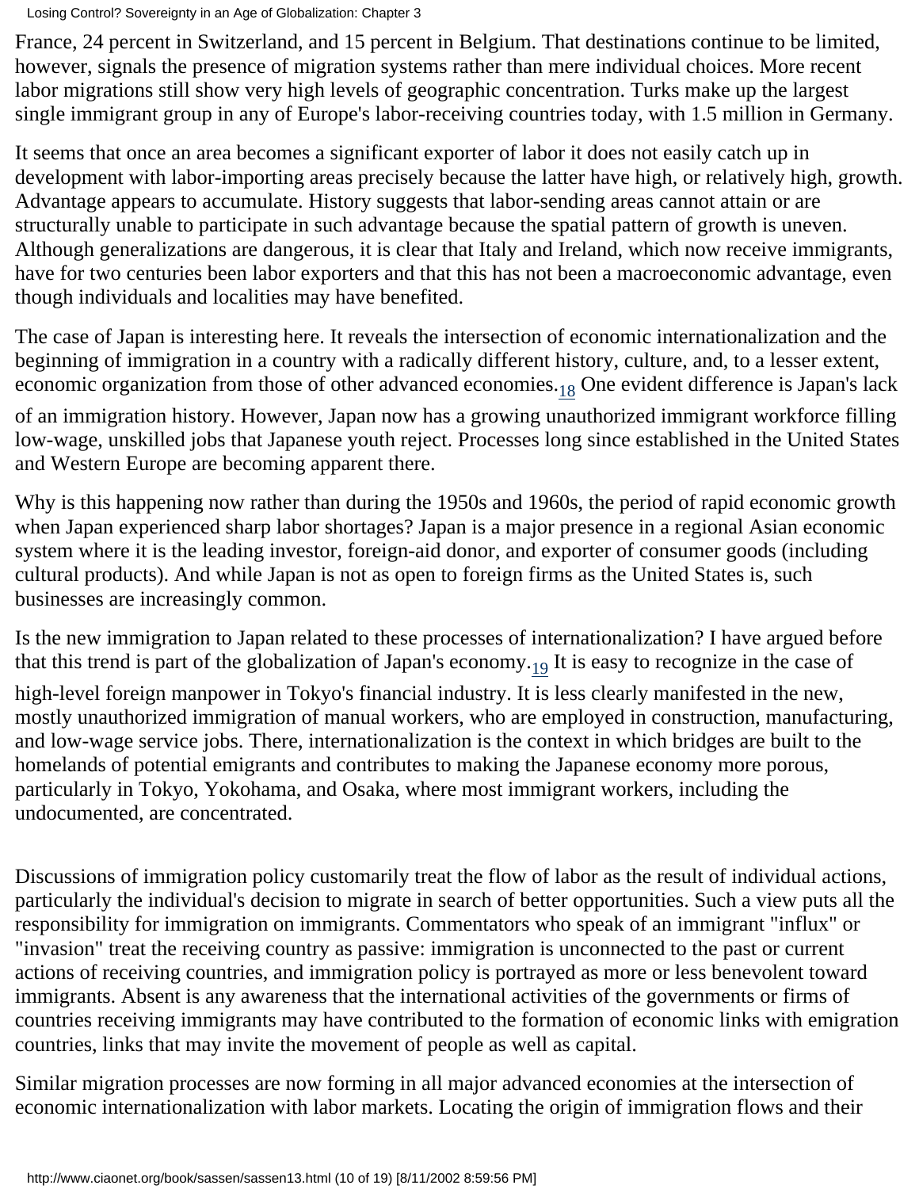France, 24 percent in Switzerland, and 15 percent in Belgium. That destinations continue to be limited, however, signals the presence of migration systems rather than mere individual choices. More recent labor migrations still show very high levels of geographic concentration. Turks make up the largest single immigrant group in any of Europe's labor-receiving countries today, with 1.5 million in Germany.

It seems that once an area becomes a significant exporter of labor it does not easily catch up in development with labor-importing areas precisely because the latter have high, or relatively high, growth. Advantage appears to accumulate. History suggests that labor-sending areas cannot attain or are structurally unable to participate in such advantage because the spatial pattern of growth is uneven. Although generalizations are dangerous, it is clear that Italy and Ireland, which now receive immigrants, have for two centuries been labor exporters and that this has not been a macroeconomic advantage, even though individuals and localities may have benefited.

The case of Japan is interesting here. It reveals the intersection of economic internationalization and the beginning of immigration in a country with a radically different history, culture, and, to a lesser extent, economic organization from those of other advanced economies.[18] One evident difference is Japan's lack of an immigration history. However, Japan now has a growing unauthorized immigrant workforce filling low-wage, unskilled jobs that Japanese youth reject. Processes long since established in the United States and Western Europe are becoming apparent there.

Why is this happening now rather than during the 1950s and 1960s, the period of rapid economic growth when Japan experienced sharp labor shortages? Japan is a major presence in a regional Asian economic system where it is the leading investor, foreign-aid donor, and exporter of consumer goods (including cultural products). And while Japan is not as open to foreign firms as the United States is, such businesses are increasingly common.

Is the new immigration to Japan related to these processes of internationalization? I have argued before that this trend is part of the globalization of Japan's economy.[19] It is easy to recognize in the case of high-level foreign manpower in Tokyo's financial industry. It is less clearly manifested in the new, mostly unauthorized immigration of manual workers, who are employed in construction, manufacturing, and low-wage service jobs. There, internationalization is the context in which bridges are built to the homelands of potential emigrants and contributes to making the Japanese economy more porous, particularly in Tokyo, Yokohama, and Osaka, where most immigrant workers, including the undocumented, are concentrated.

Discussions of immigration policy customarily treat the flow of labor as the result of individual actions, particularly the individual's decision to migrate in search of better opportunities. Such a view puts all the responsibility for immigration on immigrants. Commentators who speak of an immigrant "influx" or "invasion" treat the receiving country as passive: immigration is unconnected to the past or current actions of receiving countries, and immigration policy is portrayed as more or less benevolent toward immigrants. Absent is any awareness that the international activities of the governments or firms of countries receiving immigrants may have contributed to the formation of economic links with emigration countries, links that may invite the movement of people as well as capital.

Similar migration processes are now forming in all major advanced economies at the intersection of economic internationalization with labor markets. Locating the origin of immigration flows and their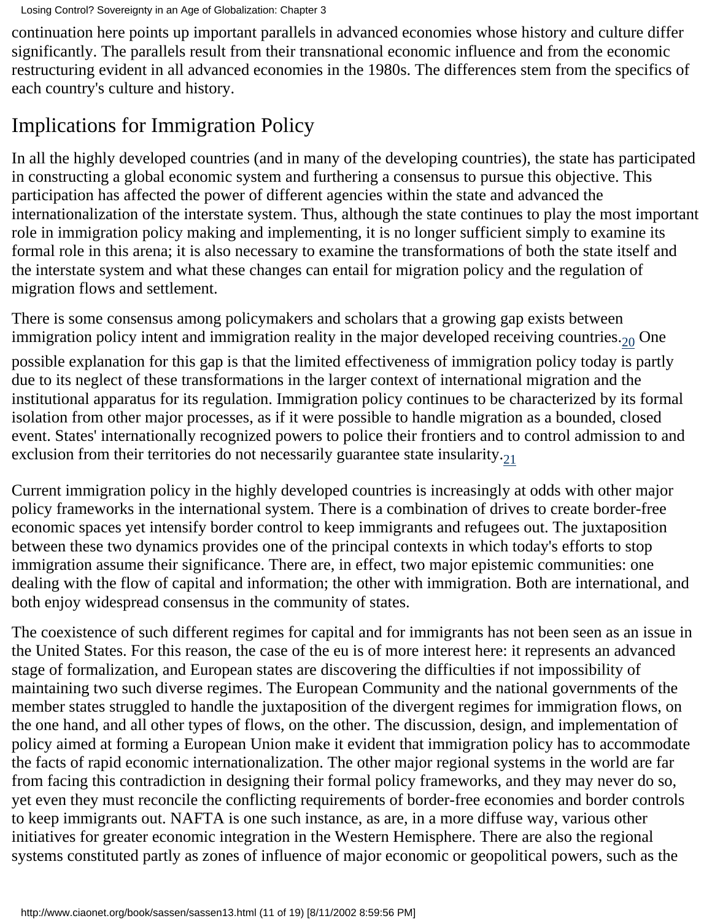continuation here points up important parallels in advanced economies whose history and culture differ significantly. The parallels result from their transnational economic influence and from the economic restructuring evident in all advanced economies in the 1980s. The differences stem from the specifics of each country's culture and history.

## Implications for Immigration Policy

In all the highly developed countries (and in many of the developing countries), the state has participated in constructing a global economic system and furthering a consensus to pursue this objective. This participation has affected the power of different agencies within the state and advanced the internationalization of the interstate system. Thus, although the state continues to play the most important role in immigration policy making and implementing, it is no longer sufficient simply to examine its formal role in this arena; it is also necessary to examine the transformations of both the state itself and the interstate system and what these changes can entail for migration policy and the regulation of migration flows and settlement.

There is some consensus among policymakers and scholars that a growing gap exists between immigration policy intent and immigration reality in the major developed receiving countries.[20] One possible explanation for this gap is that the limited effectiveness of immigration policy today is partly due to its neglect of these transformations in the larger context of international migration and the institutional apparatus for its regulation. Immigration policy continues to be characterized by its formal isolation from other major processes, as if it were possible to handle migration as a bounded, closed event. States' internationally recognized powers to police their frontiers and to control admission to and exclusion from their territories do not necessarily guarantee state insularity.[21]

Current immigration policy in the highly developed countries is increasingly at odds with other major policy frameworks in the international system. There is a combination of drives to create border-free economic spaces yet intensify border control to keep immigrants and refugees out. The juxtaposition between these two dynamics provides one of the principal contexts in which today's efforts to stop immigration assume their significance. There are, in effect, two major epistemic communities: one dealing with the flow of capital and information; the other with immigration. Both are international, and both enjoy widespread consensus in the community of states.

The coexistence of such different regimes for capital and for immigrants has not been seen as an issue in the United States. For this reason, the case of the eu is of more interest here: it represents an advanced stage of formalization, and European states are discovering the difficulties if not impossibility of maintaining two such diverse regimes. The European Community and the national governments of the member states struggled to handle the juxtaposition of the divergent regimes for immigration flows, on the one hand, and all other types of flows, on the other. The discussion, design, and implementation of policy aimed at forming a European Union make it evident that immigration policy has to accommodate the facts of rapid economic internationalization. The other major regional systems in the world are far from facing this contradiction in designing their formal policy frameworks, and they may never do so, yet even they must reconcile the conflicting requirements of border-free economies and border controls to keep immigrants out. NAFTA is one such instance, as are, in a more diffuse way, various other initiatives for greater economic integration in the Western Hemisphere. There are also the regional systems constituted partly as zones of influence of major economic or geopolitical powers, such as the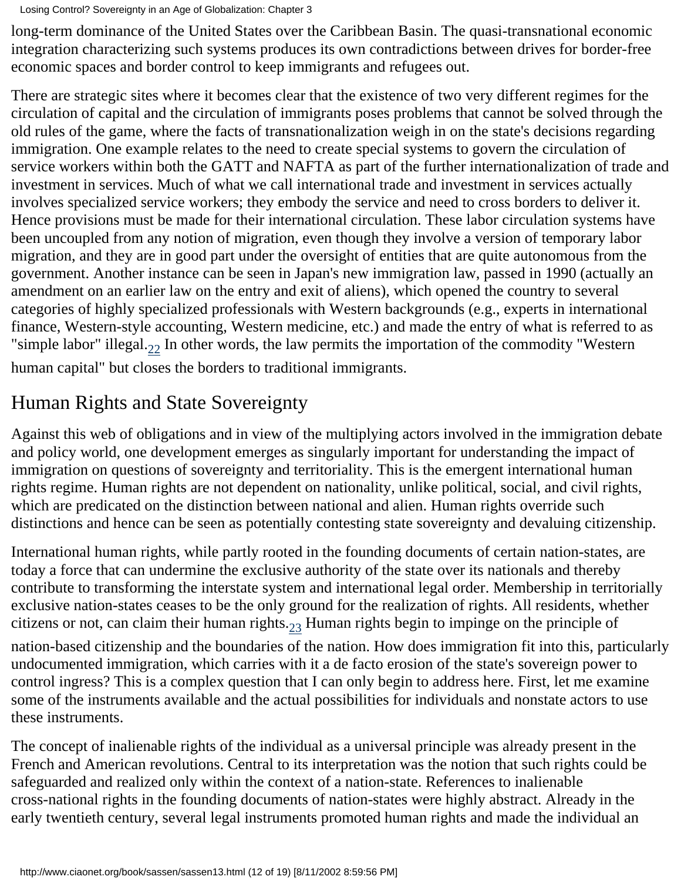long-term dominance of the United States over the Caribbean Basin. The quasi-transnational economic integration characterizing such systems produces its own contradictions between drives for border-free economic spaces and border control to keep immigrants and refugees out.

There are strategic sites where it becomes clear that the existence of two very different regimes for the circulation of capital and the circulation of immigrants poses problems that cannot be solved through the old rules of the game, where the facts of transnationalization weigh in on the state's decisions regarding immigration. One example relates to the need to create special systems to govern the circulation of service workers within both the GATT and NAFTA as part of the further internationalization of trade and investment in services. Much of what we call international trade and investment in services actually involves specialized service workers; they embody the service and need to cross borders to deliver it. Hence provisions must be made for their international circulation. These labor circulation systems have been uncoupled from any notion of migration, even though they involve a version of temporary labor migration, and they are in good part under the oversight of entities that are quite autonomous from the government. Another instance can be seen in Japan's new immigration law, passed in 1990 (actually an amendment on an earlier law on the entry and exit of aliens), which opened the country to several categories of highly specialized professionals with Western backgrounds (e.g., experts in international finance, Western-style accounting, Western medicine, etc.) and made the entry of what is referred to as "simple labor" illegal.[22] In other words, the law permits the importation of the commodity "Western human capital" but closes the borders to traditional immigrants.

## Human Rights and State Sovereignty

Against this web of obligations and in view of the multiplying actors involved in the immigration debate and policy world, one development emerges as singularly important for understanding the impact of immigration on questions of sovereignty and territoriality. This is the emergent international human rights regime. Human rights are not dependent on nationality, unlike political, social, and civil rights, which are predicated on the distinction between national and alien. Human rights override such distinctions and hence can be seen as potentially contesting state sovereignty and devaluing citizenship.

International human rights, while partly rooted in the founding documents of certain nation-states, are today a force that can undermine the exclusive authority of the state over its nationals and thereby contribute to transforming the interstate system and international legal order. Membership in territorially exclusive nation-states ceases to be the only ground for the realization of rights. All residents, whether citizens or not, can claim their human rights.[23] Human rights begin to impinge on the principle of nation-based citizenship and the boundaries of the nation. How does immigration fit into this, particularly undocumented immigration, which carries with it a de facto erosion of the state's sovereign power to control ingress? This is a complex question that I can only begin to address here. First, let me examine some of the instruments available and the actual possibilities for individuals and nonstate actors to use these instruments.

The concept of inalienable rights of the individual as a universal principle was already present in the French and American revolutions. Central to its interpretation was the notion that such rights could be safeguarded and realized only within the context of a nation-state. References to inalienable cross-national rights in the founding documents of nation-states were highly abstract. Already in the early twentieth century, several legal instruments promoted human rights and made the individual an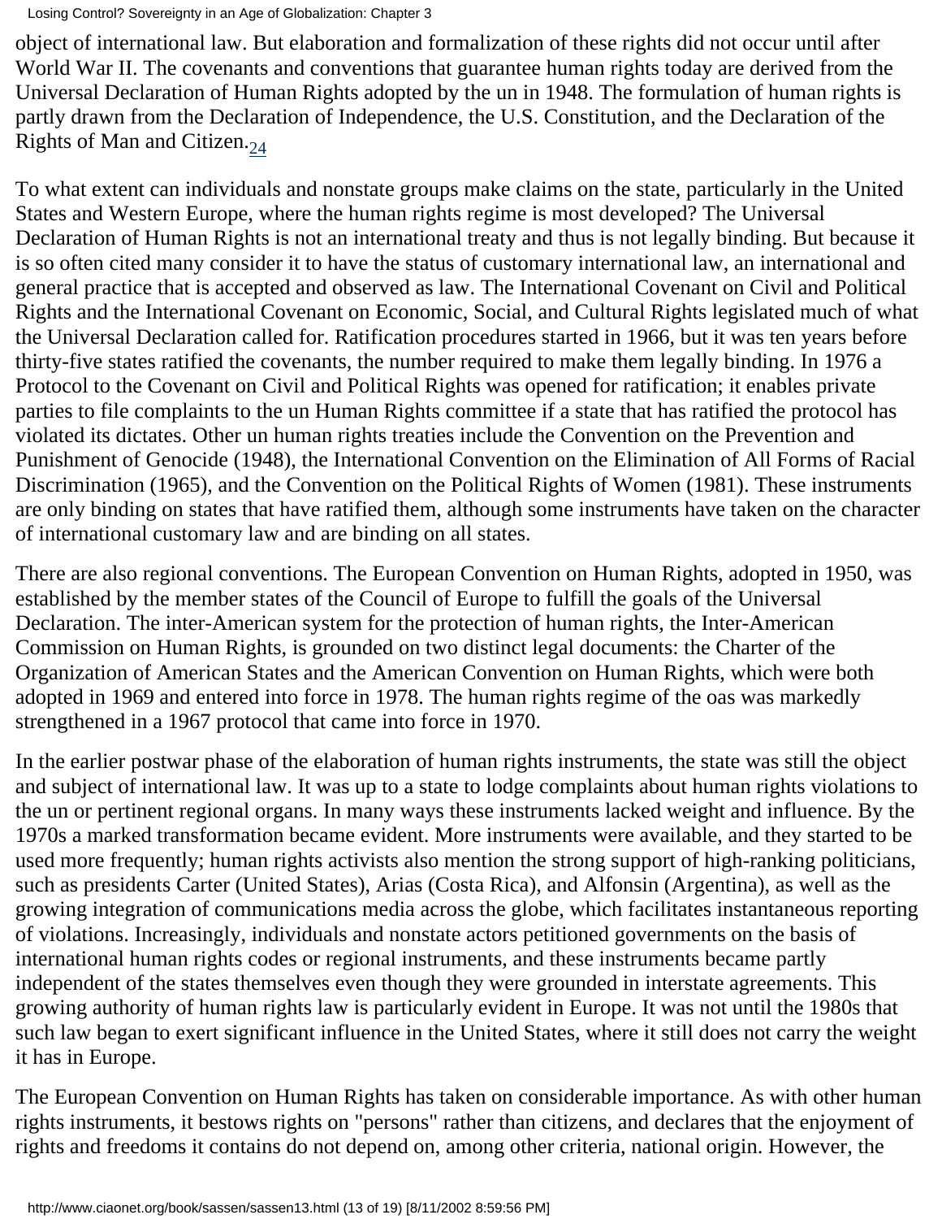object of international law. But elaboration and formalization of these rights did not occur until after World War II. The covenants and conventions that guarantee human rights today are derived from the Universal Declaration of Human Rights adopted by the un in 1948. The formulation of human rights is partly drawn from the Declaration of Independence, the U.S. Constitution, and the Declaration of the Rights of Man and Citizen.[24]

To what extent can individuals and nonstate groups make claims on the state, particularly in the United States and Western Europe, where the human rights regime is most developed? The Universal Declaration of Human Rights is not an international treaty and thus is not legally binding. But because it is so often cited many consider it to have the status of customary international law, an international and general practice that is accepted and observed as law. The International Covenant on Civil and Political Rights and the International Covenant on Economic, Social, and Cultural Rights legislated much of what the Universal Declaration called for. Ratification procedures started in 1966, but it was ten years before thirty-five states ratified the covenants, the number required to make them legally binding. In 1976 a Protocol to the Covenant on Civil and Political Rights was opened for ratification; it enables private parties to file complaints to the un Human Rights committee if a state that has ratified the protocol has violated its dictates. Other un human rights treaties include the Convention on the Prevention and Punishment of Genocide (1948), the International Convention on the Elimination of All Forms of Racial Discrimination (1965), and the Convention on the Political Rights of Women (1981). These instruments are only binding on states that have ratified them, although some instruments have taken on the character of international customary law and are binding on all states.

There are also regional conventions. The European Convention on Human Rights, adopted in 1950, was established by the member states of the Council of Europe to fulfill the goals of the Universal Declaration. The inter-American system for the protection of human rights, the Inter-American Commission on Human Rights, is grounded on two distinct legal documents: the Charter of the Organization of American States and the American Convention on Human Rights, which were both adopted in 1969 and entered into force in 1978. The human rights regime of the oas was markedly strengthened in a 1967 protocol that came into force in 1970.

In the earlier postwar phase of the elaboration of human rights instruments, the state was still the object and subject of international law. It was up to a state to lodge complaints about human rights violations to the un or pertinent regional organs. In many ways these instruments lacked weight and influence. By the 1970s a marked transformation became evident. More instruments were available, and they started to be used more frequently; human rights activists also mention the strong support of high-ranking politicians, such as presidents Carter (United States), Arias (Costa Rica), and Alfonsin (Argentina), as well as the growing integration of communications media across the globe, which facilitates instantaneous reporting of violations. Increasingly, individuals and nonstate actors petitioned governments on the basis of international human rights codes or regional instruments, and these instruments became partly independent of the states themselves even though they were grounded in interstate agreements. This growing authority of human rights law is particularly evident in Europe. It was not until the 1980s that such law began to exert significant influence in the United States, where it still does not carry the weight it has in Europe.

The European Convention on Human Rights has taken on considerable importance. As with other human rights instruments, it bestows rights on "persons" rather than citizens, and declares that the enjoyment of rights and freedoms it contains do not depend on, among other criteria, national origin. However, the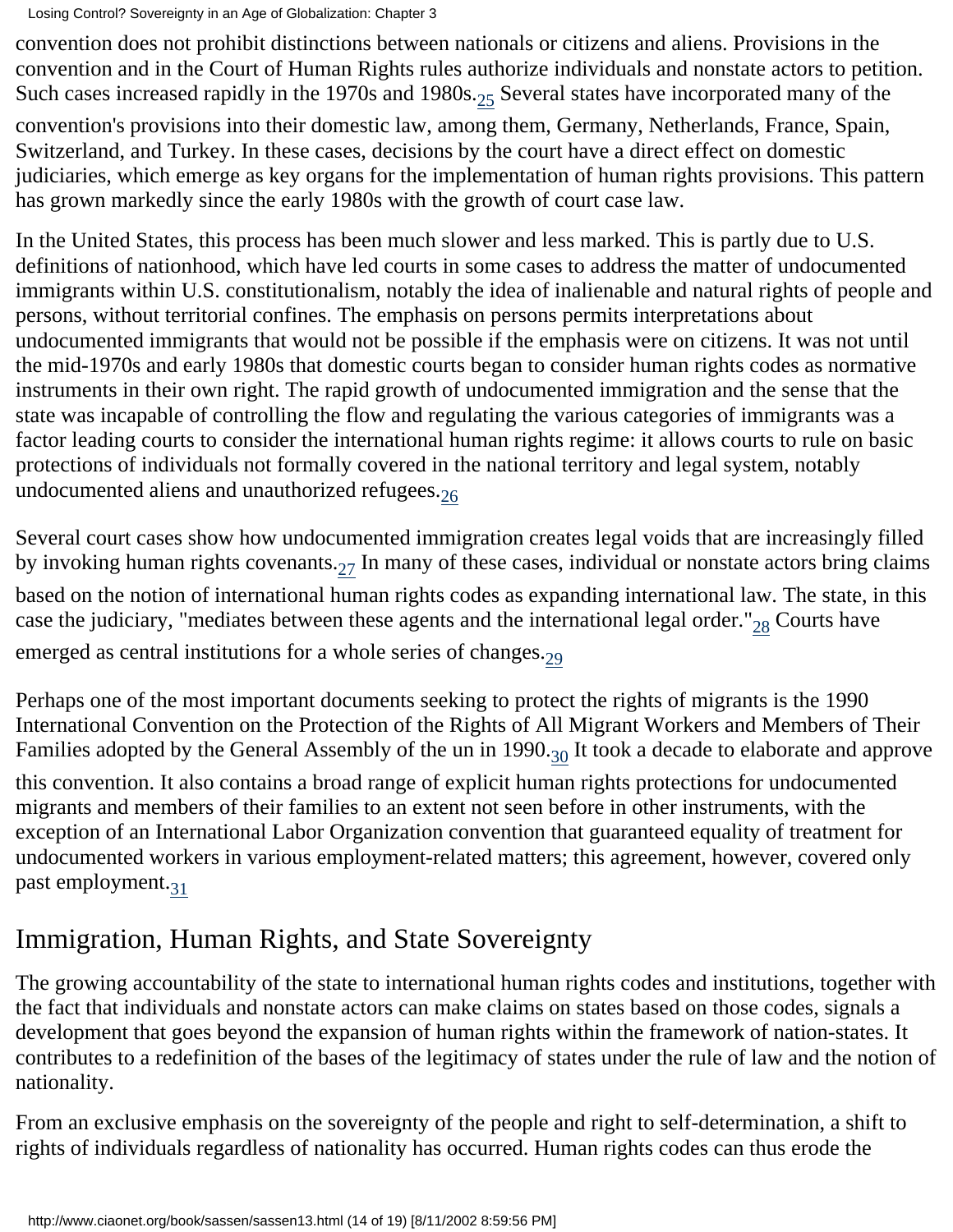convention does not prohibit distinctions between nationals or citizens and aliens. Provisions in the convention and in the Court of Human Rights rules authorize individuals and nonstate actors to petition. Such cases increased rapidly in the 1970s and 1980s.[25] Several states have incorporated many of the convention's provisions into their domestic law, among them, Germany, Netherlands, France, Spain, Switzerland, and Turkey. In these cases, decisions by the court have a direct effect on domestic judiciaries, which emerge as key organs for the implementation of human rights provisions. This pattern has grown markedly since the early 1980s with the growth of court case law.

In the United States, this process has been much slower and less marked. This is partly due to U.S. definitions of nationhood, which have led courts in some cases to address the matter of undocumented immigrants within U.S. constitutionalism, notably the idea of inalienable and natural rights of people and persons, without territorial confines. The emphasis on persons permits interpretations about undocumented immigrants that would not be possible if the emphasis were on citizens. It was not until the mid-1970s and early 1980s that domestic courts began to consider human rights codes as normative instruments in their own right. The rapid growth of undocumented immigration and the sense that the state was incapable of controlling the flow and regulating the various categories of immigrants was a factor leading courts to consider the international human rights regime: it allows courts to rule on basic protections of individuals not formally covered in the national territory and legal system, notably undocumented aliens and unauthorized refugees.[26]

Several court cases show how undocumented immigration creates legal voids that are increasingly filled by invoking human rights covenants.[27] In many of these cases, individual or nonstate actors bring claims based on the notion of international human rights codes as expanding international law. The state, in this case the judiciary, "mediates between these agents and the international legal order."[28] Courts have emerged as central institutions for a whole series of changes.[29]

Perhaps one of the most important documents seeking to protect the rights of migrants is the 1990 International Convention on the Protection of the Rights of All Migrant Workers and Members of Their Families adopted by the General Assembly of the un in 1990.[30] It took a decade to elaborate and approve this convention. It also contains a broad range of explicit human rights protections for undocumented migrants and members of their families to an extent not seen before in other instruments, with the exception of an International Labor Organization convention that guaranteed equality of treatment for undocumented workers in various employment-related matters; this agreement, however, covered only past employment.[31]

## Immigration, Human Rights, and State Sovereignty

The growing accountability of the state to international human rights codes and institutions, together with the fact that individuals and nonstate actors can make claims on states based on those codes, signals a development that goes beyond the expansion of human rights within the framework of nation-states. It contributes to a redefinition of the bases of the legitimacy of states under the rule of law and the notion of nationality.

From an exclusive emphasis on the sovereignty of the people and right to self-determination, a shift to rights of individuals regardless of nationality has occurred. Human rights codes can thus erode the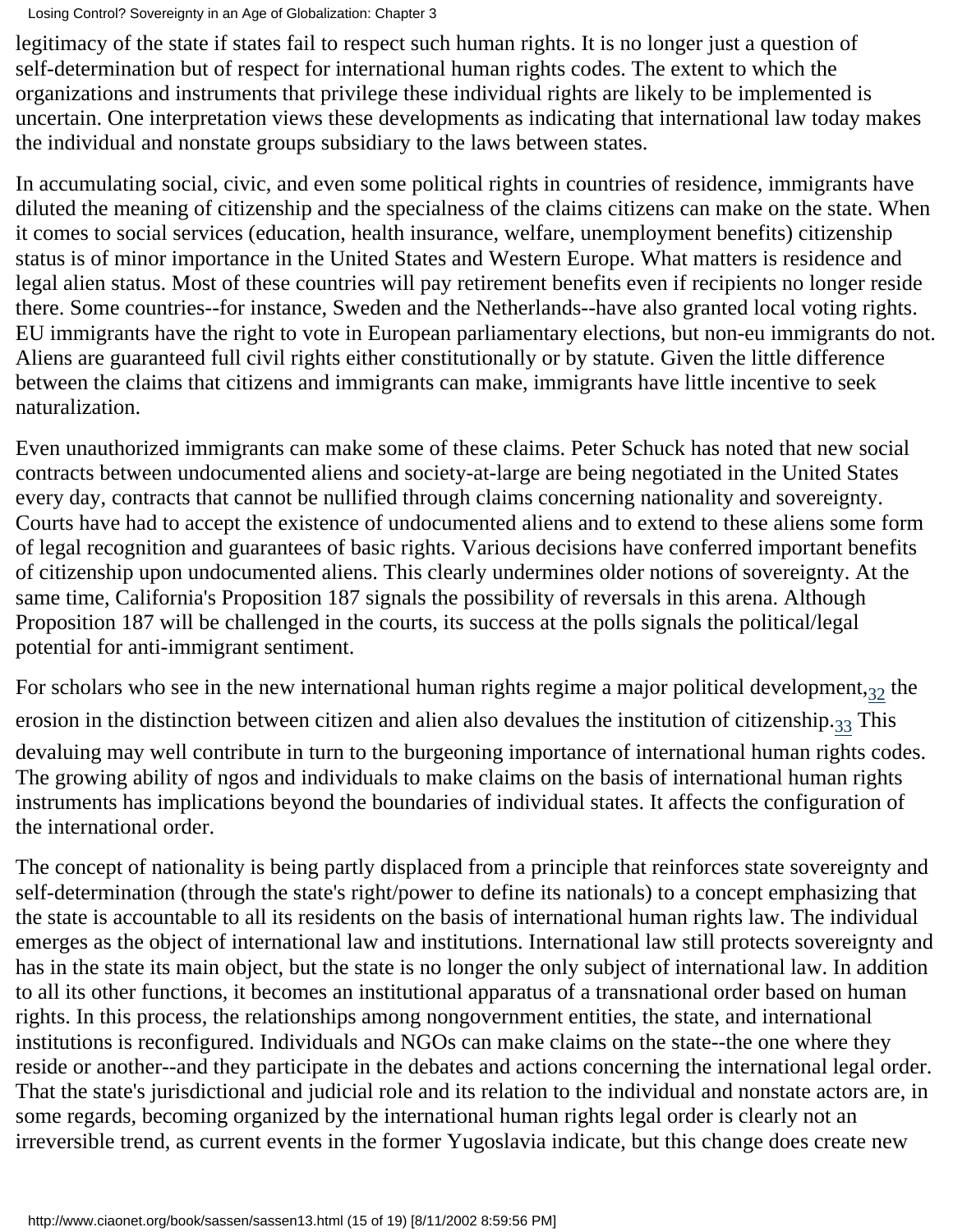legitimacy of the state if states fail to respect such human rights. It is no longer just a question of self-determination but of respect for international human rights codes. The extent to which the organizations and instruments that privilege these individual rights are likely to be implemented is uncertain. One interpretation views these developments as indicating that international law today makes the individual and nonstate groups subsidiary to the laws between states.

In accumulating social, civic, and even some political rights in countries of residence, immigrants have diluted the meaning of citizenship and the specialness of the claims citizens can make on the state. When it comes to social services (education, health insurance, welfare, unemployment benefits) citizenship status is of minor importance in the United States and Western Europe. What matters is residence and legal alien status. Most of these countries will pay retirement benefits even if recipients no longer reside there. Some countries--for instance, Sweden and the Netherlands--have also granted local voting rights. EU immigrants have the right to vote in European parliamentary elections, but non-eu immigrants do not. Aliens are guaranteed full civil rights either constitutionally or by statute. Given the little difference between the claims that citizens and immigrants can make, immigrants have little incentive to seek naturalization.

Even unauthorized immigrants can make some of these claims. Peter Schuck has noted that new social contracts between undocumented aliens and society-at-large are being negotiated in the United States every day, contracts that cannot be nullified through claims concerning nationality and sovereignty. Courts have had to accept the existence of undocumented aliens and to extend to these aliens some form of legal recognition and guarantees of basic rights. Various decisions have conferred important benefits of citizenship upon undocumented aliens. This clearly undermines older notions of sovereignty. At the same time, California's Proposition 187 signals the possibility of reversals in this arena. Although Proposition 187 will be challenged in the courts, its success at the polls signals the political/legal potential for anti-immigrant sentiment.

For scholars who see in the new international human rights regime a major political development,[32] the erosion in the distinction between citizen and alien also devalues the institution of citizenship.[33] This devaluing may well contribute in turn to the burgeoning importance of international human rights codes. The growing ability of ngos and individuals to make claims on the basis of international human rights instruments has implications beyond the boundaries of individual states. It affects the configuration of the international order.

The concept of nationality is being partly displaced from a principle that reinforces state sovereignty and self-determination (through the state's right/power to define its nationals) to a concept emphasizing that the state is accountable to all its residents on the basis of international human rights law. The individual emerges as the object of international law and institutions. International law still protects sovereignty and has in the state its main object, but the state is no longer the only subject of international law. In addition to all its other functions, it becomes an institutional apparatus of a transnational order based on human rights. In this process, the relationships among nongovernment entities, the state, and international institutions is reconfigured. Individuals and NGOs can make claims on the state--the one where they reside or another--and they participate in the debates and actions concerning the international legal order. That the state's jurisdictional and judicial role and its relation to the individual and nonstate actors are, in some regards, becoming organized by the international human rights legal order is clearly not an irreversible trend, as current events in the former Yugoslavia indicate, but this change does create new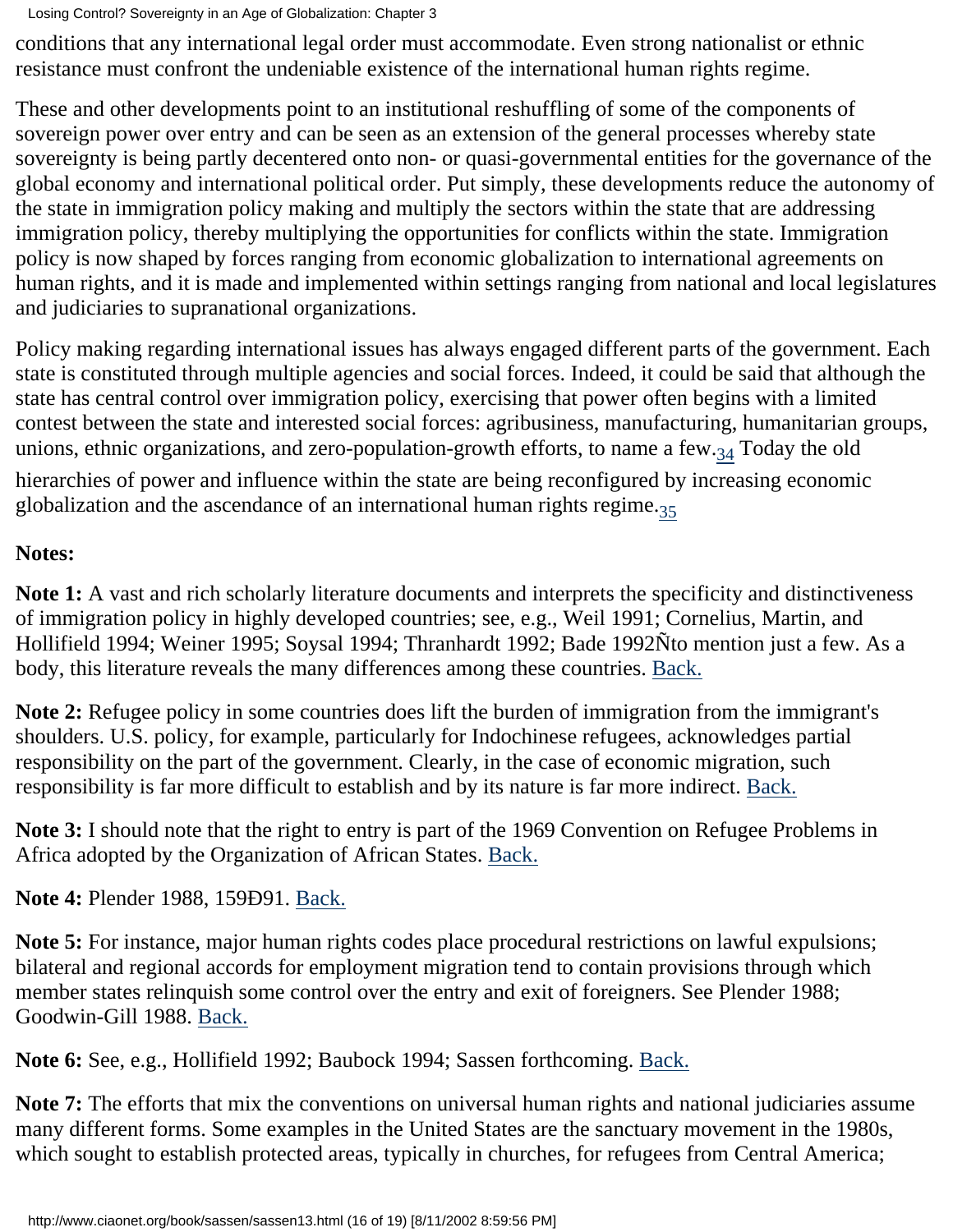conditions that any international legal order must accommodate. Even strong nationalist or ethnic resistance must confront the undeniable existence of the international human rights regime.

These and other developments point to an institutional reshuffling of some of the components of sovereign power over entry and can be seen as an extension of the general processes whereby state sovereignty is being partly decentered onto non- or quasi-governmental entities for the governance of the global economy and international political order. Put simply, these developments reduce the autonomy of the state in immigration policy making and multiply the sectors within the state that are addressing immigration policy, thereby multiplying the opportunities for conflicts within the state. Immigration policy is now shaped by forces ranging from economic globalization to international agreements on human rights, and it is made and implemented within settings ranging from national and local legislatures and judiciaries to supranational organizations.

Policy making regarding international issues has always engaged different parts of the government. Each state is constituted through multiple agencies and social forces. Indeed, it could be said that although the state has central control over immigration policy, exercising that power often begins with a limited contest between the state and interested social forces: agribusiness, manufacturing, humanitarian groups, unions, ethnic organizations, and zero-population-growth efforts, to name a few.[34] Today the old hierarchies of power and influence within the state are being reconfigured by increasing economic globalization and the ascendance of an international human rights regime.[35]

**Notes:**

**Note 1:** A vast and rich scholarly literature documents and interprets the specificity and distinctiveness of immigration policy in highly developed countries; see, e.g., Weil 1991; Cornelius, Martin, and Hollifield 1994; Weiner 1995; Soysal 1994; Thranhardt 1992; Bade 1992Ñto mention just a few. As a body, this literature reveals the many differences among these countries. Back.

**Note 2:** Refugee policy in some countries does lift the burden of immigration from the immigrant's shoulders. U.S. policy, for example, particularly for Indochinese refugees, acknowledges partial responsibility on the part of the government. Clearly, in the case of economic migration, such responsibility is far more difficult to establish and by its nature is far more indirect. Back.

**Note 3:** I should note that the right to entry is part of the 1969 Convention on Refugee Problems in Africa adopted by the Organization of African States. Back.

**Note 4:** Plender 1988, 159Ð91. Back.

**Note 5:** For instance, major human rights codes place procedural restrictions on lawful expulsions; bilateral and regional accords for employment migration tend to contain provisions through which member states relinquish some control over the entry and exit of foreigners. See Plender 1988; Goodwin-Gill 1988. Back.

**Note 6:** See, e.g., Hollifield 1992; Baubock 1994; Sassen forthcoming. Back.

**Note 7:** The efforts that mix the conventions on universal human rights and national judiciaries assume many different forms. Some examples in the United States are the sanctuary movement in the 1980s, which sought to establish protected areas, typically in churches, for refugees from Central America;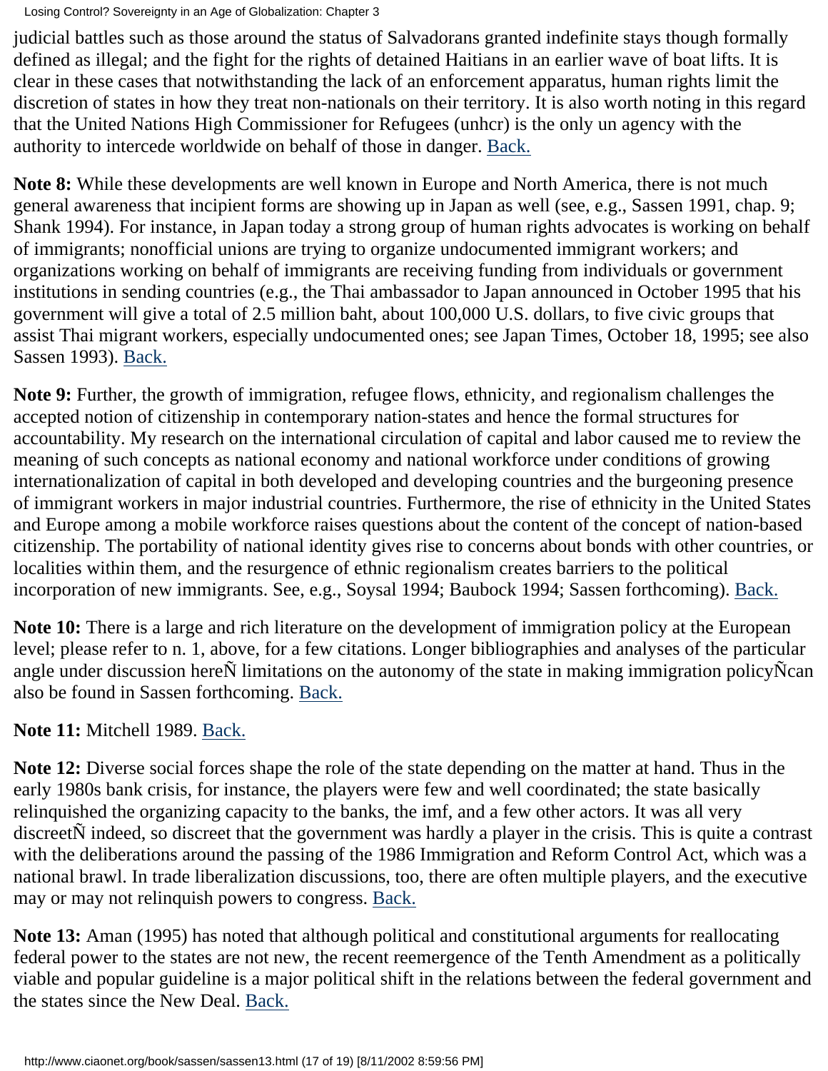judicial battles such as those around the status of Salvadorans granted indefinite stays though formally defined as illegal; and the fight for the rights of detained Haitians in an earlier wave of boat lifts. It is clear in these cases that notwithstanding the lack of an enforcement apparatus, human rights limit the discretion of states in how they treat non-nationals on their territory. It is also worth noting in this regard that the United Nations High Commissioner for Refugees (unhcr) is the only un agency with the authority to intercede worldwide on behalf of those in danger. Back.

**Note 8:** While these developments are well known in Europe and North America, there is not much general awareness that incipient forms are showing up in Japan as well (see, e.g., Sassen 1991, chap. 9; Shank 1994). For instance, in Japan today a strong group of human rights advocates is working on behalf of immigrants; nonofficial unions are trying to organize undocumented immigrant workers; and organizations working on behalf of immigrants are receiving funding from individuals or government institutions in sending countries (e.g., the Thai ambassador to Japan announced in October 1995 that his government will give a total of 2.5 million baht, about 100,000 U.S. dollars, to five civic groups that assist Thai migrant workers, especially undocumented ones; see Japan Times, October 18, 1995; see also Sassen 1993). Back.

**Note 9:** Further, the growth of immigration, refugee flows, ethnicity, and regionalism challenges the accepted notion of citizenship in contemporary nation-states and hence the formal structures for accountability. My research on the international circulation of capital and labor caused me to review the meaning of such concepts as national economy and national workforce under conditions of growing internationalization of capital in both developed and developing countries and the burgeoning presence of immigrant workers in major industrial countries. Furthermore, the rise of ethnicity in the United States and Europe among a mobile workforce raises questions about the content of the concept of nation-based citizenship. The portability of national identity gives rise to concerns about bonds with other countries, or localities within them, and the resurgence of ethnic regionalism creates barriers to the political incorporation of new immigrants. See, e.g., Soysal 1994; Baubock 1994; Sassen forthcoming). Back.

**Note 10:** There is a large and rich literature on the development of immigration policy at the European level; please refer to n. 1, above, for a few citations. Longer bibliographies and analyses of the particular angle under discussion hereÑ limitations on the autonomy of the state in making immigration policyÑcan also be found in Sassen forthcoming. Back.

**Note 11:** Mitchell 1989. Back.

**Note 12:** Diverse social forces shape the role of the state depending on the matter at hand. Thus in the early 1980s bank crisis, for instance, the players were few and well coordinated; the state basically relinquished the organizing capacity to the banks, the imf, and a few other actors. It was all very discreetÑ indeed, so discreet that the government was hardly a player in the crisis. This is quite a contrast with the deliberations around the passing of the 1986 Immigration and Reform Control Act, which was a national brawl. In trade liberalization discussions, too, there are often multiple players, and the executive may or may not relinquish powers to congress. Back.

**Note 13:** Aman (1995) has noted that although political and constitutional arguments for reallocating federal power to the states are not new, the recent reemergence of the Tenth Amendment as a politically viable and popular guideline is a major political shift in the relations between the federal government and the states since the New Deal. Back.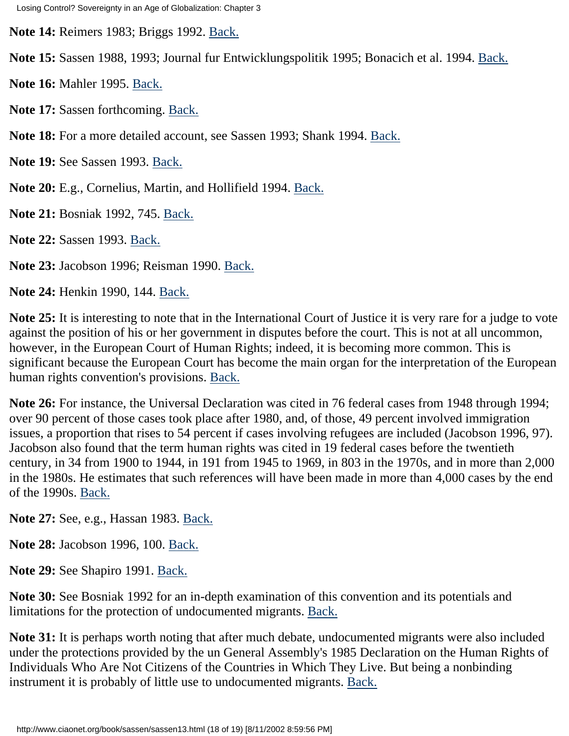**Note 14:** Reimers 1983; Briggs 1992. Back.

**Note 15:** Sassen 1988, 1993; Journal fur Entwicklungspolitik 1995; Bonacich et al. 1994. Back.

**Note 16:** Mahler 1995. Back.

**Note 17:** Sassen forthcoming. Back.

**Note 18:** For a more detailed account, see Sassen 1993; Shank 1994. Back.

**Note 19:** See Sassen 1993. Back.

**Note 20:** E.g., Cornelius, Martin, and Hollifield 1994. Back.

**Note 21:** Bosniak 1992, 745. Back.

**Note 22:** Sassen 1993. Back.

**Note 23:** Jacobson 1996; Reisman 1990. Back.

**Note 24:** Henkin 1990, 144. Back.

**Note 25:** It is interesting to note that in the International Court of Justice it is very rare for a judge to vote against the position of his or her government in disputes before the court. This is not at all uncommon, however, in the European Court of Human Rights; indeed, it is becoming more common. This is significant because the European Court has become the main organ for the interpretation of the European human rights convention's provisions. Back.

**Note 26:** For instance, the Universal Declaration was cited in 76 federal cases from 1948 through 1994; over 90 percent of those cases took place after 1980, and, of those, 49 percent involved immigration issues, a proportion that rises to 54 percent if cases involving refugees are included (Jacobson 1996, 97). Jacobson also found that the term human rights was cited in 19 federal cases before the twentieth century, in 34 from 1900 to 1944, in 191 from 1945 to 1969, in 803 in the 1970s, and in more than 2,000 in the 1980s. He estimates that such references will have been made in more than 4,000 cases by the end of the 1990s. Back.

**Note 27:** See, e.g., Hassan 1983. Back.

**Note 28:** Jacobson 1996, 100. Back.

**Note 29:** See Shapiro 1991. Back.

**Note 30:** See Bosniak 1992 for an in-depth examination of this convention and its potentials and limitations for the protection of undocumented migrants. Back.

**Note 31:** It is perhaps worth noting that after much debate, undocumented migrants were also included under the protections provided by the un General Assembly's 1985 Declaration on the Human Rights of Individuals Who Are Not Citizens of the Countries in Which They Live. But being a nonbinding instrument it is probably of little use to undocumented migrants. Back.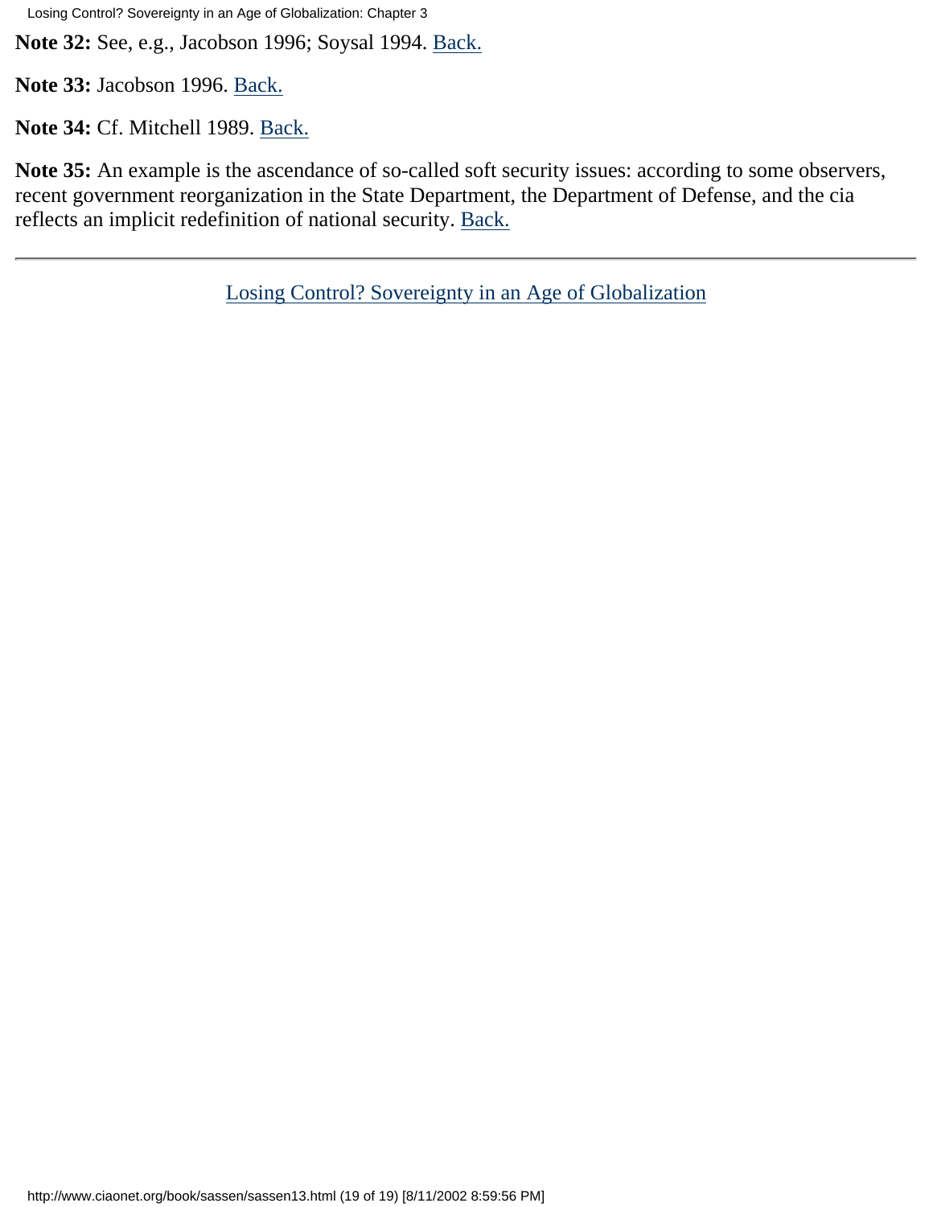**Note 32:** See, e.g., Jacobson 1996; Soysal 1994. Back.

**Note 33:** Jacobson 1996. Back.

**Note 34:** Cf. Mitchell 1989. Back.

**Note 35:** An example is the ascendance of so-called soft security issues: according to some observers, recent government reorganization in the State Department, the Department of Defense, and the cia reflects an implicit redefinition of national security. Back.

---

Losing Control? Sovereignty in an Age of Globalization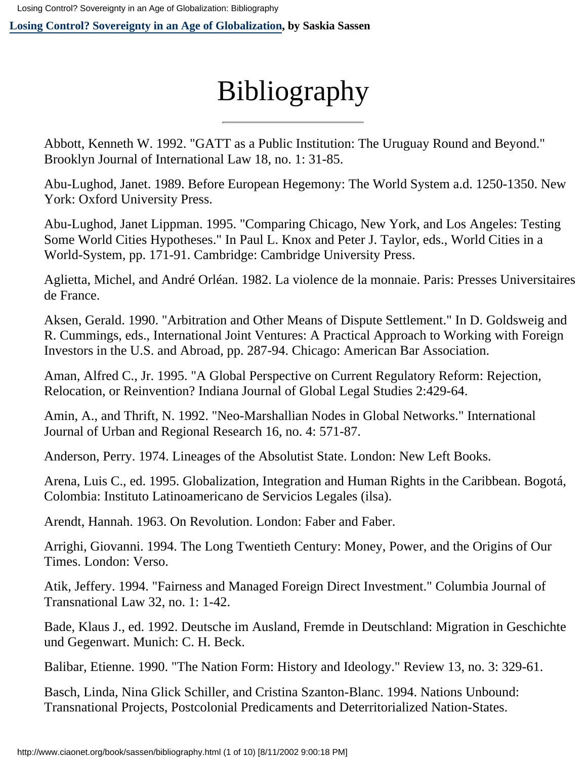**Losing Control? Sovereignty in an Age of Globalization, by Saskia Sassen**

# Bibliography

---

Abbott, Kenneth W. 1992. "GATT as a Public Institution: The Uruguay Round and Beyond." Brooklyn Journal of International Law 18, no. 1: 31-85.

Abu-Lughod, Janet. 1989. Before European Hegemony: The World System a.d. 1250-1350. New York: Oxford University Press.

Abu-Lughod, Janet Lippman. 1995. "Comparing Chicago, New York, and Los Angeles: Testing Some World Cities Hypotheses." In Paul L. Knox and Peter J. Taylor, eds., World Cities in a World-System, pp. 171-91. Cambridge: Cambridge University Press.

Aglietta, Michel, and André Orléan. 1982. La violence de la monnaie. Paris: Presses Universitaires de France.

Aksen, Gerald. 1990. "Arbitration and Other Means of Dispute Settlement." In D. Goldsweig and R. Cummings, eds., International Joint Ventures: A Practical Approach to Working with Foreign Investors in the U.S. and Abroad, pp. 287-94. Chicago: American Bar Association.

Aman, Alfred C., Jr. 1995. "A Global Perspective on Current Regulatory Reform: Rejection, Relocation, or Reinvention? Indiana Journal of Global Legal Studies 2:429-64.

Amin, A., and Thrift, N. 1992. "Neo-Marshallian Nodes in Global Networks." International Journal of Urban and Regional Research 16, no. 4: 571-87.

Anderson, Perry. 1974. Lineages of the Absolutist State. London: New Left Books.

Arena, Luis C., ed. 1995. Globalization, Integration and Human Rights in the Caribbean. Bogotá, Colombia: Instituto Latinoamericano de Servicios Legales (ilsa).

Arendt, Hannah. 1963. On Revolution. London: Faber and Faber.

Arrighi, Giovanni. 1994. The Long Twentieth Century: Money, Power, and the Origins of Our Times. London: Verso.

Atik, Jeffery. 1994. "Fairness and Managed Foreign Direct Investment." Columbia Journal of Transnational Law 32, no. 1: 1-42.

Bade, Klaus J., ed. 1992. Deutsche im Ausland, Fremde in Deutschland: Migration in Geschichte und Gegenwart. Munich: C. H. Beck.

Balibar, Etienne. 1990. "The Nation Form: History and Ideology." Review 13, no. 3: 329-61.

Basch, Linda, Nina Glick Schiller, and Cristina Szanton-Blanc. 1994. Nations Unbound: Transnational Projects, Postcolonial Predicaments and Deterritorialized Nation-States.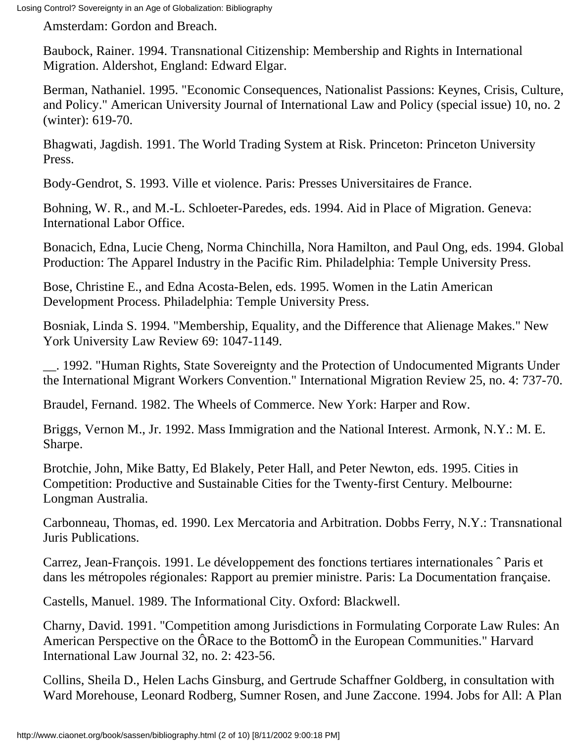Amsterdam: Gordon and Breach.

Baubock, Rainer. 1994. Transnational Citizenship: Membership and Rights in International Migration. Aldershot, England: Edward Elgar.

Berman, Nathaniel. 1995. "Economic Consequences, Nationalist Passions: Keynes, Crisis, Culture, and Policy." American University Journal of International Law and Policy (special issue) 10, no. 2 (winter): 619-70.

Bhagwati, Jagdish. 1991. The World Trading System at Risk. Princeton: Princeton University Press.

Body-Gendrot, S. 1993. Ville et violence. Paris: Presses Universitaires de France.

Bohning, W. R., and M.-L. Schloeter-Paredes, eds. 1994. Aid in Place of Migration. Geneva: International Labor Office.

Bonacich, Edna, Lucie Cheng, Norma Chinchilla, Nora Hamilton, and Paul Ong, eds. 1994. Global Production: The Apparel Industry in the Pacific Rim. Philadelphia: Temple University Press.

Bose, Christine E., and Edna Acosta-Belen, eds. 1995. Women in the Latin American Development Process. Philadelphia: Temple University Press.

Bosniak, Linda S. 1994. "Membership, Equality, and the Difference that Alienage Makes." New York University Law Review 69: 1047-1149.

__. 1992. "Human Rights, State Sovereignty and the Protection of Undocumented Migrants Under the International Migrant Workers Convention." International Migration Review 25, no. 4: 737-70.

Braudel, Fernand. 1982. The Wheels of Commerce. New York: Harper and Row.

Briggs, Vernon M., Jr. 1992. Mass Immigration and the National Interest. Armonk, N.Y.: M. E. Sharpe.

Brotchie, John, Mike Batty, Ed Blakely, Peter Hall, and Peter Newton, eds. 1995. Cities in Competition: Productive and Sustainable Cities for the Twenty-first Century. Melbourne: Longman Australia.

Carbonneau, Thomas, ed. 1990. Lex Mercatoria and Arbitration. Dobbs Ferry, N.Y.: Transnational Juris Publications.

Carrez, Jean-François. 1991. Le développement des fonctions tertiares internationales ˆ Paris et dans les métropoles régionales: Rapport au premier ministre. Paris: La Documentation française.

Castells, Manuel. 1989. The Informational City. Oxford: Blackwell.

Charny, David. 1991. "Competition among Jurisdictions in Formulating Corporate Law Rules: An American Perspective on the ÔRace to the BottomÕ in the European Communities." Harvard International Law Journal 32, no. 2: 423-56.

Collins, Sheila D., Helen Lachs Ginsburg, and Gertrude Schaffner Goldberg, in consultation with Ward Morehouse, Leonard Rodberg, Sumner Rosen, and June Zaccone. 1994. Jobs for All: A Plan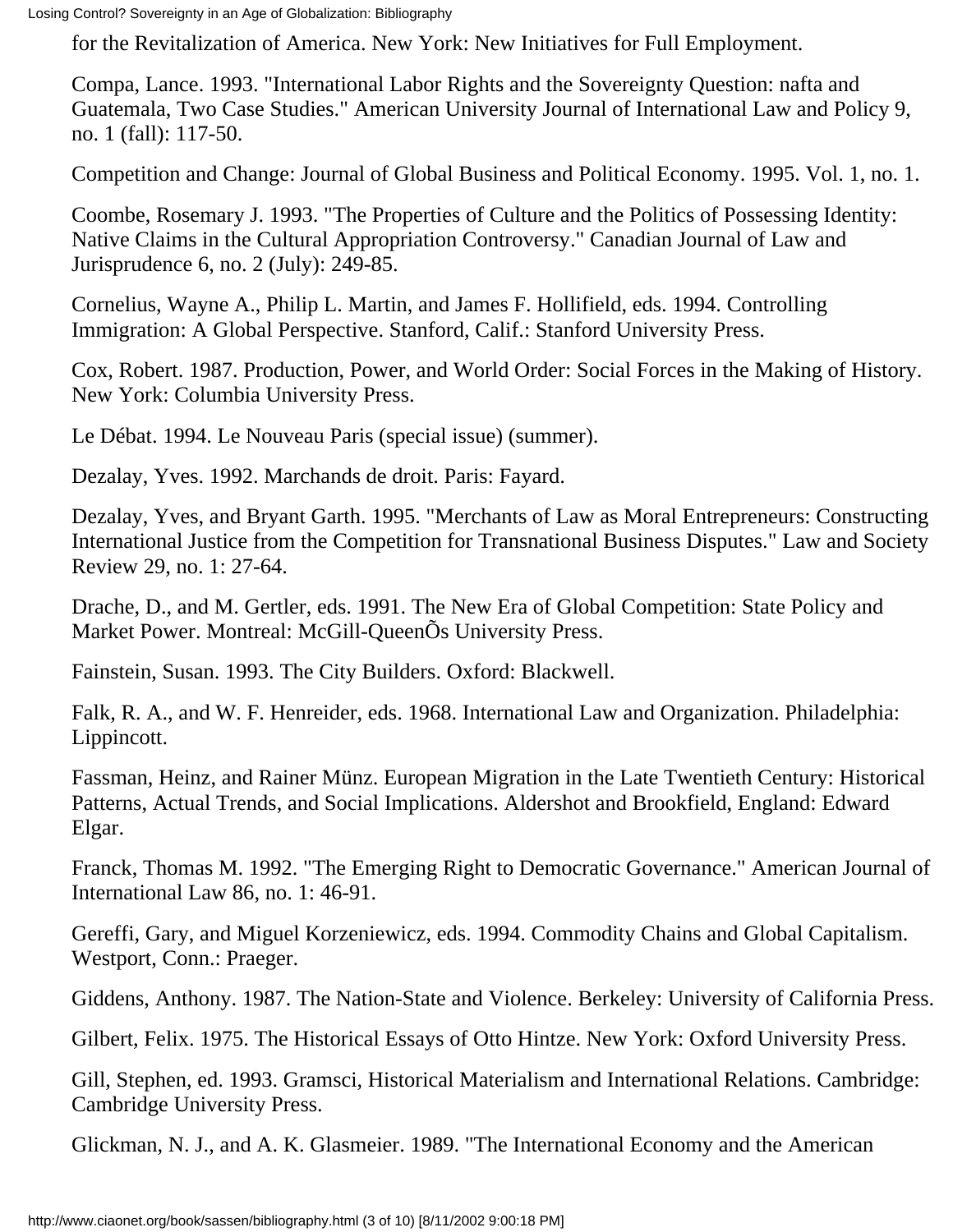for the Revitalization of America. New York: New Initiatives for Full Employment.

Compa, Lance. 1993. "International Labor Rights and the Sovereignty Question: nafta and Guatemala, Two Case Studies." American University Journal of International Law and Policy 9, no. 1 (fall): 117-50.

Competition and Change: Journal of Global Business and Political Economy. 1995. Vol. 1, no. 1.

Coombe, Rosemary J. 1993. "The Properties of Culture and the Politics of Possessing Identity: Native Claims in the Cultural Appropriation Controversy." Canadian Journal of Law and Jurisprudence 6, no. 2 (July): 249-85.

Cornelius, Wayne A., Philip L. Martin, and James F. Hollifield, eds. 1994. Controlling Immigration: A Global Perspective. Stanford, Calif.: Stanford University Press.

Cox, Robert. 1987. Production, Power, and World Order: Social Forces in the Making of History. New York: Columbia University Press.

Le Débat. 1994. Le Nouveau Paris (special issue) (summer).

Dezalay, Yves. 1992. Marchands de droit. Paris: Fayard.

Dezalay, Yves, and Bryant Garth. 1995. "Merchants of Law as Moral Entrepreneurs: Constructing International Justice from the Competition for Transnational Business Disputes." Law and Society Review 29, no. 1: 27-64.

Drache, D., and M. Gertler, eds. 1991. The New Era of Global Competition: State Policy and Market Power. Montreal: McGill-QueenÕs University Press.

Fainstein, Susan. 1993. The City Builders. Oxford: Blackwell.

Falk, R. A., and W. F. Henreider, eds. 1968. International Law and Organization. Philadelphia: Lippincott.

Fassman, Heinz, and Rainer Münz. European Migration in the Late Twentieth Century: Historical Patterns, Actual Trends, and Social Implications. Aldershot and Brookfield, England: Edward Elgar.

Franck, Thomas M. 1992. "The Emerging Right to Democratic Governance." American Journal of International Law 86, no. 1: 46-91.

Gereffi, Gary, and Miguel Korzeniewicz, eds. 1994. Commodity Chains and Global Capitalism. Westport, Conn.: Praeger.

Giddens, Anthony. 1987. The Nation-State and Violence. Berkeley: University of California Press.

Gilbert, Felix. 1975. The Historical Essays of Otto Hintze. New York: Oxford University Press.

Gill, Stephen, ed. 1993. Gramsci, Historical Materialism and International Relations. Cambridge: Cambridge University Press.

Glickman, N. J., and A. K. Glasmeier. 1989. "The International Economy and the American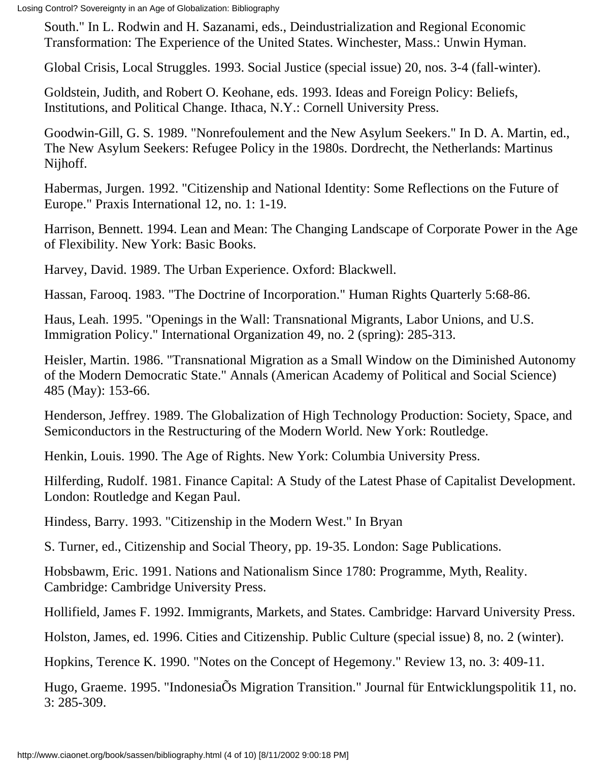South." In L. Rodwin and H. Sazanami, eds., Deindustrialization and Regional Economic Transformation: The Experience of the United States. Winchester, Mass.: Unwin Hyman.

Global Crisis, Local Struggles. 1993. Social Justice (special issue) 20, nos. 3-4 (fall-winter).

Goldstein, Judith, and Robert O. Keohane, eds. 1993. Ideas and Foreign Policy: Beliefs, Institutions, and Political Change. Ithaca, N.Y.: Cornell University Press.

Goodwin-Gill, G. S. 1989. "Nonrefoulement and the New Asylum Seekers." In D. A. Martin, ed., The New Asylum Seekers: Refugee Policy in the 1980s. Dordrecht, the Netherlands: Martinus Nijhoff.

Habermas, Jurgen. 1992. "Citizenship and National Identity: Some Reflections on the Future of Europe." Praxis International 12, no. 1: 1-19.

Harrison, Bennett. 1994. Lean and Mean: The Changing Landscape of Corporate Power in the Age of Flexibility. New York: Basic Books.

Harvey, David. 1989. The Urban Experience. Oxford: Blackwell.

Hassan, Farooq. 1983. "The Doctrine of Incorporation." Human Rights Quarterly 5:68-86.

Haus, Leah. 1995. "Openings in the Wall: Transnational Migrants, Labor Unions, and U.S. Immigration Policy." International Organization 49, no. 2 (spring): 285-313.

Heisler, Martin. 1986. "Transnational Migration as a Small Window on the Diminished Autonomy of the Modern Democratic State." Annals (American Academy of Political and Social Science) 485 (May): 153-66.

Henderson, Jeffrey. 1989. The Globalization of High Technology Production: Society, Space, and Semiconductors in the Restructuring of the Modern World. New York: Routledge.

Henkin, Louis. 1990. The Age of Rights. New York: Columbia University Press.

Hilferding, Rudolf. 1981. Finance Capital: A Study of the Latest Phase of Capitalist Development. London: Routledge and Kegan Paul.

Hindess, Barry. 1993. "Citizenship in the Modern West." In Bryan

S. Turner, ed., Citizenship and Social Theory, pp. 19-35. London: Sage Publications.

Hobsbawm, Eric. 1991. Nations and Nationalism Since 1780: Programme, Myth, Reality. Cambridge: Cambridge University Press.

Hollifield, James F. 1992. Immigrants, Markets, and States. Cambridge: Harvard University Press.

Holston, James, ed. 1996. Cities and Citizenship. Public Culture (special issue) 8, no. 2 (winter).

Hopkins, Terence K. 1990. "Notes on the Concept of Hegemony." Review 13, no. 3: 409-11.

Hugo, Graeme. 1995. "IndonesiaÕs Migration Transition." Journal für Entwicklungspolitik 11, no. 3: 285-309.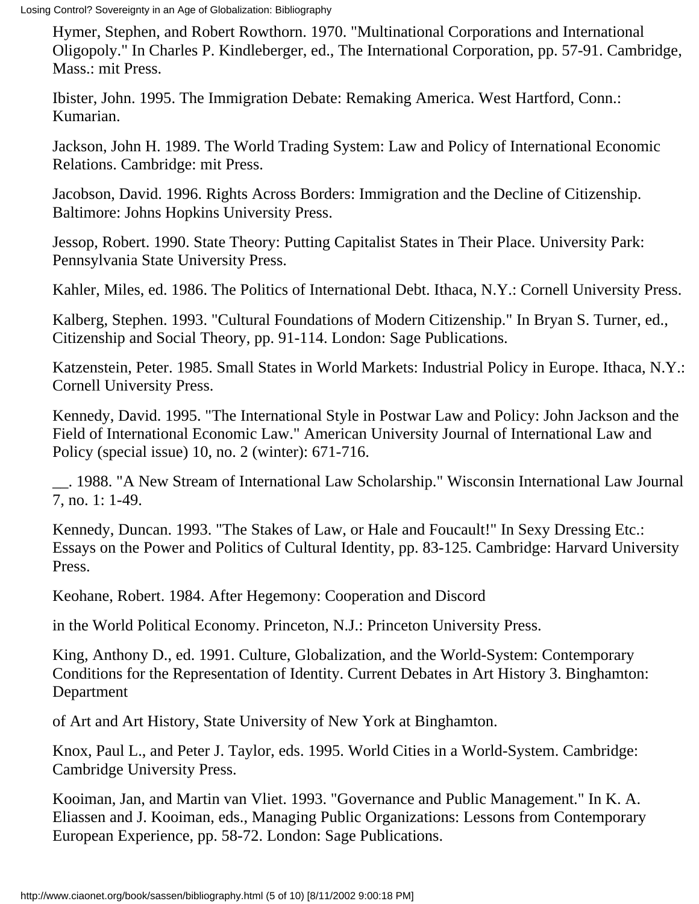Hymer, Stephen, and Robert Rowthorn. 1970. "Multinational Corporations and International Oligopoly." In Charles P. Kindleberger, ed., The International Corporation, pp. 57-91. Cambridge, Mass.: mit Press.

Ibister, John. 1995. The Immigration Debate: Remaking America. West Hartford, Conn.: Kumarian.

Jackson, John H. 1989. The World Trading System: Law and Policy of International Economic Relations. Cambridge: mit Press.

Jacobson, David. 1996. Rights Across Borders: Immigration and the Decline of Citizenship. Baltimore: Johns Hopkins University Press.

Jessop, Robert. 1990. State Theory: Putting Capitalist States in Their Place. University Park: Pennsylvania State University Press.

Kahler, Miles, ed. 1986. The Politics of International Debt. Ithaca, N.Y.: Cornell University Press.

Kalberg, Stephen. 1993. "Cultural Foundations of Modern Citizenship." In Bryan S. Turner, ed., Citizenship and Social Theory, pp. 91-114. London: Sage Publications.

Katzenstein, Peter. 1985. Small States in World Markets: Industrial Policy in Europe. Ithaca, N.Y.: Cornell University Press.

Kennedy, David. 1995. "The International Style in Postwar Law and Policy: John Jackson and the Field of International Economic Law." American University Journal of International Law and Policy (special issue) 10, no. 2 (winter): 671-716.

__. 1988. "A New Stream of International Law Scholarship." Wisconsin International Law Journal 7, no. 1: 1-49.

Kennedy, Duncan. 1993. "The Stakes of Law, or Hale and Foucault!" In Sexy Dressing Etc.: Essays on the Power and Politics of Cultural Identity, pp. 83-125. Cambridge: Harvard University Press.

Keohane, Robert. 1984. After Hegemony: Cooperation and Discord

in the World Political Economy. Princeton, N.J.: Princeton University Press.

King, Anthony D., ed. 1991. Culture, Globalization, and the World-System: Contemporary Conditions for the Representation of Identity. Current Debates in Art History 3. Binghamton: Department

of Art and Art History, State University of New York at Binghamton.

Knox, Paul L., and Peter J. Taylor, eds. 1995. World Cities in a World-System. Cambridge: Cambridge University Press.

Kooiman, Jan, and Martin van Vliet. 1993. "Governance and Public Management." In K. A. Eliassen and J. Kooiman, eds., Managing Public Organizations: Lessons from Contemporary European Experience, pp. 58-72. London: Sage Publications.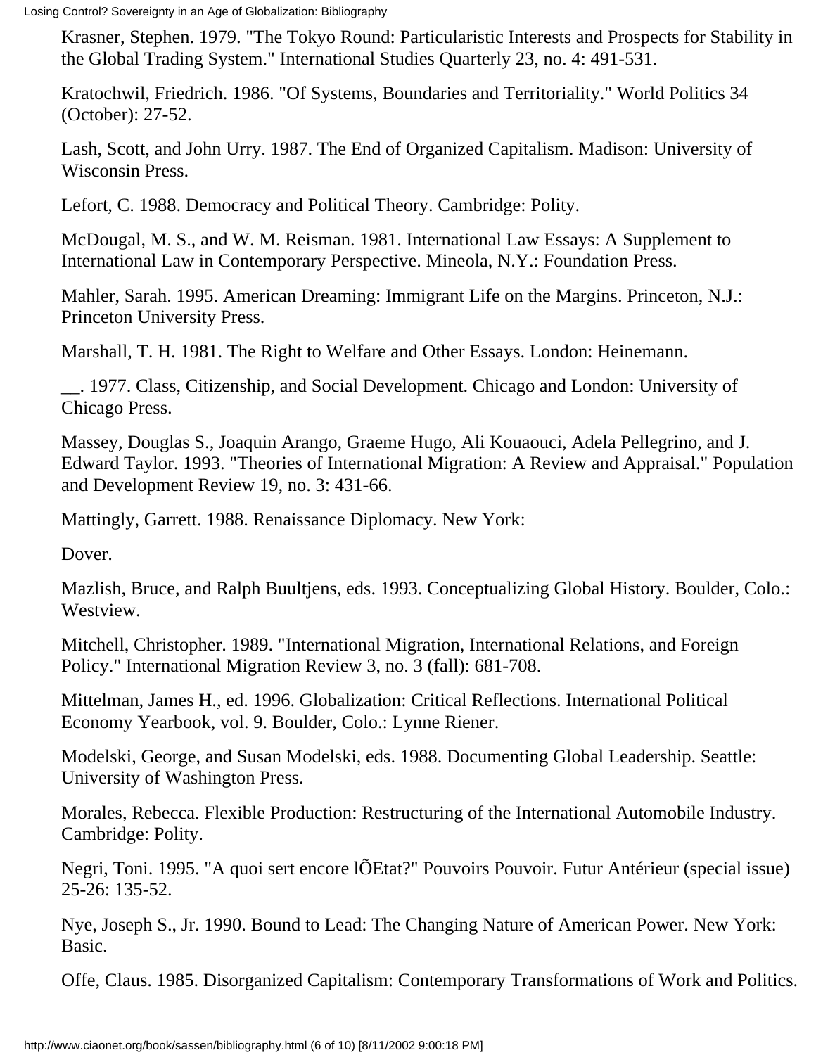Krasner, Stephen. 1979. "The Tokyo Round: Particularistic Interests and Prospects for Stability in the Global Trading System." International Studies Quarterly 23, no. 4: 491-531.

Kratochwil, Friedrich. 1986. "Of Systems, Boundaries and Territoriality." World Politics 34 (October): 27-52.

Lash, Scott, and John Urry. 1987. The End of Organized Capitalism. Madison: University of Wisconsin Press.

Lefort, C. 1988. Democracy and Political Theory. Cambridge: Polity.

McDougal, M. S., and W. M. Reisman. 1981. International Law Essays: A Supplement to International Law in Contemporary Perspective. Mineola, N.Y.: Foundation Press.

Mahler, Sarah. 1995. American Dreaming: Immigrant Life on the Margins. Princeton, N.J.: Princeton University Press.

Marshall, T. H. 1981. The Right to Welfare and Other Essays. London: Heinemann.

__. 1977. Class, Citizenship, and Social Development. Chicago and London: University of Chicago Press.

Massey, Douglas S., Joaquin Arango, Graeme Hugo, Ali Kouaouci, Adela Pellegrino, and J. Edward Taylor. 1993. "Theories of International Migration: A Review and Appraisal." Population and Development Review 19, no. 3: 431-66.

Mattingly, Garrett. 1988. Renaissance Diplomacy. New York:

Dover.

Mazlish, Bruce, and Ralph Buultjens, eds. 1993. Conceptualizing Global History. Boulder, Colo.: Westview.

Mitchell, Christopher. 1989. "International Migration, International Relations, and Foreign Policy." International Migration Review 3, no. 3 (fall): 681-708.

Mittelman, James H., ed. 1996. Globalization: Critical Reflections. International Political Economy Yearbook, vol. 9. Boulder, Colo.: Lynne Riener.

Modelski, George, and Susan Modelski, eds. 1988. Documenting Global Leadership. Seattle: University of Washington Press.

Morales, Rebecca. Flexible Production: Restructuring of the International Automobile Industry. Cambridge: Polity.

Negri, Toni. 1995. "A quoi sert encore lÕEtat?" Pouvoirs Pouvoir. Futur Antérieur (special issue) 25-26: 135-52.

Nye, Joseph S., Jr. 1990. Bound to Lead: The Changing Nature of American Power. New York: Basic.

Offe, Claus. 1985. Disorganized Capitalism: Contemporary Transformations of Work and Politics.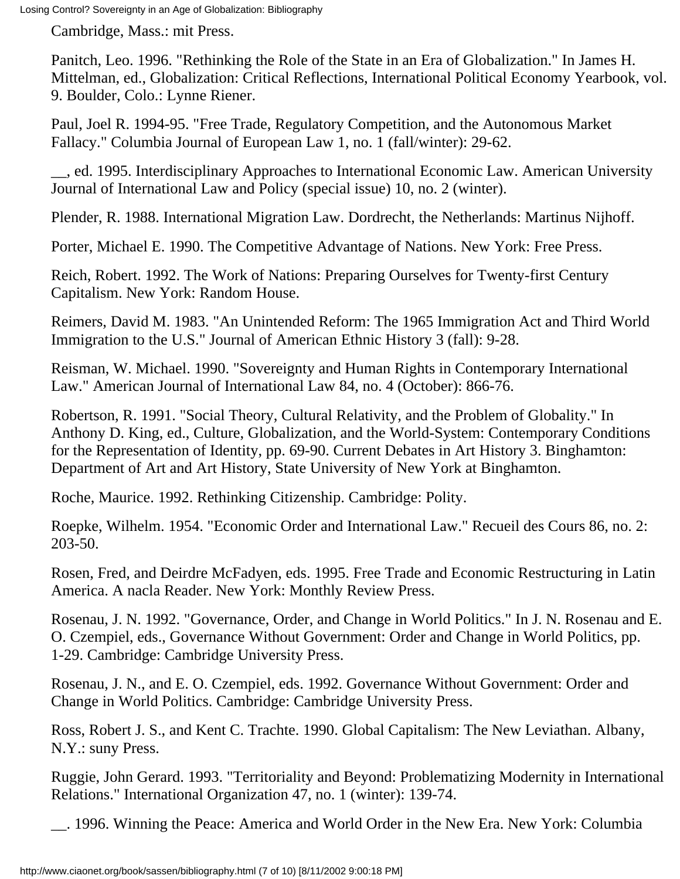Cambridge, Mass.: mit Press.

Panitch, Leo. 1996. "Rethinking the Role of the State in an Era of Globalization." In James H. Mittelman, ed., Globalization: Critical Reflections, International Political Economy Yearbook, vol. 9. Boulder, Colo.: Lynne Riener.

Paul, Joel R. 1994-95. "Free Trade, Regulatory Competition, and the Autonomous Market Fallacy." Columbia Journal of European Law 1, no. 1 (fall/winter): 29-62.

__, ed. 1995. Interdisciplinary Approaches to International Economic Law. American University Journal of International Law and Policy (special issue) 10, no. 2 (winter).

Plender, R. 1988. International Migration Law. Dordrecht, the Netherlands: Martinus Nijhoff.

Porter, Michael E. 1990. The Competitive Advantage of Nations. New York: Free Press.

Reich, Robert. 1992. The Work of Nations: Preparing Ourselves for Twenty-first Century Capitalism. New York: Random House.

Reimers, David M. 1983. "An Unintended Reform: The 1965 Immigration Act and Third World Immigration to the U.S." Journal of American Ethnic History 3 (fall): 9-28.

Reisman, W. Michael. 1990. "Sovereignty and Human Rights in Contemporary International Law." American Journal of International Law 84, no. 4 (October): 866-76.

Robertson, R. 1991. "Social Theory, Cultural Relativity, and the Problem of Globality." In Anthony D. King, ed., Culture, Globalization, and the World-System: Contemporary Conditions for the Representation of Identity, pp. 69-90. Current Debates in Art History 3. Binghamton: Department of Art and Art History, State University of New York at Binghamton.

Roche, Maurice. 1992. Rethinking Citizenship. Cambridge: Polity.

Roepke, Wilhelm. 1954. "Economic Order and International Law." Recueil des Cours 86, no. 2: 203-50.

Rosen, Fred, and Deirdre McFadyen, eds. 1995. Free Trade and Economic Restructuring in Latin America. A nacla Reader. New York: Monthly Review Press.

Rosenau, J. N. 1992. "Governance, Order, and Change in World Politics." In J. N. Rosenau and E. O. Czempiel, eds., Governance Without Government: Order and Change in World Politics, pp. 1-29. Cambridge: Cambridge University Press.

Rosenau, J. N., and E. O. Czempiel, eds. 1992. Governance Without Government: Order and Change in World Politics. Cambridge: Cambridge University Press.

Ross, Robert J. S., and Kent C. Trachte. 1990. Global Capitalism: The New Leviathan. Albany, N.Y.: suny Press.

Ruggie, John Gerard. 1993. "Territoriality and Beyond: Problematizing Modernity in International Relations." International Organization 47, no. 1 (winter): 139-74.

__. 1996. Winning the Peace: America and World Order in the New Era. New York: Columbia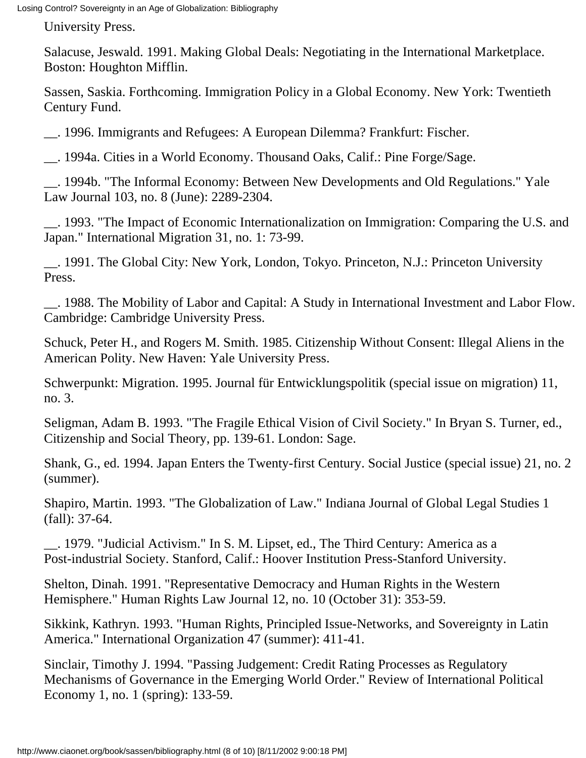University Press.

Salacuse, Jeswald. 1991. Making Global Deals: Negotiating in the International Marketplace. Boston: Houghton Mifflin.

Sassen, Saskia. Forthcoming. Immigration Policy in a Global Economy. New York: Twentieth Century Fund.

__. 1996. Immigrants and Refugees: A European Dilemma? Frankfurt: Fischer.

__. 1994a. Cities in a World Economy. Thousand Oaks, Calif.: Pine Forge/Sage.

__. 1994b. "The Informal Economy: Between New Developments and Old Regulations." Yale Law Journal 103, no. 8 (June): 2289-2304.

__. 1993. "The Impact of Economic Internationalization on Immigration: Comparing the U.S. and Japan." International Migration 31, no. 1: 73-99.

__. 1991. The Global City: New York, London, Tokyo. Princeton, N.J.: Princeton University Press.

__. 1988. The Mobility of Labor and Capital: A Study in International Investment and Labor Flow. Cambridge: Cambridge University Press.

Schuck, Peter H., and Rogers M. Smith. 1985. Citizenship Without Consent: Illegal Aliens in the American Polity. New Haven: Yale University Press.

Schwerpunkt: Migration. 1995. Journal für Entwicklungspolitik (special issue on migration) 11, no. 3.

Seligman, Adam B. 1993. "The Fragile Ethical Vision of Civil Society." In Bryan S. Turner, ed., Citizenship and Social Theory, pp. 139-61. London: Sage.

Shank, G., ed. 1994. Japan Enters the Twenty-first Century. Social Justice (special issue) 21, no. 2 (summer).

Shapiro, Martin. 1993. "The Globalization of Law." Indiana Journal of Global Legal Studies 1 (fall): 37-64.

__. 1979. "Judicial Activism." In S. M. Lipset, ed., The Third Century: America as a Post-industrial Society. Stanford, Calif.: Hoover Institution Press-Stanford University.

Shelton, Dinah. 1991. "Representative Democracy and Human Rights in the Western Hemisphere." Human Rights Law Journal 12, no. 10 (October 31): 353-59.

Sikkink, Kathryn. 1993. "Human Rights, Principled Issue-Networks, and Sovereignty in Latin America." International Organization 47 (summer): 411-41.

Sinclair, Timothy J. 1994. "Passing Judgement: Credit Rating Processes as Regulatory Mechanisms of Governance in the Emerging World Order." Review of International Political Economy 1, no. 1 (spring): 133-59.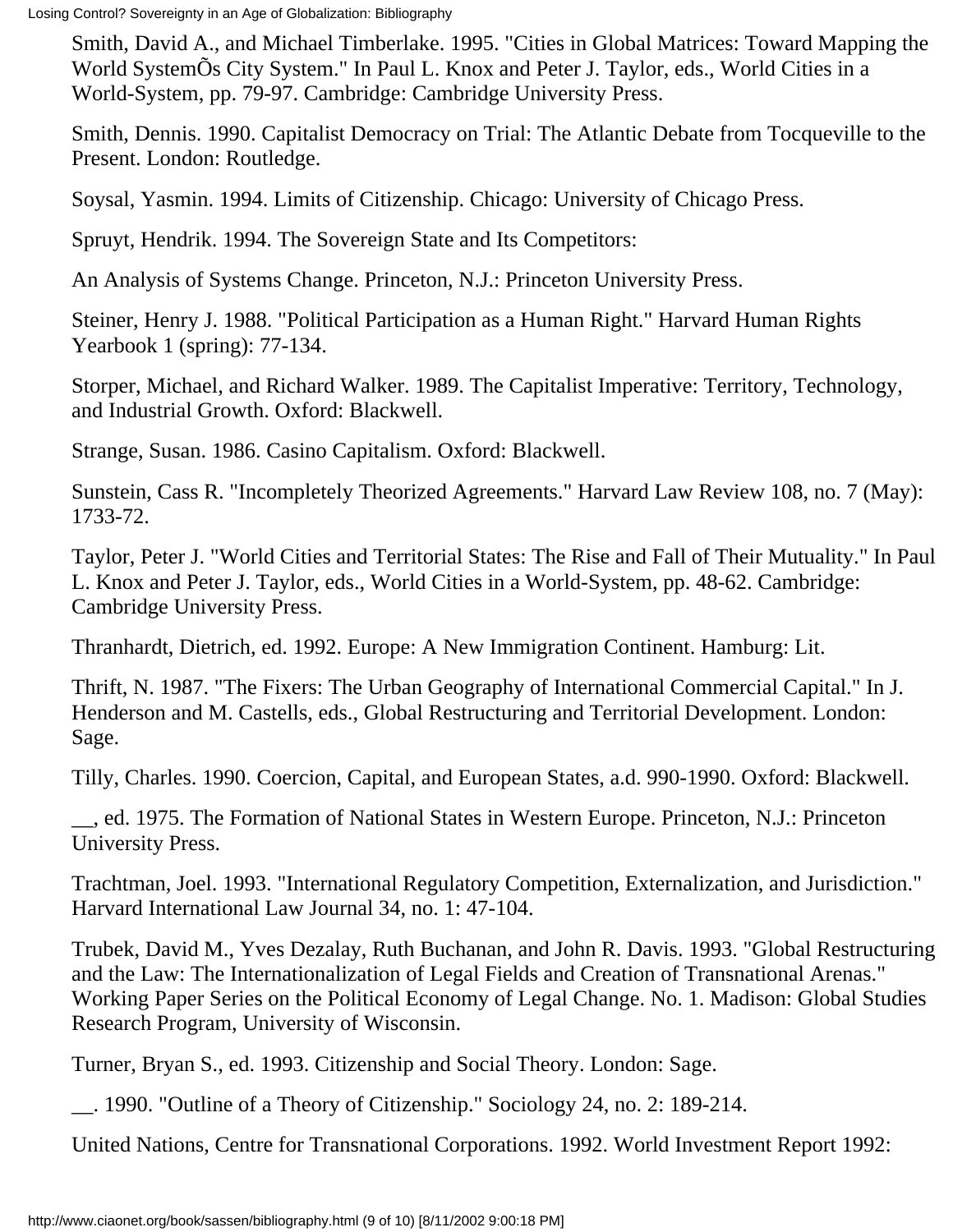Smith, David A., and Michael Timberlake. 1995. "Cities in Global Matrices: Toward Mapping the World SystemÕs City System." In Paul L. Knox and Peter J. Taylor, eds., World Cities in a World-System, pp. 79-97. Cambridge: Cambridge University Press.

Smith, Dennis. 1990. Capitalist Democracy on Trial: The Atlantic Debate from Tocqueville to the Present. London: Routledge.

Soysal, Yasmin. 1994. Limits of Citizenship. Chicago: University of Chicago Press.

Spruyt, Hendrik. 1994. The Sovereign State and Its Competitors:

An Analysis of Systems Change. Princeton, N.J.: Princeton University Press.

Steiner, Henry J. 1988. "Political Participation as a Human Right." Harvard Human Rights Yearbook 1 (spring): 77-134.

Storper, Michael, and Richard Walker. 1989. The Capitalist Imperative: Territory, Technology, and Industrial Growth. Oxford: Blackwell.

Strange, Susan. 1986. Casino Capitalism. Oxford: Blackwell.

Sunstein, Cass R. "Incompletely Theorized Agreements." Harvard Law Review 108, no. 7 (May): 1733-72.

Taylor, Peter J. "World Cities and Territorial States: The Rise and Fall of Their Mutuality." In Paul L. Knox and Peter J. Taylor, eds., World Cities in a World-System, pp. 48-62. Cambridge: Cambridge University Press.

Thranhardt, Dietrich, ed. 1992. Europe: A New Immigration Continent. Hamburg: Lit.

Thrift, N. 1987. "The Fixers: The Urban Geography of International Commercial Capital." In J. Henderson and M. Castells, eds., Global Restructuring and Territorial Development. London: Sage.

Tilly, Charles. 1990. Coercion, Capital, and European States, a.d. 990-1990. Oxford: Blackwell.

__, ed. 1975. The Formation of National States in Western Europe. Princeton, N.J.: Princeton University Press.

Trachtman, Joel. 1993. "International Regulatory Competition, Externalization, and Jurisdiction." Harvard International Law Journal 34, no. 1: 47-104.

Trubek, David M., Yves Dezalay, Ruth Buchanan, and John R. Davis. 1993. "Global Restructuring and the Law: The Internationalization of Legal Fields and Creation of Transnational Arenas." Working Paper Series on the Political Economy of Legal Change. No. 1. Madison: Global Studies Research Program, University of Wisconsin.

Turner, Bryan S., ed. 1993. Citizenship and Social Theory. London: Sage.

__. 1990. "Outline of a Theory of Citizenship." Sociology 24, no. 2: 189-214.

United Nations, Centre for Transnational Corporations. 1992. World Investment Report 1992: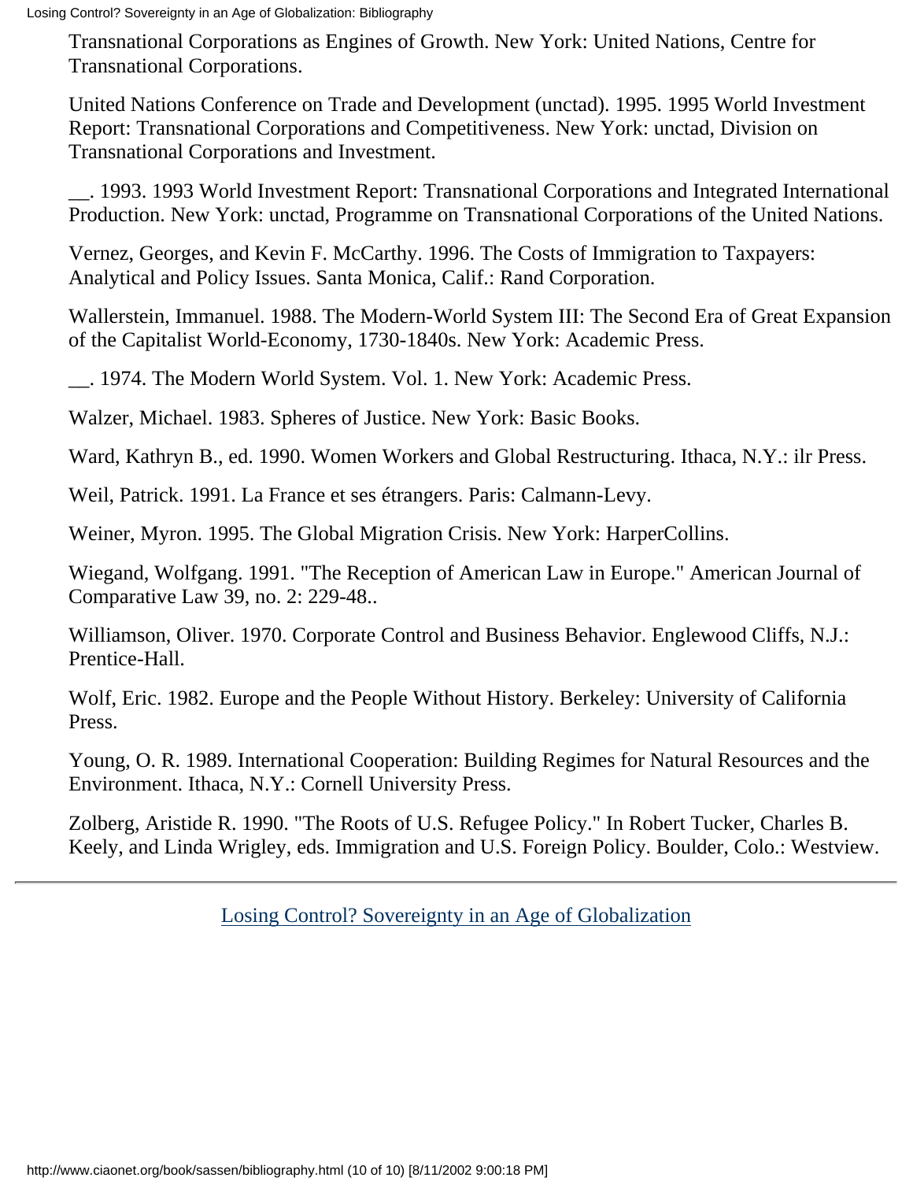Transnational Corporations as Engines of Growth. New York: United Nations, Centre for Transnational Corporations.

United Nations Conference on Trade and Development (unctad). 1995. 1995 World Investment Report: Transnational Corporations and Competitiveness. New York: unctad, Division on Transnational Corporations and Investment.

__. 1993. 1993 World Investment Report: Transnational Corporations and Integrated International Production. New York: unctad, Programme on Transnational Corporations of the United Nations.

Vernez, Georges, and Kevin F. McCarthy. 1996. The Costs of Immigration to Taxpayers: Analytical and Policy Issues. Santa Monica, Calif.: Rand Corporation.

Wallerstein, Immanuel. 1988. The Modern-World System III: The Second Era of Great Expansion of the Capitalist World-Economy, 1730-1840s. New York: Academic Press.

__. 1974. The Modern World System. Vol. 1. New York: Academic Press.

Walzer, Michael. 1983. Spheres of Justice. New York: Basic Books.

Ward, Kathryn B., ed. 1990. Women Workers and Global Restructuring. Ithaca, N.Y.: ilr Press.

Weil, Patrick. 1991. La France et ses étrangers. Paris: Calmann-Levy.

Weiner, Myron. 1995. The Global Migration Crisis. New York: HarperCollins.

Wiegand, Wolfgang. 1991. "The Reception of American Law in Europe." American Journal of Comparative Law 39, no. 2: 229-48..

Williamson, Oliver. 1970. Corporate Control and Business Behavior. Englewood Cliffs, N.J.: Prentice-Hall.

Wolf, Eric. 1982. Europe and the People Without History. Berkeley: University of California Press.

Young, O. R. 1989. International Cooperation: Building Regimes for Natural Resources and the Environment. Ithaca, N.Y.: Cornell University Press.

Zolberg, Aristide R. 1990. "The Roots of U.S. Refugee Policy." In Robert Tucker, Charles B. Keely, and Linda Wrigley, eds. Immigration and U.S. Foreign Policy. Boulder, Colo.: Westview.

---

Losing Control? Sovereignty in an Age of Globalization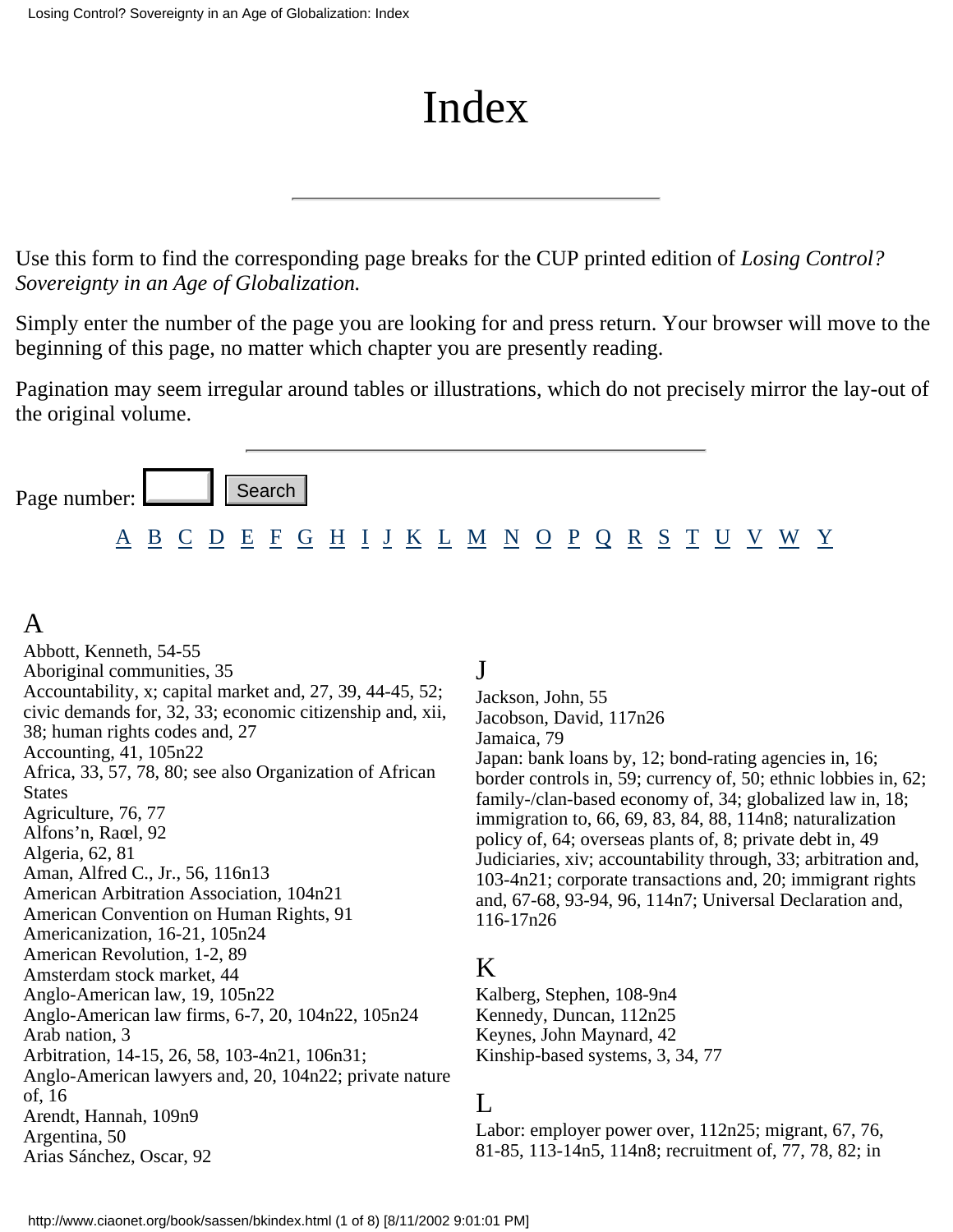# Index

Use this form to find the corresponding page breaks for the CUP printed edition of *Losing Control? Sovereignty in an Age of Globalization.*

Simply enter the number of the page you are looking for and press return. Your browser will move to the beginning of this page, no matter which chapter you are presently reading.

Pagination may seem irregular around tables or illustrations, which do not precisely mirror the lay-out of the original volume.

Page number: Search

A B C D E F G H I J K L M N O P Q R S T U V W Y

## A

Abbott, Kenneth, 54-55
Aboriginal communities, 35
Accountability, x; capital market and, 27, 39, 44-45, 52; civic demands for, 32, 33; economic citizenship and, xii, 38; human rights codes and, 27
Accounting, 41, 105n22
Africa, 33, 57, 78, 80; see also Organization of African States
Agriculture, 76, 77
Alfons'n, Racel, 92
Algeria, 62, 81
Aman, Alfred C., Jr., 56, 116n13
American Arbitration Association, 104n21
American Convention on Human Rights, 91
Americanization, 16-21, 105n24
American Revolution, 1-2, 89
Amsterdam stock market, 44
Anglo-American law, 19, 105n22
Anglo-American law firms, 6-7, 20, 104n22, 105n24
Arab nation, 3
Arbitration, 14-15, 26, 58, 103-4n21, 106n31; Anglo-American lawyers and, 20, 104n22; private nature of, 16
Arendt, Hannah, 109n9
Argentina, 50
Arias Sánchez, Oscar, 92

## J

Jackson, John, 55
Jacobson, David, 117n26
Jamaica, 79
Japan: bank loans by, 12; bond-rating agencies in, 16; border controls in, 59; currency of, 50; ethnic lobbies in, 62; family-/clan-based economy of, 34; globalized law in, 18; immigration to, 66, 69, 83, 84, 88, 114n8; naturalization policy of, 64; overseas plants of, 8; private debt in, 49
Judiciaries, xiv; accountability through, 33; arbitration and, 103-4n21; corporate transactions and, 20; immigrant rights and, 67-68, 93-94, 96, 114n7; Universal Declaration and, 116-17n26

## K

Kalberg, Stephen, 108-9n4
Kennedy, Duncan, 112n25
Keynes, John Maynard, 42
Kinship-based systems, 3, 34, 77

## L

Labor: employer power over, 112n25; migrant, 67, 76, 81-85, 113-14n5, 114n8; recruitment of, 77, 78, 82; in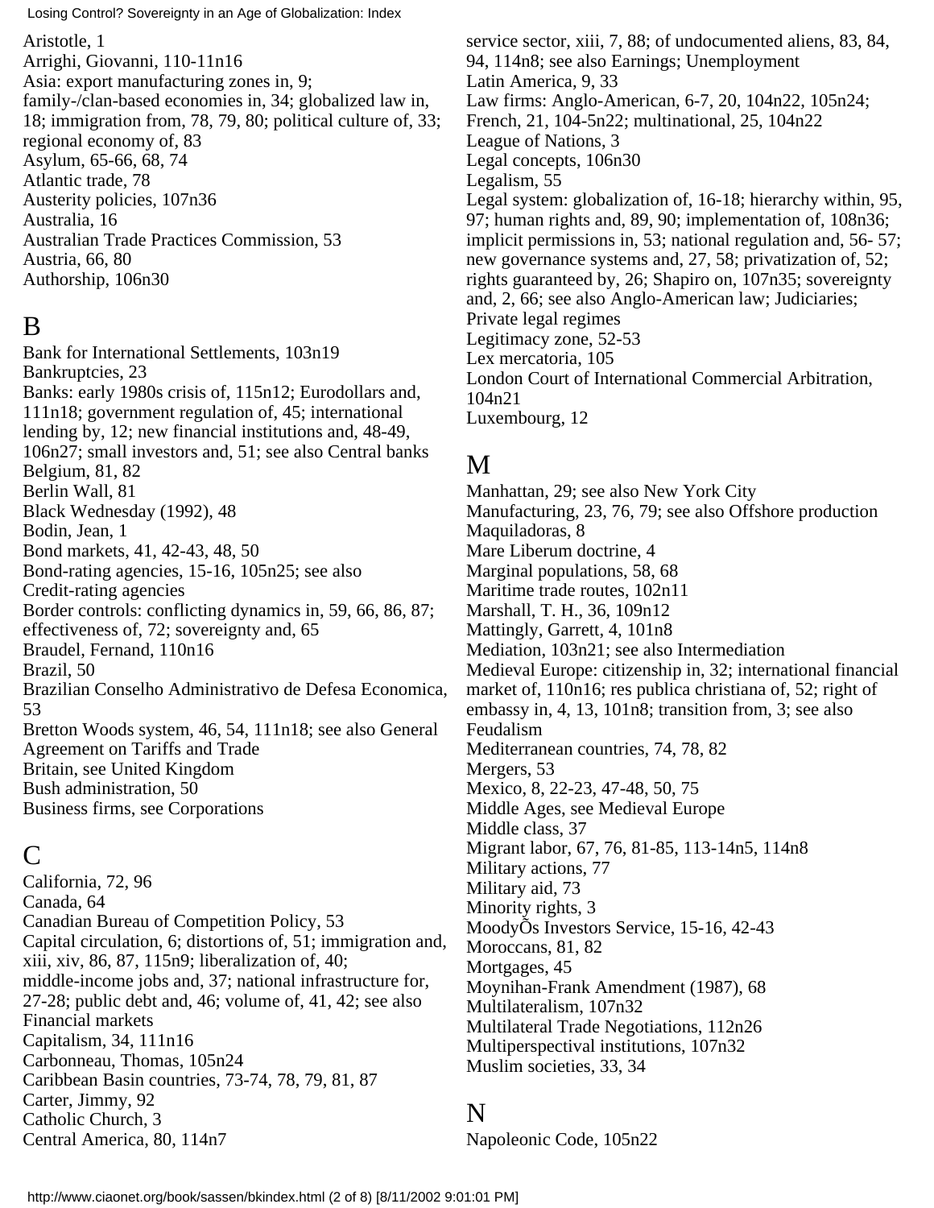Aristotle, 1
Arrighi, Giovanni, 110-11n16
Asia: export manufacturing zones in, 9; family-/clan-based economies in, 34; globalized law in, 18; immigration from, 78, 79, 80; political culture of, 33; regional economy of, 83
Asylum, 65-66, 68, 74
Atlantic trade, 78
Austerity policies, 107n36
Australia, 16
Australian Trade Practices Commission, 53
Austria, 66, 80
Authorship, 106n30

## B

Bank for International Settlements, 103n19
Bankruptcies, 23
Banks: early 1980s crisis of, 115n12; Eurodollars and, 111n18; government regulation of, 45; international lending by, 12; new financial institutions and, 48-49, 106n27; small investors and, 51; see also Central banks
Belgium, 81, 82
Berlin Wall, 81
Black Wednesday (1992), 48
Bodin, Jean, 1
Bond markets, 41, 42-43, 48, 50
Bond-rating agencies, 15-16, 105n25; see also Credit-rating agencies
Border controls: conflicting dynamics in, 59, 66, 86, 87; effectiveness of, 72; sovereignty and, 65
Braudel, Fernand, 110n16
Brazil, 50
Brazilian Conselho Administrativo de Defesa Economica, 53
Bretton Woods system, 46, 54, 111n18; see also General Agreement on Tariffs and Trade
Britain, see United Kingdom
Bush administration, 50
Business firms, see Corporations

## C

California, 72, 96
Canada, 64
Canadian Bureau of Competition Policy, 53
Capital circulation, 6; distortions of, 51; immigration and, xiii, xiv, 86, 87, 115n9; liberalization of, 40; middle-income jobs and, 37; national infrastructure for, 27-28; public debt and, 46; volume of, 41, 42; see also Financial markets
Capitalism, 34, 111n16
Carbonneau, Thomas, 105n24
Caribbean Basin countries, 73-74, 78, 79, 81, 87
Carter, Jimmy, 92
Catholic Church, 3
Central America, 80, 114n7

service sector, xiii, 7, 88; of undocumented aliens, 83, 84, 94, 114n8; see also Earnings; Unemployment
Latin America, 9, 33
Law firms: Anglo-American, 6-7, 20, 104n22, 105n24; French, 21, 104-5n22; multinational, 25, 104n22
League of Nations, 3
Legal concepts, 106n30
Legalism, 55
Legal system: globalization of, 16-18; hierarchy within, 95, 97; human rights and, 89, 90; implementation of, 108n36; implicit permissions in, 53; national regulation and, 56- 57; new governance systems and, 27, 58; privatization of, 52; rights guaranteed by, 26; Shapiro on, 107n35; sovereignty and, 2, 66; see also Anglo-American law; Judiciaries; Private legal regimes
Legitimacy zone, 52-53
Lex mercatoria, 105
London Court of International Commercial Arbitration, 104n21
Luxembourg, 12

## M

Manhattan, 29; see also New York City
Manufacturing, 23, 76, 79; see also Offshore production
Maquiladoras, 8
Mare Liberum doctrine, 4
Marginal populations, 58, 68
Maritime trade routes, 102n11
Marshall, T. H., 36, 109n12
Mattingly, Garrett, 4, 101n8
Mediation, 103n21; see also Intermediation
Medieval Europe: citizenship in, 32; international financial market of, 110n16; res publica christiana of, 52; right of embassy in, 4, 13, 101n8; transition from, 3; see also Feudalism
Mediterranean countries, 74, 78, 82
Mergers, 53
Mexico, 8, 22-23, 47-48, 50, 75
Middle Ages, see Medieval Europe
Middle class, 37
Migrant labor, 67, 76, 81-85, 113-14n5, 114n8
Military actions, 77
Military aid, 73
Minority rights, 3
MoodyÕs Investors Service, 15-16, 42-43
Moroccans, 81, 82
Mortgages, 45
Moynihan-Frank Amendment (1987), 68
Multilateralism, 107n32
Multilateral Trade Negotiations, 112n26
Multiperspectival institutions, 107n32
Muslim societies, 33, 34

## N

Napoleonic Code, 105n22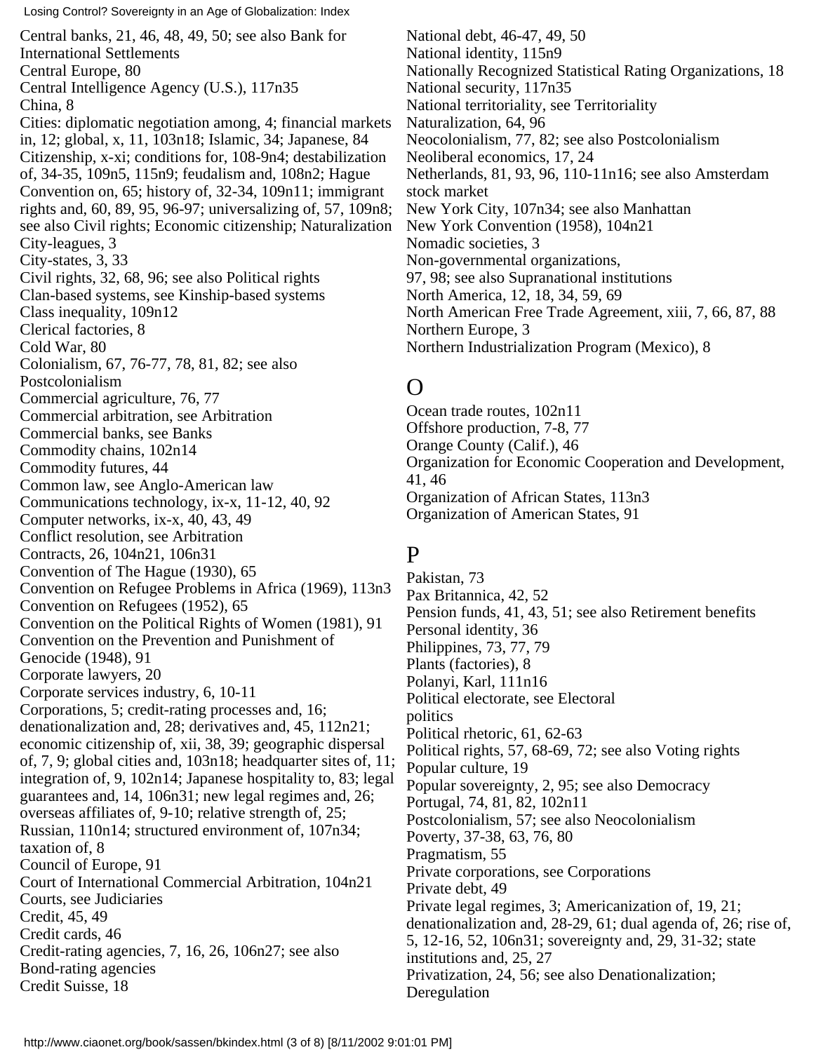Central banks, 21, 46, 48, 49, 50; see also Bank for International Settlements
Central Europe, 80
Central Intelligence Agency (U.S.), 117n35
China, 8
Cities: diplomatic negotiation among, 4; financial markets in, 12; global, x, 11, 103n18; Islamic, 34; Japanese, 84
Citizenship, x-xi; conditions for, 108-9n4; destabilization of, 34-35, 109n5, 115n9; feudalism and, 108n2; Hague Convention on, 65; history of, 32-34, 109n11; immigrant rights and, 60, 89, 95, 96-97; universalizing of, 57, 109n8; see also Civil rights; Economic citizenship; Naturalization
City-leagues, 3
City-states, 3, 33
Civil rights, 32, 68, 96; see also Political rights
Clan-based systems, see Kinship-based systems
Class inequality, 109n12
Clerical factories, 8
Cold War, 80
Colonialism, 67, 76-77, 78, 81, 82; see also Postcolonialism
Commercial agriculture, 76, 77
Commercial arbitration, see Arbitration
Commercial banks, see Banks
Commodity chains, 102n14
Commodity futures, 44
Common law, see Anglo-American law
Communications technology, ix-x, 11-12, 40, 92
Computer networks, ix-x, 40, 43, 49
Conflict resolution, see Arbitration
Contracts, 26, 104n21, 106n31
Convention of The Hague (1930), 65
Convention on Refugee Problems in Africa (1969), 113n3
Convention on Refugees (1952), 65
Convention on the Political Rights of Women (1981), 91
Convention on the Prevention and Punishment of Genocide (1948), 91
Corporate lawyers, 20
Corporate services industry, 6, 10-11
Corporations, 5; credit-rating processes and, 16; denationalization and, 28; derivatives and, 45, 112n21; economic citizenship of, xii, 38, 39; geographic dispersal of, 7, 9; global cities and, 103n18; headquarter sites of, 11; integration of, 9, 102n14; Japanese hospitality to, 83; legal guarantees and, 14, 106n31; new legal regimes and, 26; overseas affiliates of, 9-10; relative strength of, 25; Russian, 110n14; structured environment of, 107n34; taxation of, 8
Council of Europe, 91
Court of International Commercial Arbitration, 104n21
Courts, see Judiciaries
Credit, 45, 49
Credit cards, 46
Credit-rating agencies, 7, 16, 26, 106n27; see also Bond-rating agencies
Credit Suisse, 18

National debt, 46-47, 49, 50
National identity, 115n9
Nationally Recognized Statistical Rating Organizations, 18
National security, 117n35
National territoriality, see Territoriality
Naturalization, 64, 96
Neocolonialism, 77, 82; see also Postcolonialism
Neoliberal economics, 17, 24
Netherlands, 81, 93, 96, 110-11n16; see also Amsterdam stock market
New York City, 107n34; see also Manhattan
New York Convention (1958), 104n21
Nomadic societies, 3
Non-governmental organizations, 97, 98; see also Supranational institutions
North America, 12, 18, 34, 59, 69
North American Free Trade Agreement, xiii, 7, 66, 87, 88
Northern Europe, 3
Northern Industrialization Program (Mexico), 8

# O

Ocean trade routes, 102n11
Offshore production, 7-8, 77
Orange County (Calif.), 46
Organization for Economic Cooperation and Development, 41, 46
Organization of African States, 113n3
Organization of American States, 91

# P

Pakistan, 73
Pax Britannica, 42, 52
Pension funds, 41, 43, 51; see also Retirement benefits
Personal identity, 36
Philippines, 73, 77, 79
Plants (factories), 8
Polanyi, Karl, 111n16
Political electorate, see Electoral politics
Political rhetoric, 61, 62-63
Political rights, 57, 68-69, 72; see also Voting rights
Popular culture, 19
Popular sovereignty, 2, 95; see also Democracy
Portugal, 74, 81, 82, 102n11
Postcolonialism, 57; see also Neocolonialism
Poverty, 37-38, 63, 76, 80
Pragmatism, 55
Private corporations, see Corporations
Private debt, 49
Private legal regimes, 3; Americanization of, 19, 21; denationalization and, 28-29, 61; dual agenda of, 26; rise of, 5, 12-16, 52, 106n31; sovereignty and, 29, 31-32; state institutions and, 25, 27
Privatization, 24, 56; see also Denationalization; Deregulation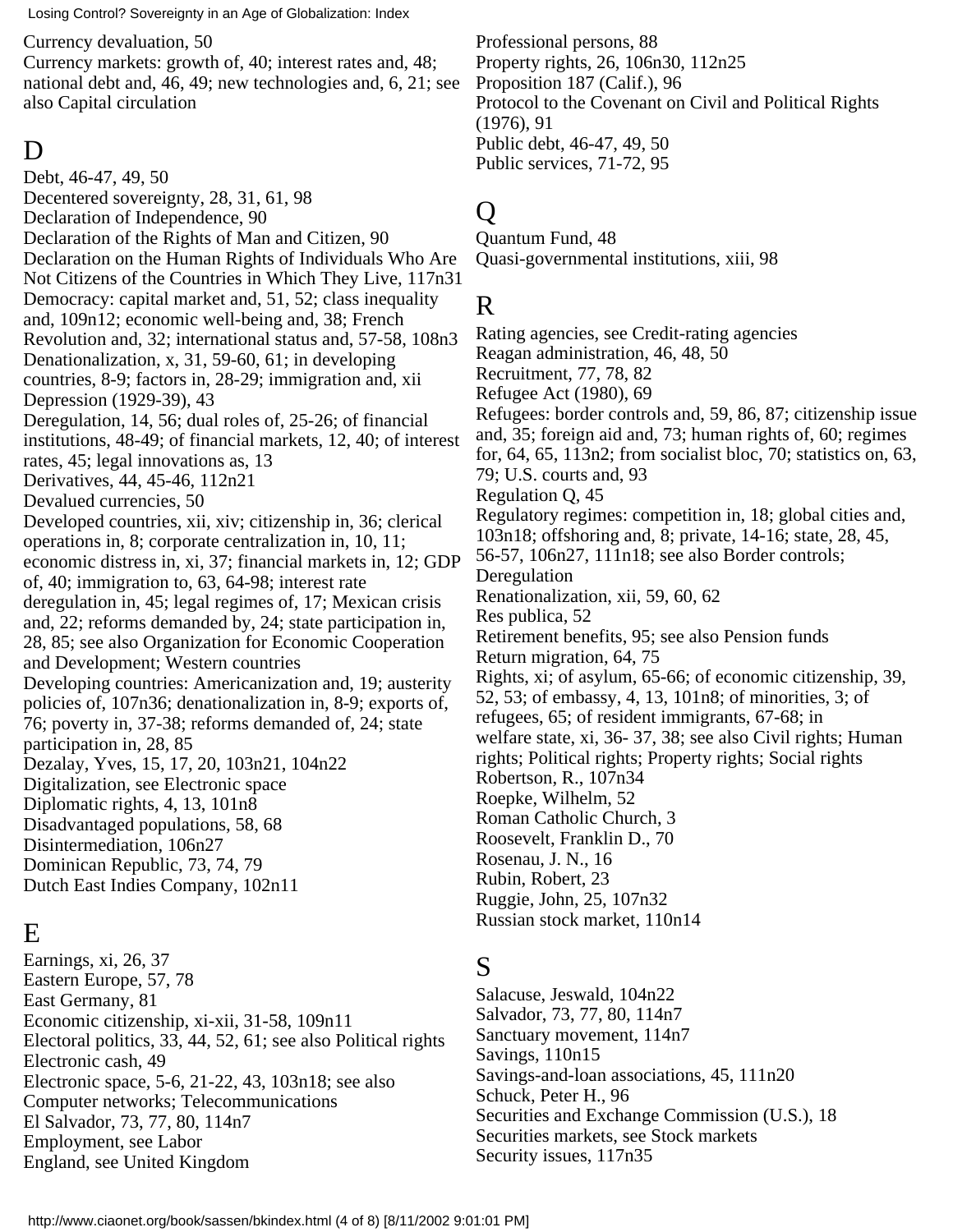Currency devaluation, 50
Currency markets: growth of, 40; interest rates and, 48; national debt and, 46, 49; new technologies and, 6, 21; see also Capital circulation

## D

Debt, 46-47, 49, 50
Decentered sovereignty, 28, 31, 61, 98
Declaration of Independence, 90
Declaration of the Rights of Man and Citizen, 90
Declaration on the Human Rights of Individuals Who Are Not Citizens of the Countries in Which They Live, 117n31
Democracy: capital market and, 51, 52; class inequality and, 109n12; economic well-being and, 38; French Revolution and, 32; international status and, 57-58, 108n3
Denationalization, x, 31, 59-60, 61; in developing countries, 8-9; factors in, 28-29; immigration and, xii
Depression (1929-39), 43
Deregulation, 14, 56; dual roles of, 25-26; of financial institutions, 48-49; of financial markets, 12, 40; of interest rates, 45; legal innovations as, 13
Derivatives, 44, 45-46, 112n21
Devalued currencies, 50
Developed countries, xii, xiv; citizenship in, 36; clerical operations in, 8; corporate centralization in, 10, 11; economic distress in, xi, 37; financial markets in, 12; GDP of, 40; immigration to, 63, 64-98; interest rate deregulation in, 45; legal regimes of, 17; Mexican crisis and, 22; reforms demanded by, 24; state participation in, 28, 85; see also Organization for Economic Cooperation and Development; Western countries
Developing countries: Americanization and, 19; austerity policies of, 107n36; denationalization in, 8-9; exports of, 76; poverty in, 37-38; reforms demanded of, 24; state participation in, 28, 85
Dezalay, Yves, 15, 17, 20, 103n21, 104n22
Digitalization, see Electronic space
Diplomatic rights, 4, 13, 101n8
Disadvantaged populations, 58, 68
Disintermediation, 106n27
Dominican Republic, 73, 74, 79
Dutch East Indies Company, 102n11

## E

Earnings, xi, 26, 37
Eastern Europe, 57, 78
East Germany, 81
Economic citizenship, xi-xii, 31-58, 109n11
Electoral politics, 33, 44, 52, 61; see also Political rights
Electronic cash, 49
Electronic space, 5-6, 21-22, 43, 103n18; see also Computer networks; Telecommunications
El Salvador, 73, 77, 80, 114n7
Employment, see Labor
England, see United Kingdom

Professional persons, 88
Property rights, 26, 106n30, 112n25
Proposition 187 (Calif.), 96
Protocol to the Covenant on Civil and Political Rights (1976), 91
Public debt, 46-47, 49, 50
Public services, 71-72, 95

## Q

Quantum Fund, 48
Quasi-governmental institutions, xiii, 98

## R

Rating agencies, see Credit-rating agencies
Reagan administration, 46, 48, 50
Recruitment, 77, 78, 82
Refugee Act (1980), 69
Refugees: border controls and, 59, 86, 87; citizenship issue and, 35; foreign aid and, 73; human rights of, 60; regimes for, 64, 65, 113n2; from socialist bloc, 70; statistics on, 63, 79; U.S. courts and, 93
Regulation Q, 45
Regulatory regimes: competition in, 18; global cities and, 103n18; offshoring and, 8; private, 14-16; state, 28, 45, 56-57, 106n27, 111n18; see also Border controls; Deregulation
Renationalization, xii, 59, 60, 62
Res publica, 52
Retirement benefits, 95; see also Pension funds
Return migration, 64, 75
Rights, xi; of asylum, 65-66; of economic citizenship, 39, 52, 53; of embassy, 4, 13, 101n8; of minorities, 3; of refugees, 65; of resident immigrants, 67-68; in welfare state, xi, 36- 37, 38; see also Civil rights; Human rights; Political rights; Property rights; Social rights
Robertson, R., 107n34
Roepke, Wilhelm, 52
Roman Catholic Church, 3
Roosevelt, Franklin D., 70
Rosenau, J. N., 16
Rubin, Robert, 23
Ruggie, John, 25, 107n32
Russian stock market, 110n14

## S

Salacuse, Jeswald, 104n22
Salvador, 73, 77, 80, 114n7
Sanctuary movement, 114n7
Savings, 110n15
Savings-and-loan associations, 45, 111n20
Schuck, Peter H., 96
Securities and Exchange Commission (U.S.), 18
Securities markets, see Stock markets
Security issues, 117n35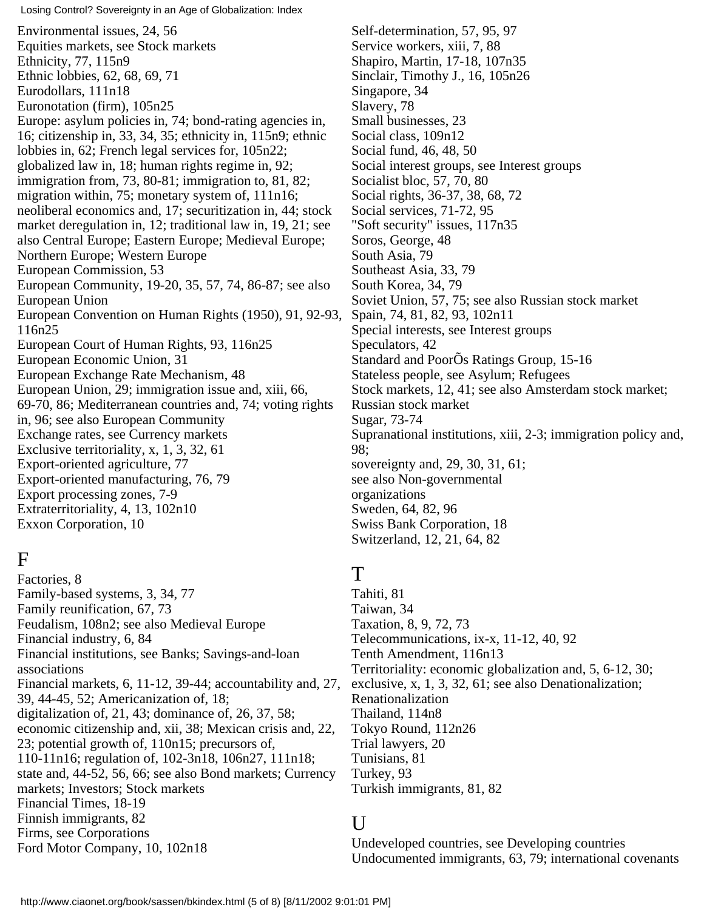Environmental issues, 24, 56
Equities markets, see Stock markets
Ethnicity, 77, 115n9
Ethnic lobbies, 62, 68, 69, 71
Eurodollars, 111n18
Euronotation (firm), 105n25
Europe: asylum policies in, 74; bond-rating agencies in, 16; citizenship in, 33, 34, 35; ethnicity in, 115n9; ethnic lobbies in, 62; French legal services for, 105n22; globalized law in, 18; human rights regime in, 92; immigration from, 73, 80-81; immigration to, 81, 82; migration within, 75; monetary system of, 111n16; neoliberal economics and, 17; securitization in, 44; stock market deregulation in, 12; traditional law in, 19, 21; see also Central Europe; Eastern Europe; Medieval Europe; Northern Europe; Western Europe
European Commission, 53
European Community, 19-20, 35, 57, 74, 86-87; see also European Union
European Convention on Human Rights (1950), 91, 92-93, 116n25
European Court of Human Rights, 93, 116n25
European Economic Union, 31
European Exchange Rate Mechanism, 48
European Union, 29; immigration issue and, xiii, 66, 69-70, 86; Mediterranean countries and, 74; voting rights in, 96; see also European Community
Exchange rates, see Currency markets
Exclusive territoriality, x, 1, 3, 32, 61
Export-oriented agriculture, 77
Export-oriented manufacturing, 76, 79
Export processing zones, 7-9
Extraterritoriality, 4, 13, 102n10
Exxon Corporation, 10

# F

Factories, 8
Family-based systems, 3, 34, 77
Family reunification, 67, 73
Feudalism, 108n2; see also Medieval Europe
Financial industry, 6, 84
Financial institutions, see Banks; Savings-and-loan associations
Financial markets, 6, 11-12, 39-44; accountability and, 27, 39, 44-45, 52; Americanization of, 18;
digitalization of, 21, 43; dominance of, 26, 37, 58;
economic citizenship and, xii, 38; Mexican crisis and, 22, 23; potential growth of, 110n15; precursors of, 110-11n16; regulation of, 102-3n18, 106n27, 111n18;
state and, 44-52, 56, 66; see also Bond markets; Currency markets; Investors; Stock markets
Financial Times, 18-19
Finnish immigrants, 82
Firms, see Corporations
Ford Motor Company, 10, 102n18

Self-determination, 57, 95, 97
Service workers, xiii, 7, 88
Shapiro, Martin, 17-18, 107n35
Sinclair, Timothy J., 16, 105n26
Singapore, 34
Slavery, 78
Small businesses, 23
Social class, 109n12
Social fund, 46, 48, 50
Social interest groups, see Interest groups
Socialist bloc, 57, 70, 80
Social rights, 36-37, 38, 68, 72
Social services, 71-72, 95
"Soft security" issues, 117n35
Soros, George, 48
South Asia, 79
Southeast Asia, 33, 79
South Korea, 34, 79
Soviet Union, 57, 75; see also Russian stock market
Spain, 74, 81, 82, 93, 102n11
Special interests, see Interest groups
Speculators, 42
Standard and PoorÕs Ratings Group, 15-16
Stateless people, see Asylum; Refugees
Stock markets, 12, 41; see also Amsterdam stock market; Russian stock market
Sugar, 73-74
Supranational institutions, xiii, 2-3; immigration policy and, 98;
sovereignty and, 29, 30, 31, 61;
see also Non-governmental organizations
Sweden, 64, 82, 96
Swiss Bank Corporation, 18
Switzerland, 12, 21, 64, 82

# T

Tahiti, 81
Taiwan, 34
Taxation, 8, 9, 72, 73
Telecommunications, ix-x, 11-12, 40, 92
Tenth Amendment, 116n13
Territoriality: economic globalization and, 5, 6-12, 30;
exclusive, x, 1, 3, 32, 61; see also Denationalization; Renationalization
Thailand, 114n8
Tokyo Round, 112n26
Trial lawyers, 20
Tunisians, 81
Turkey, 93
Turkish immigrants, 81, 82

# U

Undeveloped countries, see Developing countries
Undocumented immigrants, 63, 79; international covenants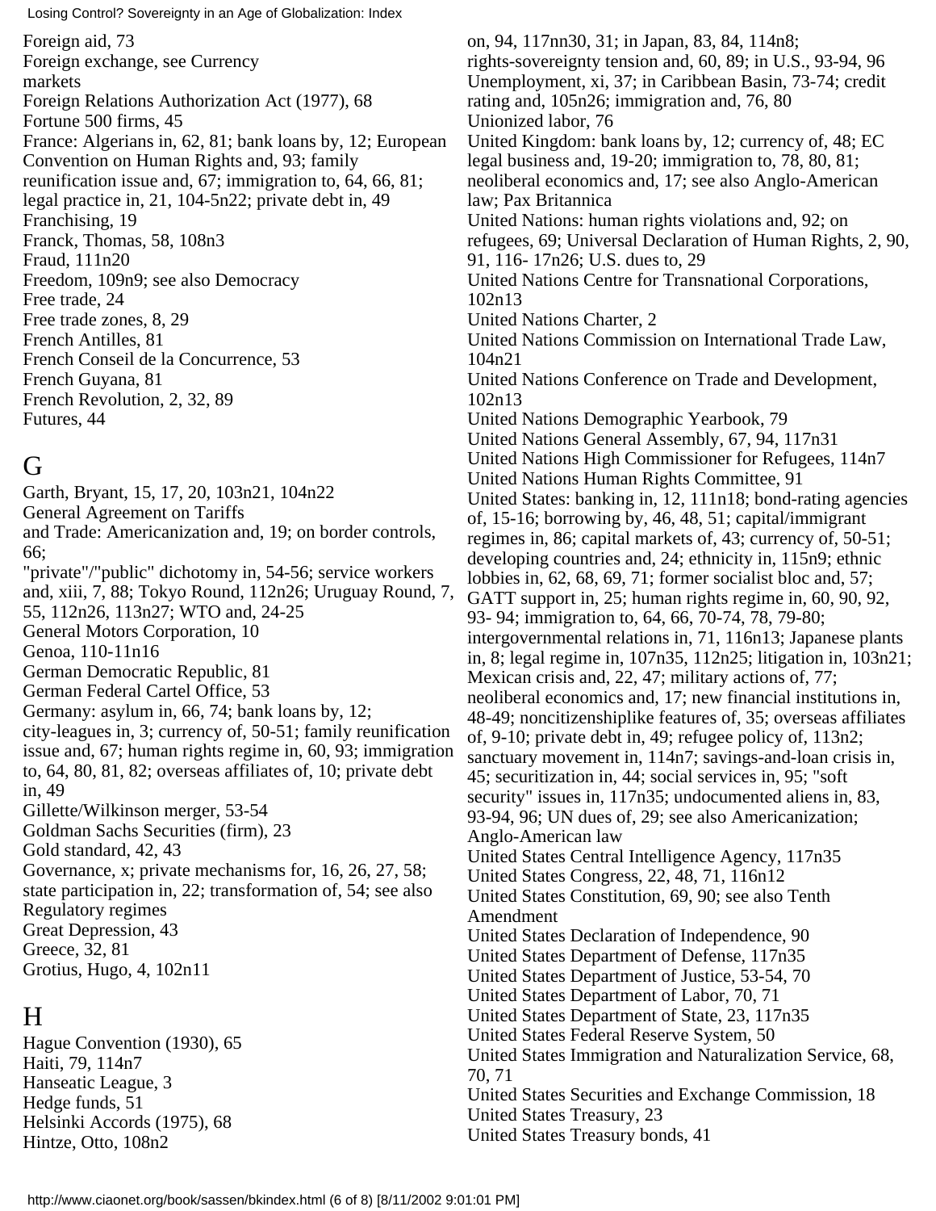Foreign aid, 73
Foreign exchange, see Currency markets
Foreign Relations Authorization Act (1977), 68
Fortune 500 firms, 45
France: Algerians in, 62, 81; bank loans by, 12; European Convention on Human Rights and, 93; family reunification issue and, 67; immigration to, 64, 66, 81; legal practice in, 21, 104-5n22; private debt in, 49
Franchising, 19
Franck, Thomas, 58, 108n3
Fraud, 111n20
Freedom, 109n9; see also Democracy
Free trade, 24
Free trade zones, 8, 29
French Antilles, 81
French Conseil de la Concurrence, 53
French Guyana, 81
French Revolution, 2, 32, 89
Futures, 44

## G

Garth, Bryant, 15, 17, 20, 103n21, 104n22
General Agreement on Tariffs and Trade: Americanization and, 19; on border controls, 66; "private"/"public" dichotomy in, 54-56; service workers and, xiii, 7, 88; Tokyo Round, 112n26; Uruguay Round, 7, 55, 112n26, 113n27; WTO and, 24-25
General Motors Corporation, 10
Genoa, 110-11n16
German Democratic Republic, 81
German Federal Cartel Office, 53
Germany: asylum in, 66, 74; bank loans by, 12; city-leagues in, 3; currency of, 50-51; family reunification issue and, 67; human rights regime in, 60, 93; immigration to, 64, 80, 81, 82; overseas affiliates of, 10; private debt in, 49
Gillette/Wilkinson merger, 53-54
Goldman Sachs Securities (firm), 23
Gold standard, 42, 43
Governance, x; private mechanisms for, 16, 26, 27, 58; state participation in, 22; transformation of, 54; see also Regulatory regimes
Great Depression, 43
Greece, 32, 81
Grotius, Hugo, 4, 102n11

## H

Hague Convention (1930), 65
Haiti, 79, 114n7
Hanseatic League, 3
Hedge funds, 51
Helsinki Accords (1975), 68
Hintze, Otto, 108n2

on, 94, 117nn30, 31; in Japan, 83, 84, 114n8; rights-sovereignty tension and, 60, 89; in U.S., 93-94, 96
Unemployment, xi, 37; in Caribbean Basin, 73-74; credit rating and, 105n26; immigration and, 76, 80
Unionized labor, 76
United Kingdom: bank loans by, 12; currency of, 48; EC legal business and, 19-20; immigration to, 78, 80, 81; neoliberal economics and, 17; see also Anglo-American law; Pax Britannica
United Nations: human rights violations and, 92; on refugees, 69; Universal Declaration of Human Rights, 2, 90, 91, 116- 17n26; U.S. dues to, 29
United Nations Centre for Transnational Corporations, 102n13
United Nations Charter, 2
United Nations Commission on International Trade Law, 104n21
United Nations Conference on Trade and Development, 102n13
United Nations Demographic Yearbook, 79
United Nations General Assembly, 67, 94, 117n31
United Nations High Commissioner for Refugees, 114n7
United Nations Human Rights Committee, 91
United States: banking in, 12, 111n18; bond-rating agencies of, 15-16; borrowing by, 46, 48, 51; capital/immigrant regimes in, 86; capital markets of, 43; currency of, 50-51; developing countries and, 24; ethnicity in, 115n9; ethnic lobbies in, 62, 68, 69, 71; former socialist bloc and, 57; GATT support in, 25; human rights regime in, 60, 90, 92, 93- 94; immigration to, 64, 66, 70-74, 78, 79-80; intergovernmental relations in, 71, 116n13; Japanese plants in, 8; legal regime in, 107n35, 112n25; litigation in, 103n21; Mexican crisis and, 22, 47; military actions of, 77; neoliberal economics and, 17; new financial institutions in, 48-49; noncitizenshiplike features of, 35; overseas affiliates of, 9-10; private debt in, 49; refugee policy of, 113n2; sanctuary movement in, 114n7; savings-and-loan crisis in, 45; securitization in, 44; social services in, 95; "soft security" issues in, 117n35; undocumented aliens in, 83, 93-94, 96; UN dues of, 29; see also Americanization; Anglo-American law
United States Central Intelligence Agency, 117n35
United States Congress, 22, 48, 71, 116n12
United States Constitution, 69, 90; see also Tenth Amendment
United States Declaration of Independence, 90
United States Department of Defense, 117n35
United States Department of Justice, 53-54, 70
United States Department of Labor, 70, 71
United States Department of State, 23, 117n35
United States Federal Reserve System, 50
United States Immigration and Naturalization Service, 68, 70, 71
United States Securities and Exchange Commission, 18
United States Treasury, 23
United States Treasury bonds, 41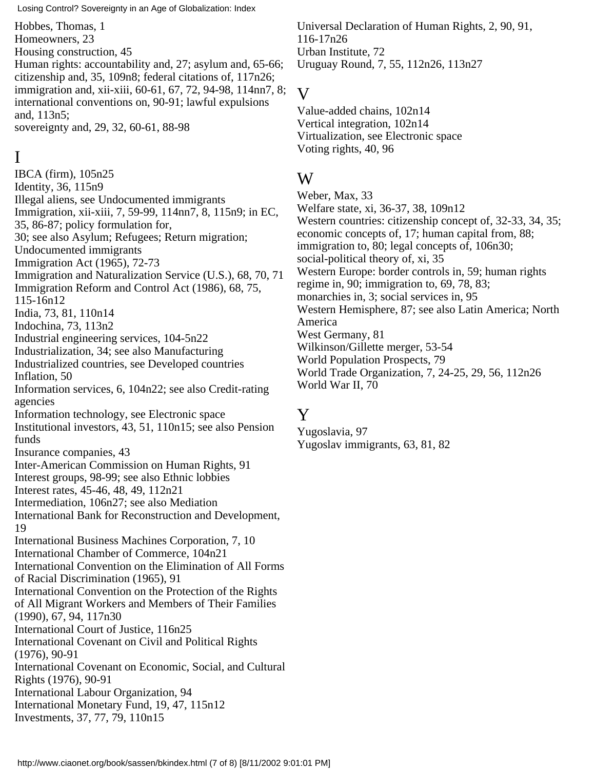Hobbes, Thomas, 1
Homeowners, 23
Housing construction, 45
Human rights: accountability and, 27; asylum and, 65-66; citizenship and, 35, 109n8; federal citations of, 117n26; immigration and, xii-xiii, 60-61, 67, 72, 94-98, 114nn7, 8; international conventions on, 90-91; lawful expulsions and, 113n5;
sovereignty and, 29, 32, 60-61, 88-98

# I

IBCA (firm), 105n25
Identity, 36, 115n9
Illegal aliens, see Undocumented immigrants
Immigration, xii-xiii, 7, 59-99, 114nn7, 8, 115n9; in EC, 35, 86-87; policy formulation for,
30; see also Asylum; Refugees; Return migration; Undocumented immigrants
Immigration Act (1965), 72-73
Immigration and Naturalization Service (U.S.), 68, 70, 71
Immigration Reform and Control Act (1986), 68, 75, 115-16n12
India, 73, 81, 110n14
Indochina, 73, 113n2
Industrial engineering services, 104-5n22
Industrialization, 34; see also Manufacturing
Industrialized countries, see Developed countries
Inflation, 50
Information services, 6, 104n22; see also Credit-rating agencies
Information technology, see Electronic space
Institutional investors, 43, 51, 110n15; see also Pension funds
Insurance companies, 43
Inter-American Commission on Human Rights, 91
Interest groups, 98-99; see also Ethnic lobbies
Interest rates, 45-46, 48, 49, 112n21
Intermediation, 106n27; see also Mediation
International Bank for Reconstruction and Development, 19
International Business Machines Corporation, 7, 10
International Chamber of Commerce, 104n21
International Convention on the Elimination of All Forms of Racial Discrimination (1965), 91
International Convention on the Protection of the Rights of All Migrant Workers and Members of Their Families (1990), 67, 94, 117n30
International Court of Justice, 116n25
International Covenant on Civil and Political Rights (1976), 90-91
International Covenant on Economic, Social, and Cultural Rights (1976), 90-91
International Labour Organization, 94
International Monetary Fund, 19, 47, 115n12
Investments, 37, 77, 79, 110n15

Universal Declaration of Human Rights, 2, 90, 91, 116-17n26
Urban Institute, 72
Uruguay Round, 7, 55, 112n26, 113n27

# V

Value-added chains, 102n14
Vertical integration, 102n14
Virtualization, see Electronic space
Voting rights, 40, 96

# W

Weber, Max, 33
Welfare state, xi, 36-37, 38, 109n12
Western countries: citizenship concept of, 32-33, 34, 35; economic concepts of, 17; human capital from, 88; immigration to, 80; legal concepts of, 106n30;
social-political theory of, xi, 35
Western Europe: border controls in, 59; human rights regime in, 90; immigration to, 69, 78, 83;
monarchies in, 3; social services in, 95
Western Hemisphere, 87; see also Latin America; North America
West Germany, 81
Wilkinson/Gillette merger, 53-54
World Population Prospects, 79
World Trade Organization, 7, 24-25, 29, 56, 112n26
World War II, 70

# Y

Yugoslavia, 97
Yugoslav immigrants, 63, 81, 82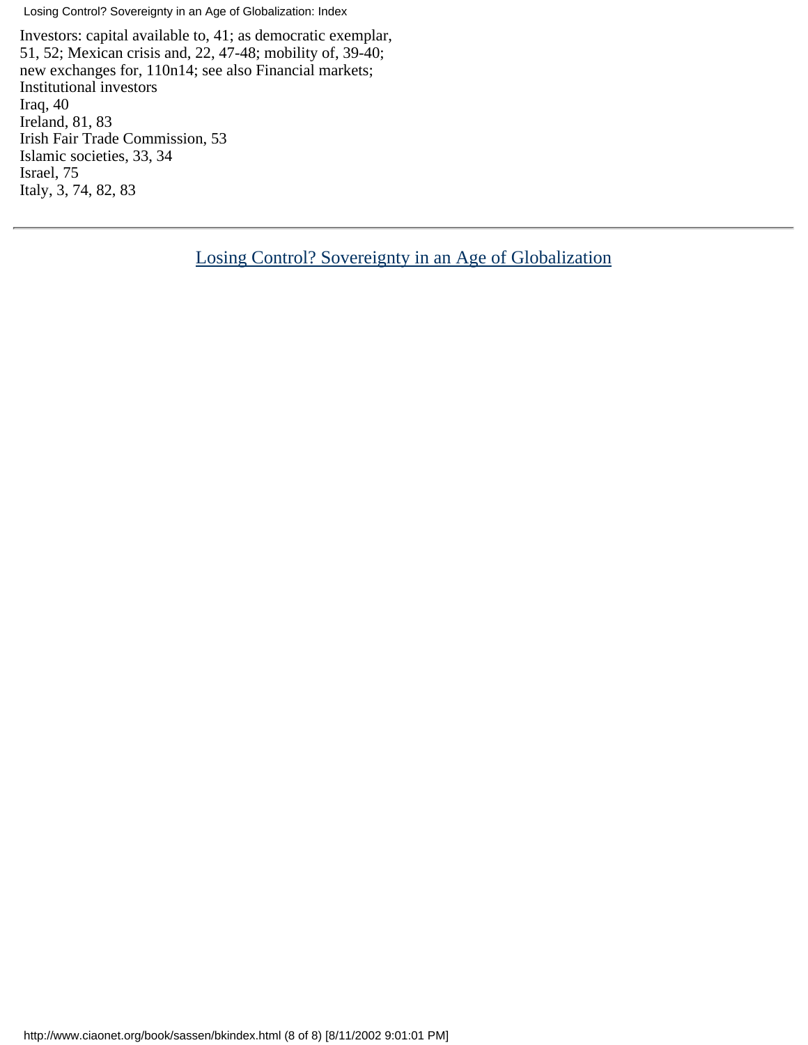Investors: capital available to, 41; as democratic exemplar, 51, 52; Mexican crisis and, 22, 47-48; mobility of, 39-40; new exchanges for, 110n14; see also Financial markets; Institutional investors
Iraq, 40
Ireland, 81, 83
Irish Fair Trade Commission, 53
Islamic societies, 33, 34
Israel, 75
Italy, 3, 74, 82, 83

---

Losing Control? Sovereignty in an Age of Globalization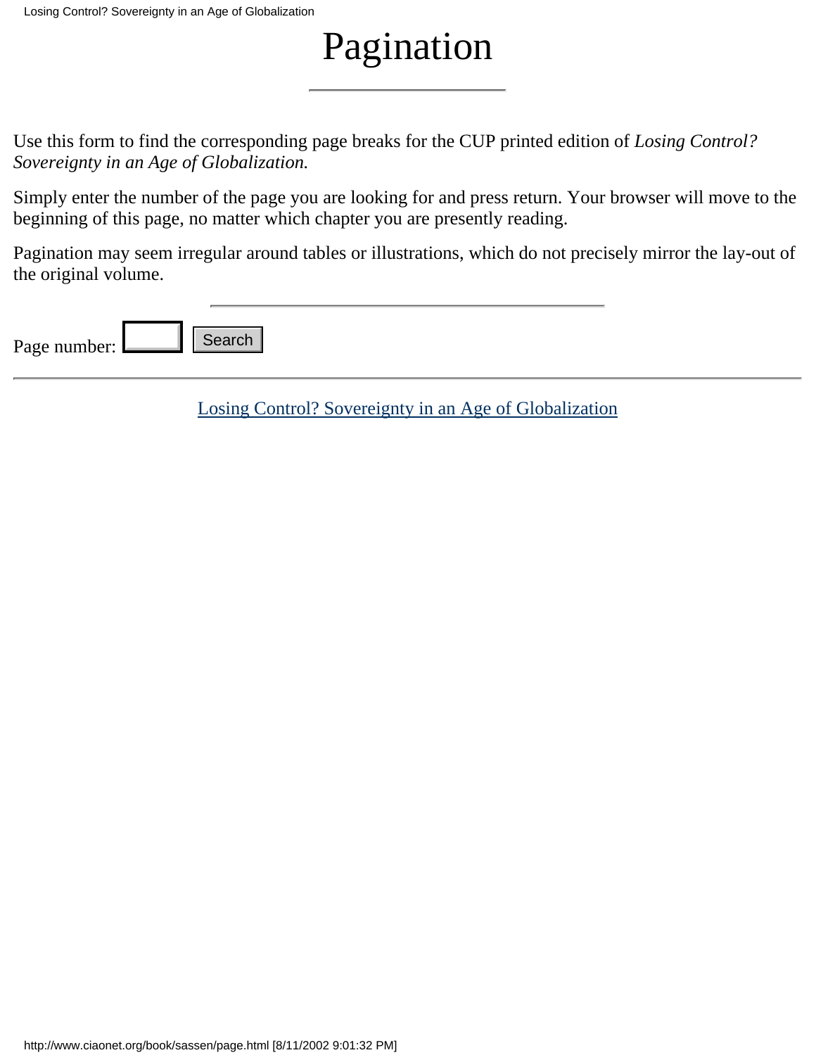# Pagination

Use this form to find the corresponding page breaks for the CUP printed edition of *Losing Control? Sovereignty in an Age of Globalization.*

Simply enter the number of the page you are looking for and press return. Your browser will move to the beginning of this page, no matter which chapter you are presently reading.

Pagination may seem irregular around tables or illustrations, which do not precisely mirror the lay-out of the original volume.

---

Page number: [ ] Search

---

Losing Control? Sovereignty in an Age of Globalization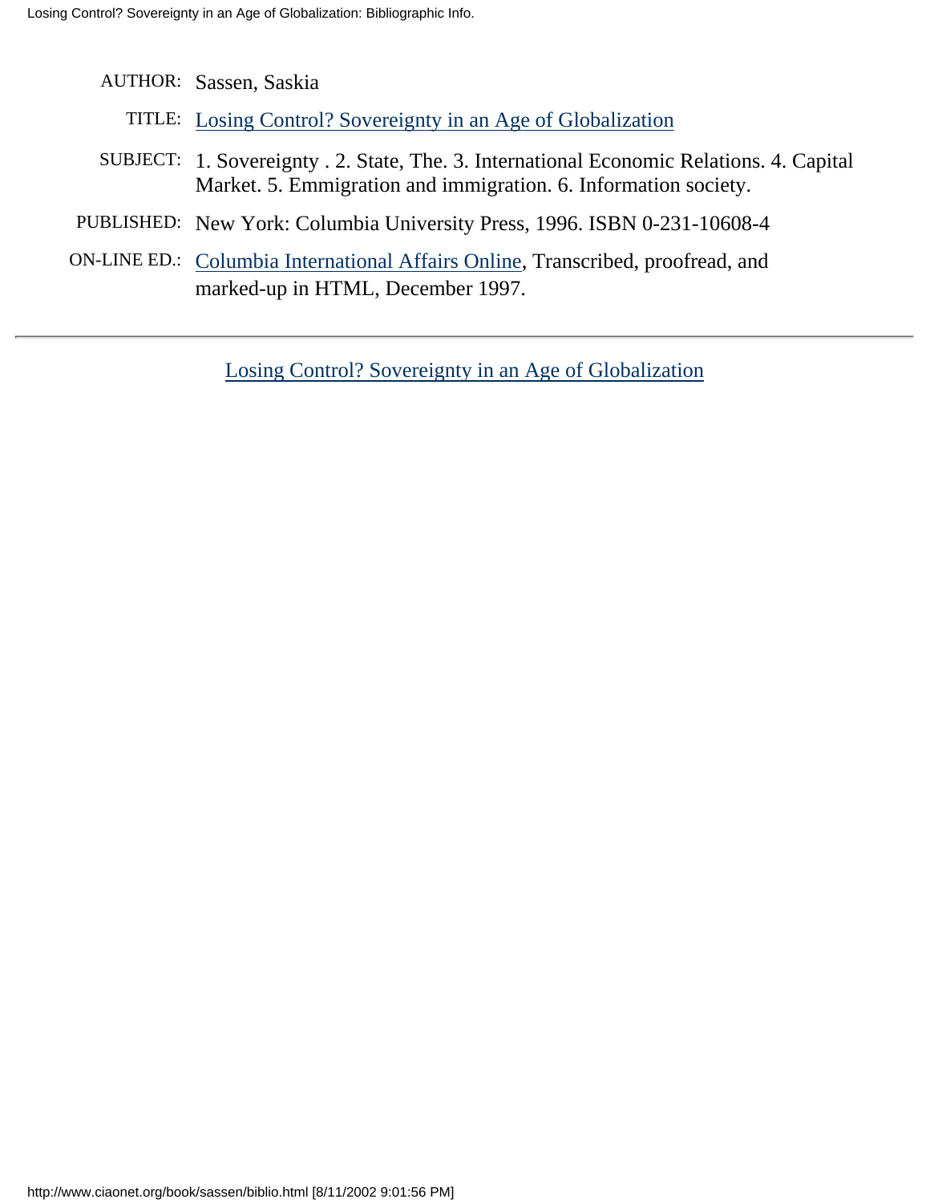AUTHOR: Sassen, Saskia

TITLE: Losing Control? Sovereignty in an Age of Globalization

SUBJECT: 1. Sovereignty . 2. State, The. 3. International Economic Relations. 4. Capital Market. 5. Emmigration and immigration. 6. Information society.

PUBLISHED: New York: Columbia University Press, 1996. ISBN 0-231-10608-4

ON-LINE ED.: Columbia International Affairs Online, Transcribed, proofread, and marked-up in HTML, December 1997.

---

Losing Control? Sovereignty in an Age of Globalization